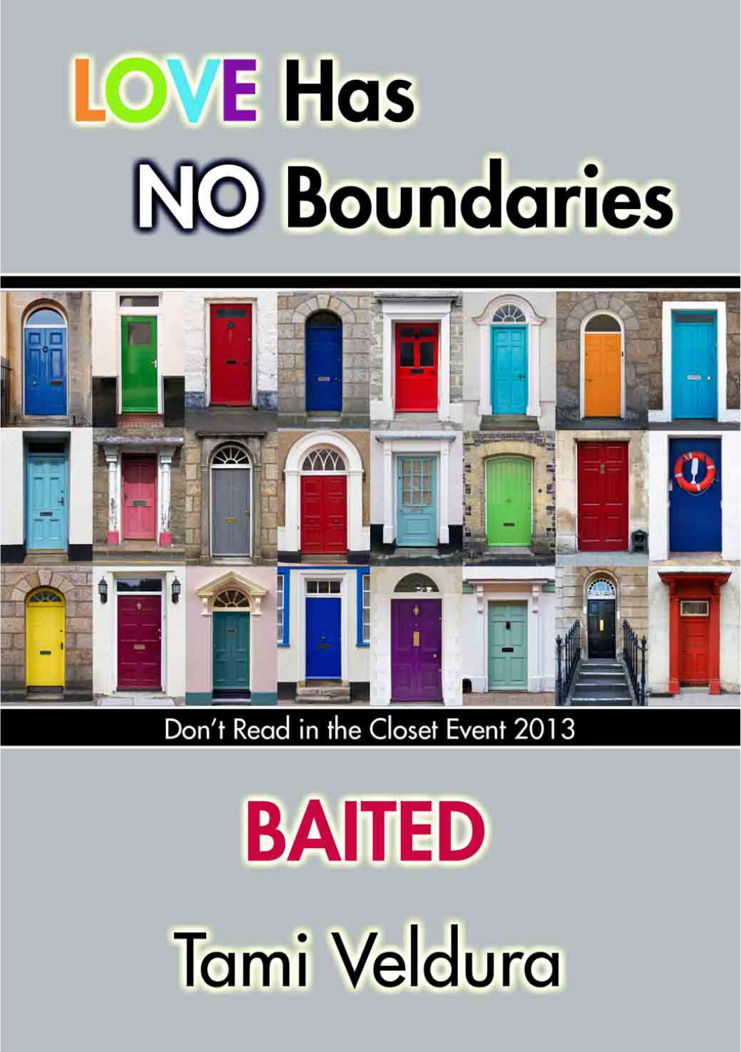# LOVE Has NO Boundaries

Don't Read in the Closet Event 2013

# BAITED

## Tami Veldura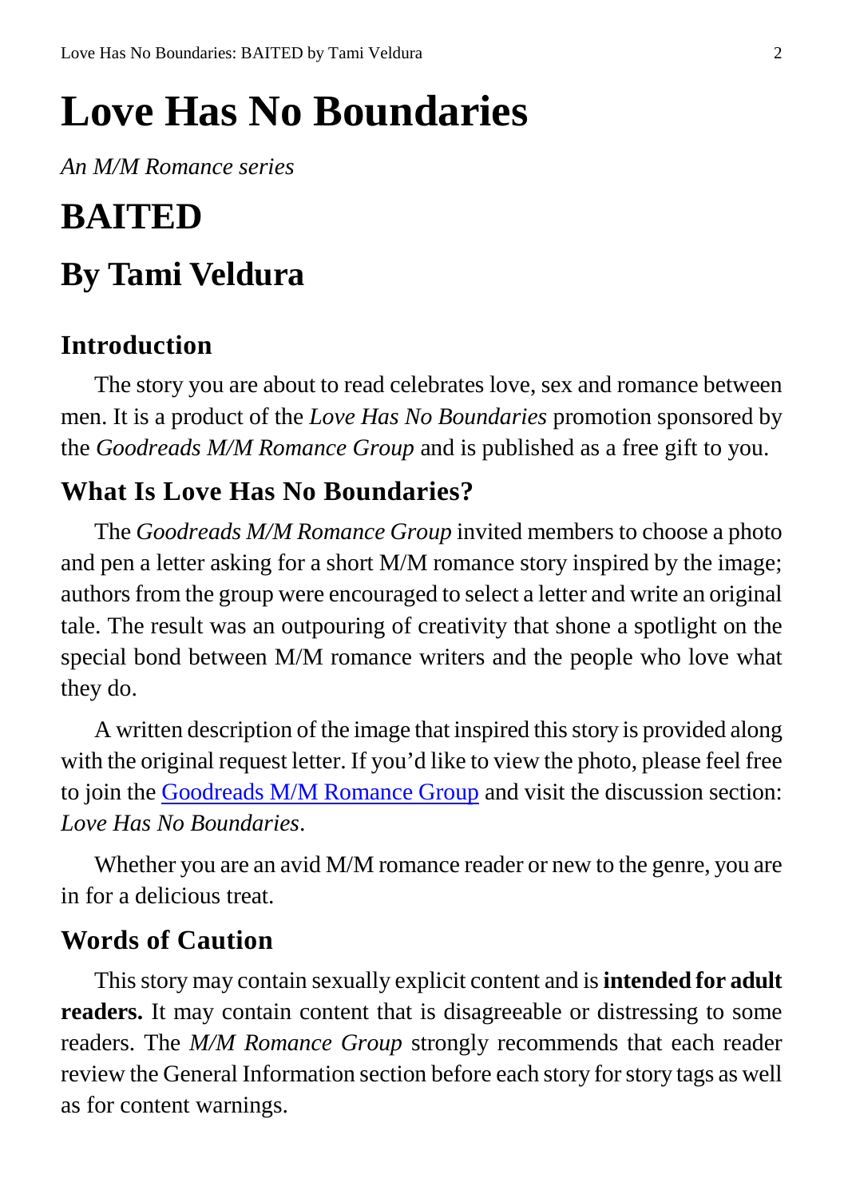# Love Has No Boundaries

*An M/M Romance series*

# BAITED

## By Tami Veldura

### Introduction

The story you are about to read celebrates love, sex and romance between men. It is a product of the *Love Has No Boundaries* promotion sponsored by the *Goodreads M/M Romance Group* and is published as a free gift to you.

### What Is Love Has No Boundaries?

The *Goodreads M/M Romance Group* invited members to choose a photo and pen a letter asking for a short M/M romance story inspired by the image; authors from the group were encouraged to select a letter and write an original tale. The result was an outpouring of creativity that shone a spotlight on the special bond between M/M romance writers and the people who love what they do.

A written description of the image that inspired this story is provided along with the original request letter. If you'd like to view the photo, please feel free to join the Goodreads M/M Romance Group and visit the discussion section: *Love Has No Boundaries*.

Whether you are an avid M/M romance reader or new to the genre, you are in for a delicious treat.

### Words of Caution

This story may contain sexually explicit content and is **intended for adult readers.** It may contain content that is disagreeable or distressing to some readers. The *M/M Romance Group* strongly recommends that each reader review the General Information section before each story for story tags as well as for content warnings.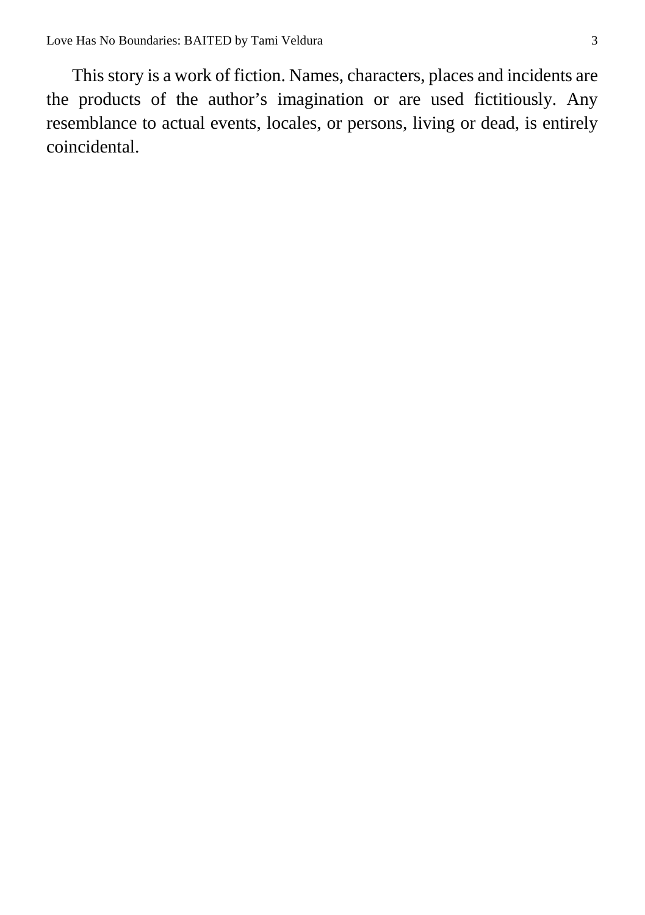This story is a work of fiction. Names, characters, places and incidents are the products of the author’s imagination or are used fictitiously. Any resemblance to actual events, locales, or persons, living or dead, is entirely coincidental.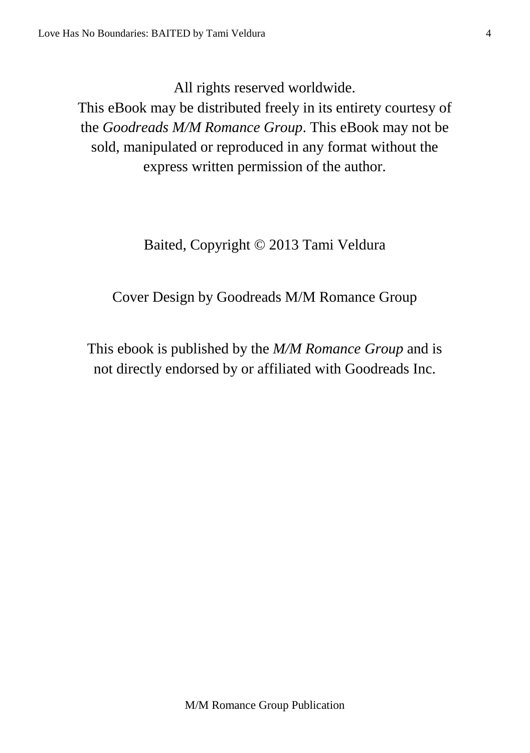All rights reserved worldwide.
This eBook may be distributed freely in its entirety courtesy of the *Goodreads M/M Romance Group*. This eBook may not be sold, manipulated or reproduced in any format without the express written permission of the author.

Baited, Copyright © 2013 Tami Veldura

Cover Design by Goodreads M/M Romance Group

This ebook is published by the *M/M Romance Group* and is not directly endorsed by or affiliated with Goodreads Inc.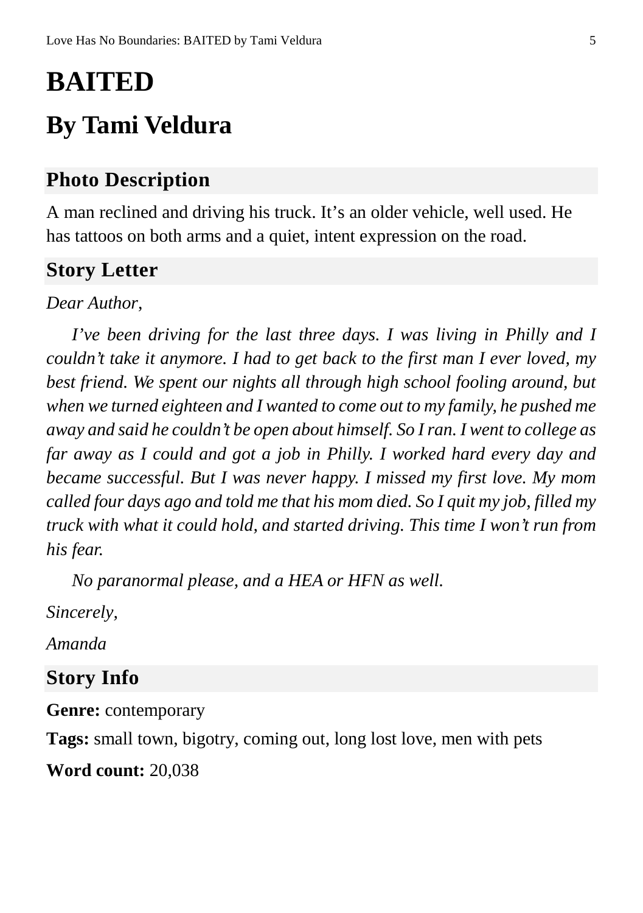# BAITED

# By Tami Veldura

## Photo Description

A man reclined and driving his truck. It's an older vehicle, well used. He has tattoos on both arms and a quiet, intent expression on the road.

## Story Letter

*Dear Author,*

*I've been driving for the last three days. I was living in Philly and I couldn't take it anymore. I had to get back to the first man I ever loved, my best friend. We spent our nights all through high school fooling around, but when we turned eighteen and I wanted to come out to my family, he pushed me away and said he couldn't be open about himself. So I ran. I went to college as far away as I could and got a job in Philly. I worked hard every day and became successful. But I was never happy. I missed my first love. My mom called four days ago and told me that his mom died. So I quit my job, filled my truck with what it could hold, and started driving. This time I won't run from his fear.*

*No paranormal please, and a HEA or HFN as well.*

*Sincerely,*

*Amanda*

## Story Info

**Genre:** contemporary

**Tags:** small town, bigotry, coming out, long lost love, men with pets

**Word count:** 20,038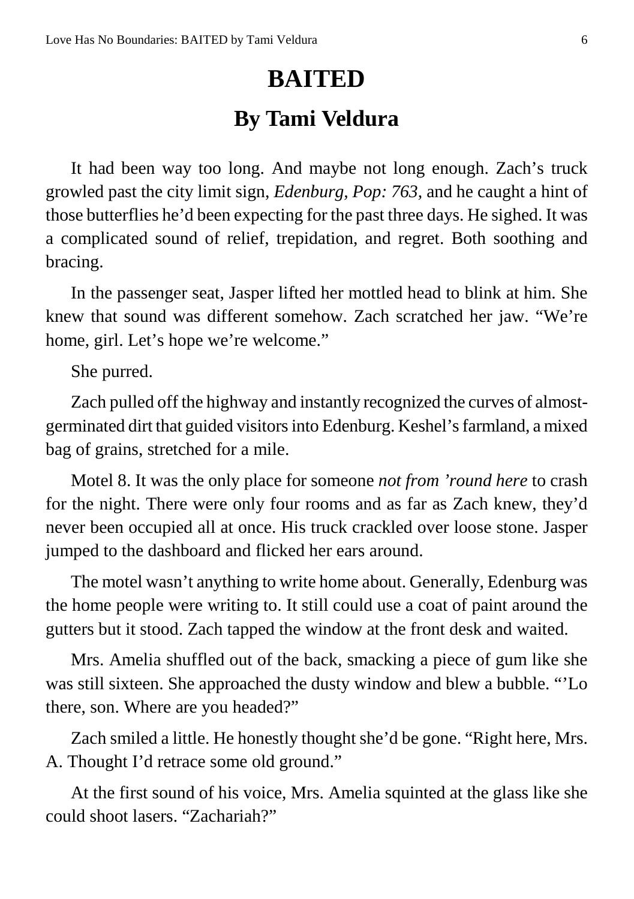# BAITED

## By Tami Veldura

It had been way too long. And maybe not long enough. Zach's truck growled past the city limit sign, *Edenburg, Pop: 763,* and he caught a hint of those butterflies he'd been expecting for the past three days. He sighed. It was a complicated sound of relief, trepidation, and regret. Both soothing and bracing.

In the passenger seat, Jasper lifted her mottled head to blink at him. She knew that sound was different somehow. Zach scratched her jaw. "We're home, girl. Let's hope we're welcome."

She purred.

Zach pulled off the highway and instantly recognized the curves of almost-germinated dirt that guided visitors into Edenburg. Keshel's farmland, a mixed bag of grains, stretched for a mile.

Motel 8. It was the only place for someone *not from 'round here* to crash for the night. There were only four rooms and as far as Zach knew, they'd never been occupied all at once. His truck crackled over loose stone. Jasper jumped to the dashboard and flicked her ears around.

The motel wasn't anything to write home about. Generally, Edenburg was the home people were writing to. It still could use a coat of paint around the gutters but it stood. Zach tapped the window at the front desk and waited.

Mrs. Amelia shuffled out of the back, smacking a piece of gum like she was still sixteen. She approached the dusty window and blew a bubble. "'Lo there, son. Where are you headed?"

Zach smiled a little. He honestly thought she'd be gone. "Right here, Mrs. A. Thought I'd retrace some old ground."

At the first sound of his voice, Mrs. Amelia squinted at the glass like she could shoot lasers. "Zachariah?"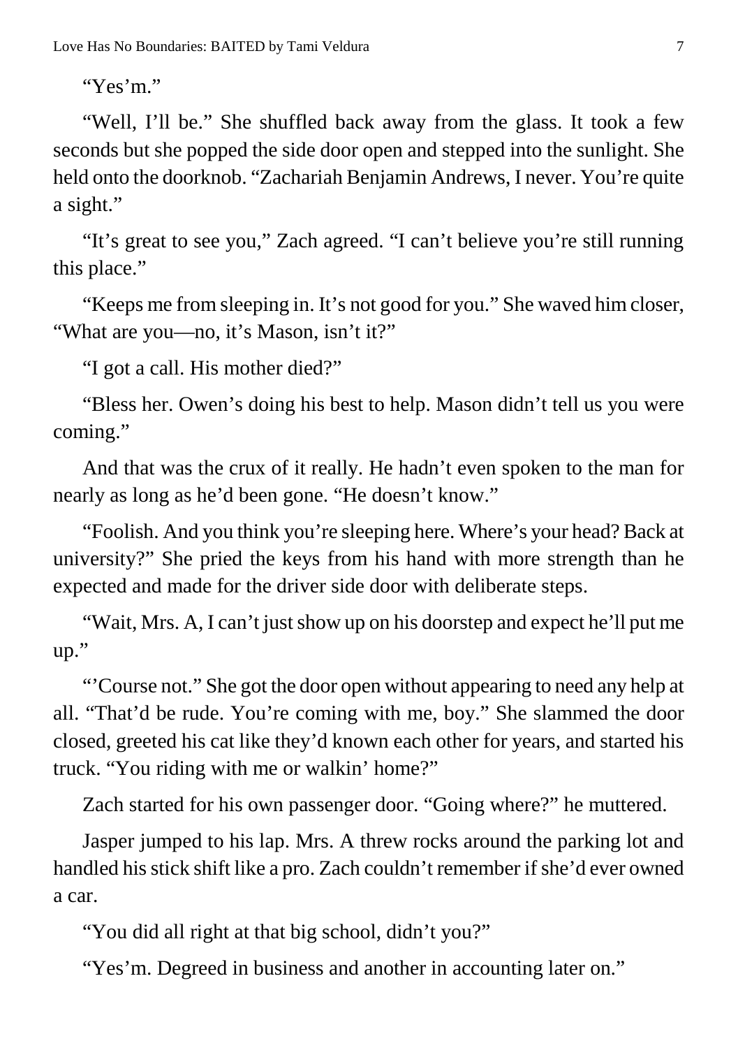“Yes’m.”

“Well, I’ll be.” She shuffled back away from the glass. It took a few seconds but she popped the side door open and stepped into the sunlight. She held onto the doorknob. “Zachariah Benjamin Andrews, I never. You’re quite a sight.”

“It’s great to see you,” Zach agreed. “I can’t believe you’re still running this place.”

“Keeps me from sleeping in. It’s not good for you.” She waved him closer, “What are you—no, it’s Mason, isn’t it?”

“I got a call. His mother died?”

“Bless her. Owen’s doing his best to help. Mason didn’t tell us you were coming.”

And that was the crux of it really. He hadn’t even spoken to the man for nearly as long as he’d been gone. “He doesn’t know.”

“Foolish. And you think you’re sleeping here. Where’s your head? Back at university?” She pried the keys from his hand with more strength than he expected and made for the driver side door with deliberate steps.

“Wait, Mrs. A, I can’t just show up on his doorstep and expect he’ll put me up.”

“’Course not.” She got the door open without appearing to need any help at all. “That’d be rude. You’re coming with me, boy.” She slammed the door closed, greeted his cat like they’d known each other for years, and started his truck. “You riding with me or walkin’ home?”

Zach started for his own passenger door. “Going where?” he muttered.

Jasper jumped to his lap. Mrs. A threw rocks around the parking lot and handled his stick shift like a pro. Zach couldn’t remember if she’d ever owned a car.

“You did all right at that big school, didn’t you?”

“Yes’m. Degreed in business and another in accounting later on.”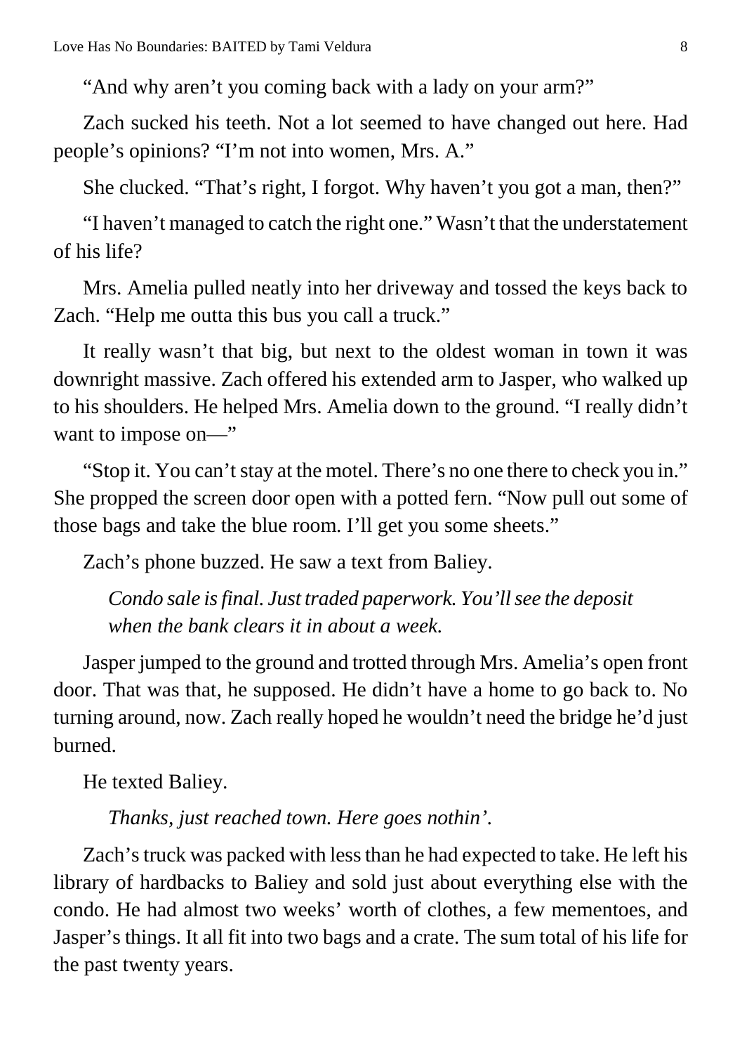"And why aren't you coming back with a lady on your arm?"

Zach sucked his teeth. Not a lot seemed to have changed out here. Had people's opinions? "I'm not into women, Mrs. A."

She clucked. "That's right, I forgot. Why haven't you got a man, then?"

"I haven't managed to catch the right one." Wasn't that the understatement of his life?

Mrs. Amelia pulled neatly into her driveway and tossed the keys back to Zach. "Help me outta this bus you call a truck."

It really wasn't that big, but next to the oldest woman in town it was downright massive. Zach offered his extended arm to Jasper, who walked up to his shoulders. He helped Mrs. Amelia down to the ground. "I really didn't want to impose on—"

"Stop it. You can't stay at the motel. There's no one there to check you in." She propped the screen door open with a potted fern. "Now pull out some of those bags and take the blue room. I'll get you some sheets."

Zach's phone buzzed. He saw a text from Baliey.

> *Condo sale is final. Just traded paperwork. You'll see the deposit when the bank clears it in about a week.*

Jasper jumped to the ground and trotted through Mrs. Amelia's open front door. That was that, he supposed. He didn't have a home to go back to. No turning around, now. Zach really hoped he wouldn't need the bridge he'd just burned.

He texted Baliey.

> *Thanks, just reached town. Here goes nothin'.*

Zach's truck was packed with less than he had expected to take. He left his library of hardbacks to Baliey and sold just about everything else with the condo. He had almost two weeks' worth of clothes, a few mementoes, and Jasper's things. It all fit into two bags and a crate. The sum total of his life for the past twenty years.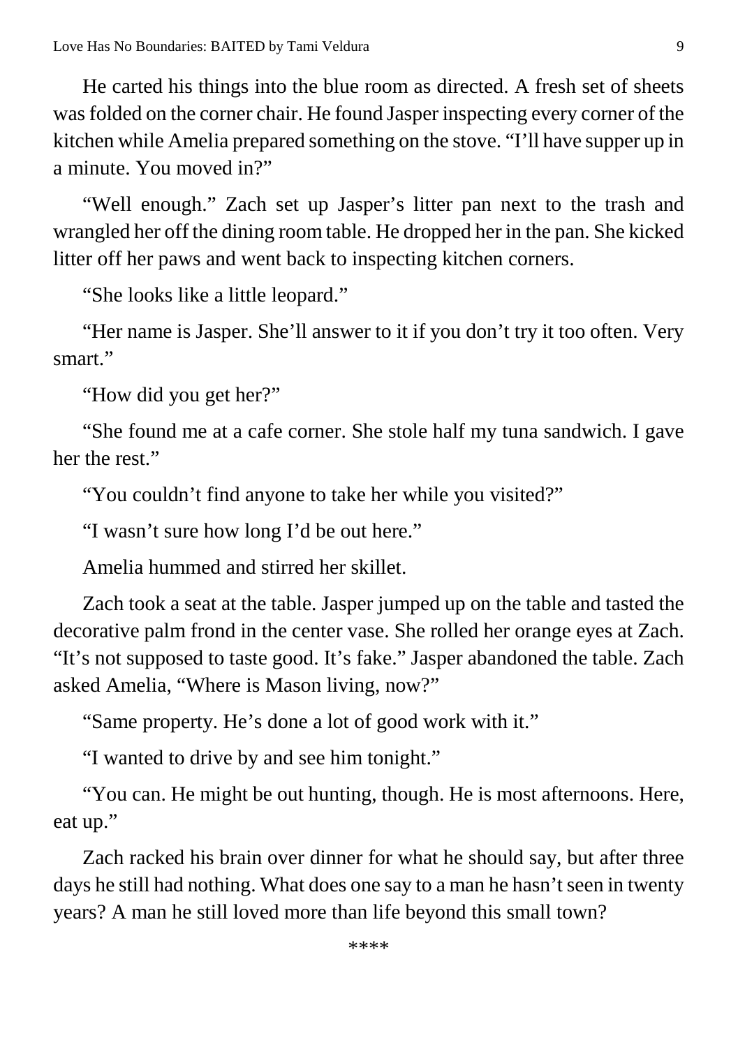He carted his things into the blue room as directed. A fresh set of sheets was folded on the corner chair. He found Jasper inspecting every corner of the kitchen while Amelia prepared something on the stove. "I'll have supper up in a minute. You moved in?"

"Well enough." Zach set up Jasper's litter pan next to the trash and wrangled her off the dining room table. He dropped her in the pan. She kicked litter off her paws and went back to inspecting kitchen corners.

"She looks like a little leopard."

"Her name is Jasper. She'll answer to it if you don't try it too often. Very smart."

"How did you get her?"

"She found me at a cafe corner. She stole half my tuna sandwich. I gave her the rest."

"You couldn't find anyone to take her while you visited?"

"I wasn't sure how long I'd be out here."

Amelia hummed and stirred her skillet.

Zach took a seat at the table. Jasper jumped up on the table and tasted the decorative palm frond in the center vase. She rolled her orange eyes at Zach. "It's not supposed to taste good. It's fake." Jasper abandoned the table. Zach asked Amelia, "Where is Mason living, now?"

"Same property. He's done a lot of good work with it."

"I wanted to drive by and see him tonight."

"You can. He might be out hunting, though. He is most afternoons. Here, eat up."

Zach racked his brain over dinner for what he should say, but after three days he still had nothing. What does one say to a man he hasn't seen in twenty years? A man he still loved more than life beyond this small town?

****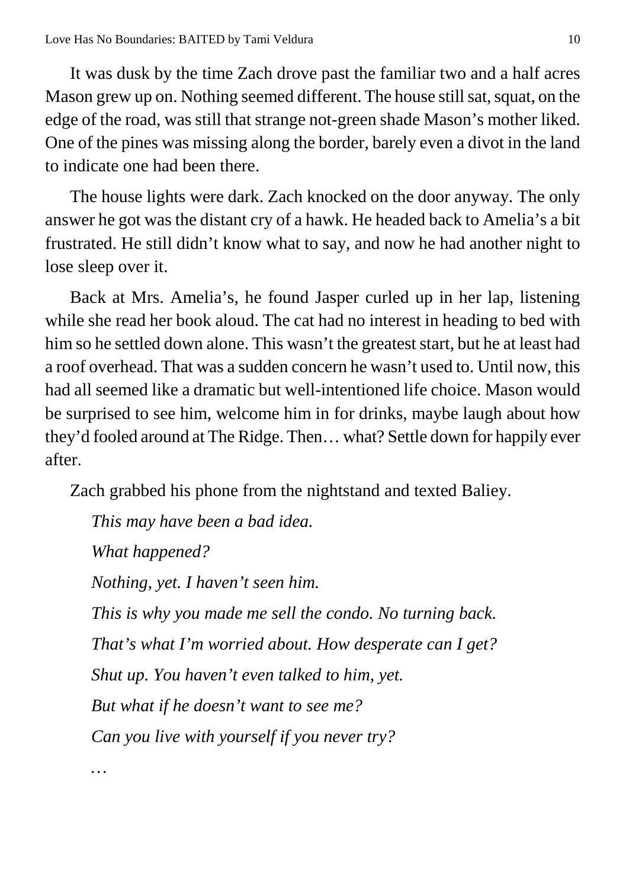It was dusk by the time Zach drove past the familiar two and a half acres Mason grew up on. Nothing seemed different. The house still sat, squat, on the edge of the road, was still that strange not-green shade Mason's mother liked. One of the pines was missing along the border, barely even a divot in the land to indicate one had been there.

The house lights were dark. Zach knocked on the door anyway. The only answer he got was the distant cry of a hawk. He headed back to Amelia's a bit frustrated. He still didn't know what to say, and now he had another night to lose sleep over it.

Back at Mrs. Amelia's, he found Jasper curled up in her lap, listening while she read her book aloud. The cat had no interest in heading to bed with him so he settled down alone. This wasn't the greatest start, but he at least had a roof overhead. That was a sudden concern he wasn't used to. Until now, this had all seemed like a dramatic but well-intentioned life choice. Mason would be surprised to see him, welcome him in for drinks, maybe laugh about how they'd fooled around at The Ridge. Then… what? Settle down for happily ever after.

Zach grabbed his phone from the nightstand and texted Baliey.

*This may have been a bad idea.*

*What happened?*

*Nothing, yet. I haven't seen him.*

*This is why you made me sell the condo. No turning back.*

*That's what I'm worried about. How desperate can I get?*

*Shut up. You haven't even talked to him, yet.*

*But what if he doesn't want to see me?*

*Can you live with yourself if you never try?*

*…*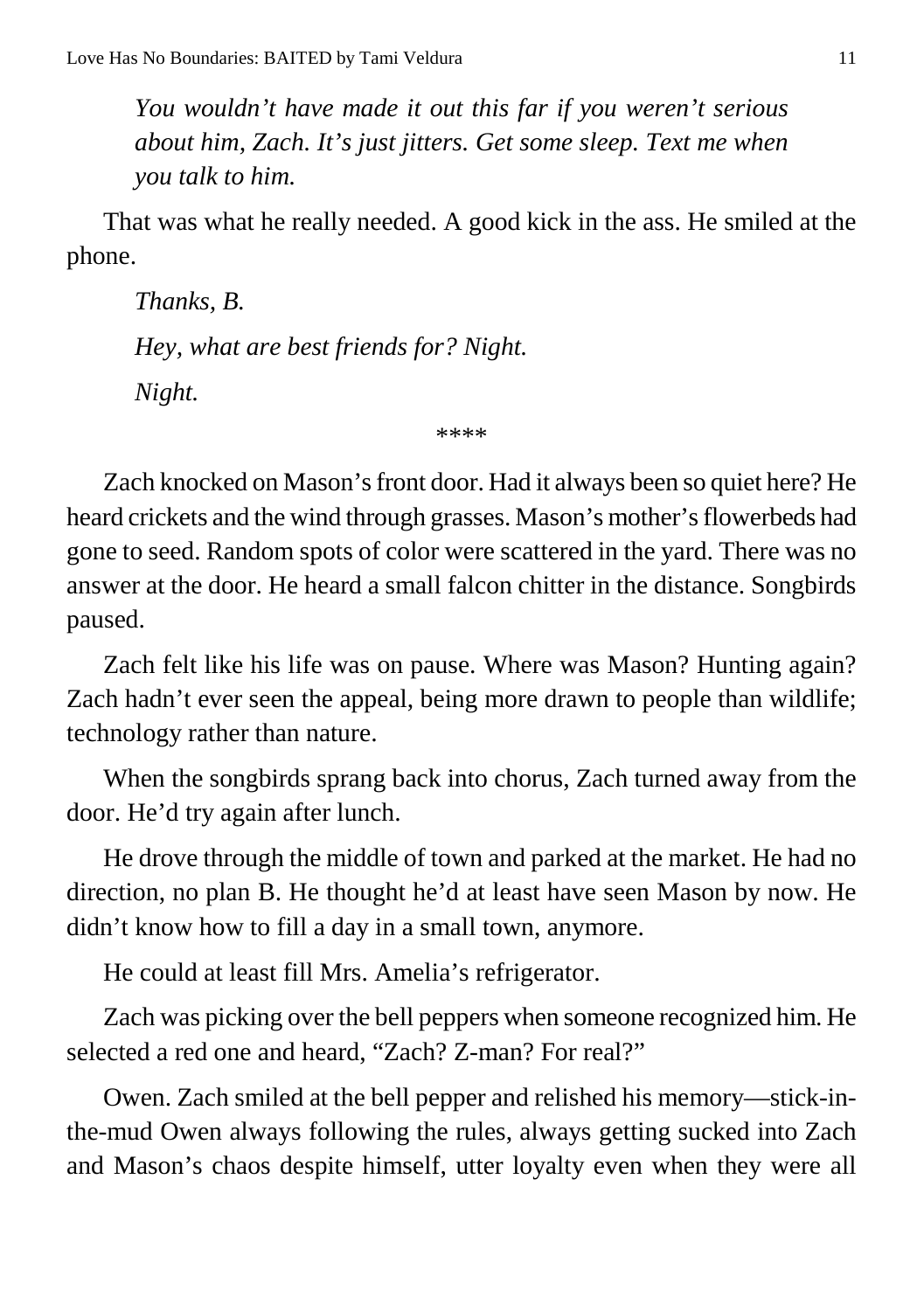*You wouldn't have made it out this far if you weren't serious about him, Zach. It's just jitters. Get some sleep. Text me when you talk to him.*

That was what he really needed. A good kick in the ass. He smiled at the phone.

*Thanks, B.*

*Hey, what are best friends for? Night.*

*Night.*

****

Zach knocked on Mason's front door. Had it always been so quiet here? He heard crickets and the wind through grasses. Mason's mother's flowerbeds had gone to seed. Random spots of color were scattered in the yard. There was no answer at the door. He heard a small falcon chitter in the distance. Songbirds paused.

Zach felt like his life was on pause. Where was Mason? Hunting again? Zach hadn't ever seen the appeal, being more drawn to people than wildlife; technology rather than nature.

When the songbirds sprang back into chorus, Zach turned away from the door. He'd try again after lunch.

He drove through the middle of town and parked at the market. He had no direction, no plan B. He thought he'd at least have seen Mason by now. He didn't know how to fill a day in a small town, anymore.

He could at least fill Mrs. Amelia's refrigerator.

Zach was picking over the bell peppers when someone recognized him. He selected a red one and heard, "Zach? Z-man? For real?"

Owen. Zach smiled at the bell pepper and relished his memory—stick-in-the-mud Owen always following the rules, always getting sucked into Zach and Mason's chaos despite himself, utter loyalty even when they were all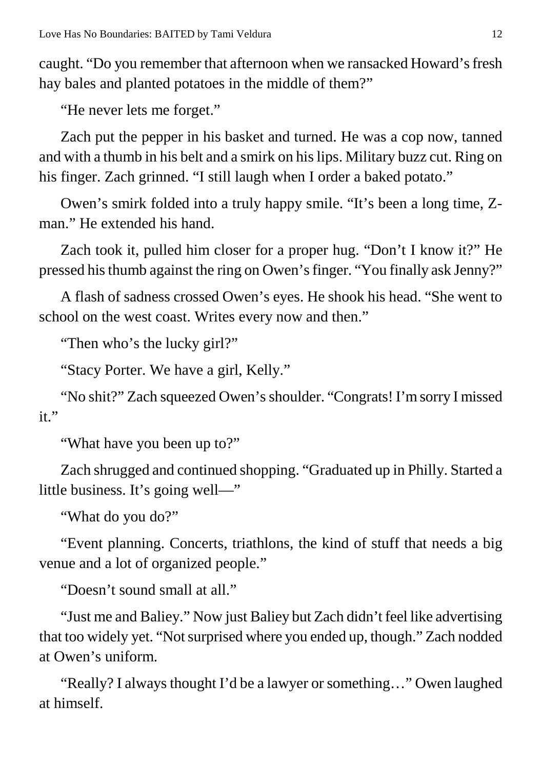caught. "Do you remember that afternoon when we ransacked Howard's fresh hay bales and planted potatoes in the middle of them?"

"He never lets me forget."

Zach put the pepper in his basket and turned. He was a cop now, tanned and with a thumb in his belt and a smirk on his lips. Military buzz cut. Ring on his finger. Zach grinned. "I still laugh when I order a baked potato."

Owen's smirk folded into a truly happy smile. "It's been a long time, Z-man." He extended his hand.

Zach took it, pulled him closer for a proper hug. "Don't I know it?" He pressed his thumb against the ring on Owen's finger. "You finally ask Jenny?"

A flash of sadness crossed Owen's eyes. He shook his head. "She went to school on the west coast. Writes every now and then."

"Then who's the lucky girl?"

"Stacy Porter. We have a girl, Kelly."

"No shit?" Zach squeezed Owen's shoulder. "Congrats! I'm sorry I missed it."

"What have you been up to?"

Zach shrugged and continued shopping. "Graduated up in Philly. Started a little business. It's going well—"

"What do you do?"

"Event planning. Concerts, triathlons, the kind of stuff that needs a big venue and a lot of organized people."

"Doesn't sound small at all."

"Just me and Baliey." Now just Baliey but Zach didn't feel like advertising that too widely yet. "Not surprised where you ended up, though." Zach nodded at Owen's uniform.

"Really? I always thought I'd be a lawyer or something…" Owen laughed at himself.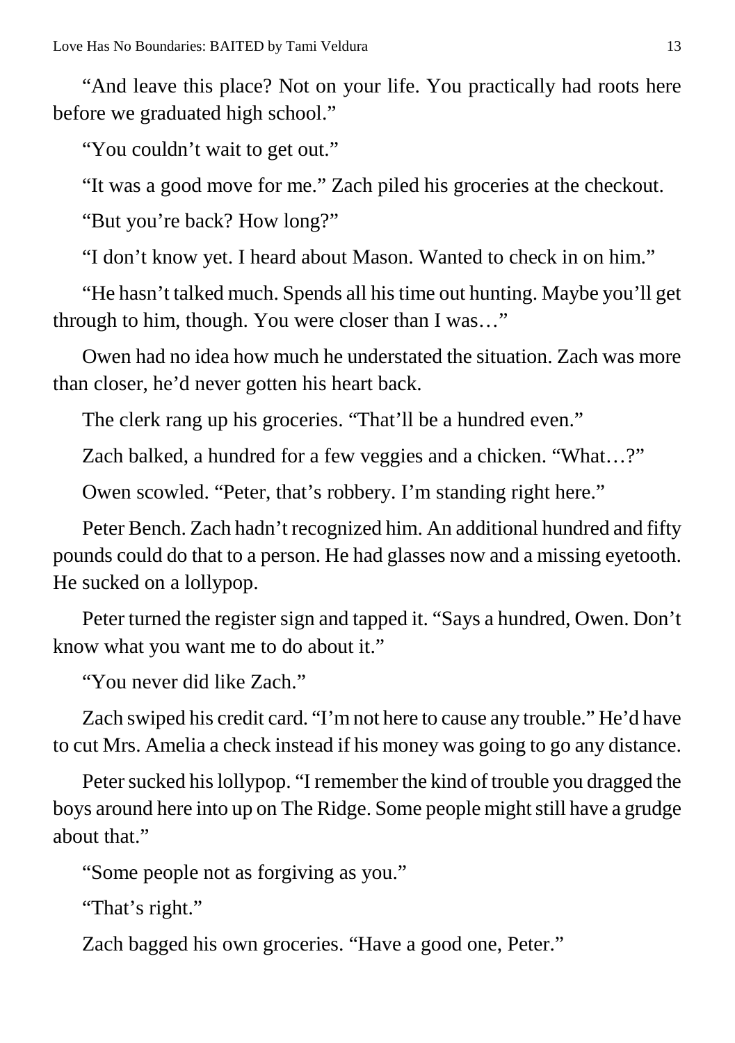"And leave this place? Not on your life. You practically had roots here before we graduated high school."

"You couldn't wait to get out."

"It was a good move for me." Zach piled his groceries at the checkout.

"But you're back? How long?"

"I don't know yet. I heard about Mason. Wanted to check in on him."

"He hasn't talked much. Spends all his time out hunting. Maybe you'll get through to him, though. You were closer than I was…"

Owen had no idea how much he understated the situation. Zach was more than closer, he'd never gotten his heart back.

The clerk rang up his groceries. "That'll be a hundred even."

Zach balked, a hundred for a few veggies and a chicken. "What…?"

Owen scowled. "Peter, that's robbery. I'm standing right here."

Peter Bench. Zach hadn't recognized him. An additional hundred and fifty pounds could do that to a person. He had glasses now and a missing eyetooth. He sucked on a lollypop.

Peter turned the register sign and tapped it. "Says a hundred, Owen. Don't know what you want me to do about it."

"You never did like Zach."

Zach swiped his credit card. "I'm not here to cause any trouble." He'd have to cut Mrs. Amelia a check instead if his money was going to go any distance.

Peter sucked his lollypop. "I remember the kind of trouble you dragged the boys around here into up on The Ridge. Some people might still have a grudge about that."

"Some people not as forgiving as you."

"That's right."

Zach bagged his own groceries. "Have a good one, Peter."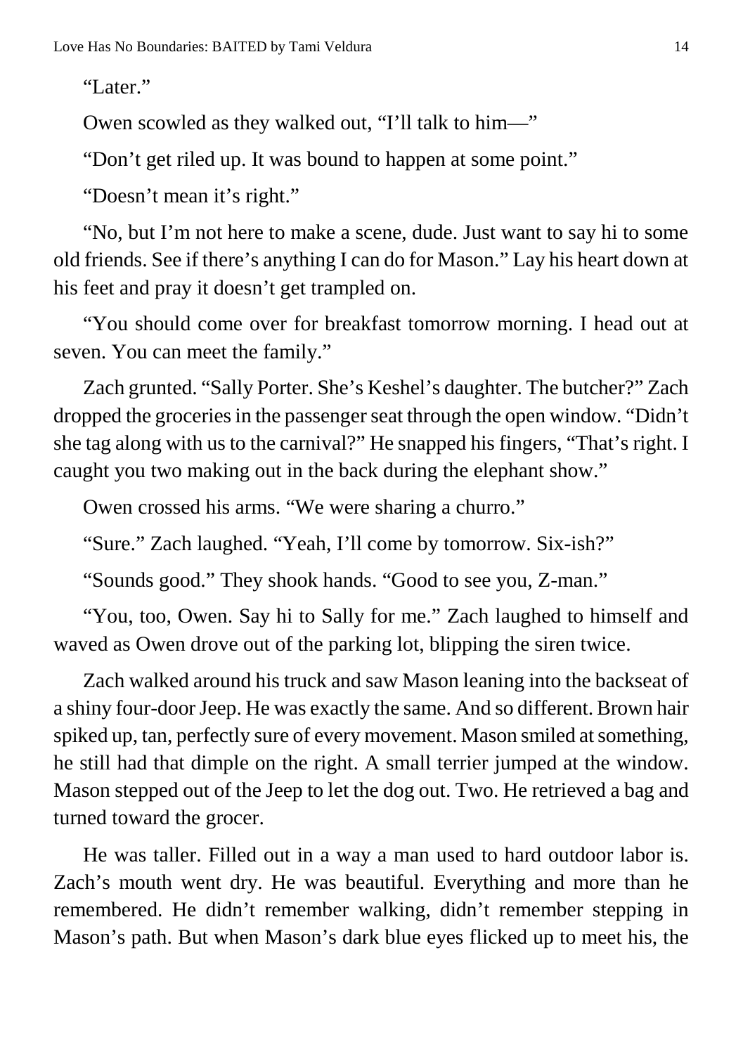"Later."

Owen scowled as they walked out, "I'll talk to him—"

"Don't get riled up. It was bound to happen at some point."

"Doesn't mean it's right."

"No, but I'm not here to make a scene, dude. Just want to say hi to some old friends. See if there's anything I can do for Mason." Lay his heart down at his feet and pray it doesn't get trampled on.

"You should come over for breakfast tomorrow morning. I head out at seven. You can meet the family."

Zach grunted. "Sally Porter. She's Keshel's daughter. The butcher?" Zach dropped the groceries in the passenger seat through the open window. "Didn't she tag along with us to the carnival?" He snapped his fingers, "That's right. I caught you two making out in the back during the elephant show."

Owen crossed his arms. "We were sharing a churro."

"Sure." Zach laughed. "Yeah, I'll come by tomorrow. Six-ish?"

"Sounds good." They shook hands. "Good to see you, Z-man."

"You, too, Owen. Say hi to Sally for me." Zach laughed to himself and waved as Owen drove out of the parking lot, blipping the siren twice.

Zach walked around his truck and saw Mason leaning into the backseat of a shiny four-door Jeep. He was exactly the same. And so different. Brown hair spiked up, tan, perfectly sure of every movement. Mason smiled at something, he still had that dimple on the right. A small terrier jumped at the window. Mason stepped out of the Jeep to let the dog out. Two. He retrieved a bag and turned toward the grocer.

He was taller. Filled out in a way a man used to hard outdoor labor is. Zach's mouth went dry. He was beautiful. Everything and more than he remembered. He didn't remember walking, didn't remember stepping in Mason's path. But when Mason's dark blue eyes flicked up to meet his, the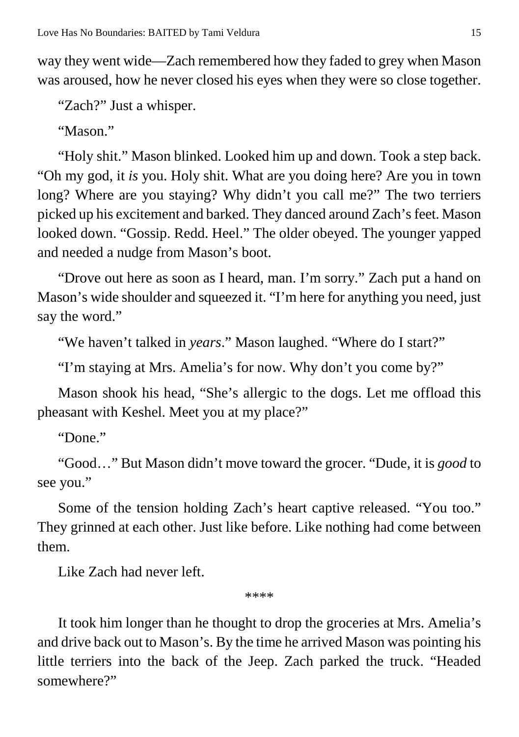way they went wide—Zach remembered how they faded to grey when Mason was aroused, how he never closed his eyes when they were so close together.

"Zach?" Just a whisper.

"Mason."

"Holy shit." Mason blinked. Looked him up and down. Took a step back. "Oh my god, it *is* you. Holy shit. What are you doing here? Are you in town long? Where are you staying? Why didn't you call me?" The two terriers picked up his excitement and barked. They danced around Zach's feet. Mason looked down. "Gossip. Redd. Heel." The older obeyed. The younger yapped and needed a nudge from Mason's boot.

"Drove out here as soon as I heard, man. I'm sorry." Zach put a hand on Mason's wide shoulder and squeezed it. "I'm here for anything you need, just say the word."

"We haven't talked in *years*." Mason laughed. "Where do I start?"

"I'm staying at Mrs. Amelia's for now. Why don't you come by?"

Mason shook his head, "She's allergic to the dogs. Let me offload this pheasant with Keshel. Meet you at my place?"

"Done."

"Good…" But Mason didn't move toward the grocer. "Dude, it is *good* to see you."

Some of the tension holding Zach's heart captive released. "You too." They grinned at each other. Just like before. Like nothing had come between them.

Like Zach had never left.

\*\*\*\*

It took him longer than he thought to drop the groceries at Mrs. Amelia's and drive back out to Mason's. By the time he arrived Mason was pointing his little terriers into the back of the Jeep. Zach parked the truck. "Headed somewhere?"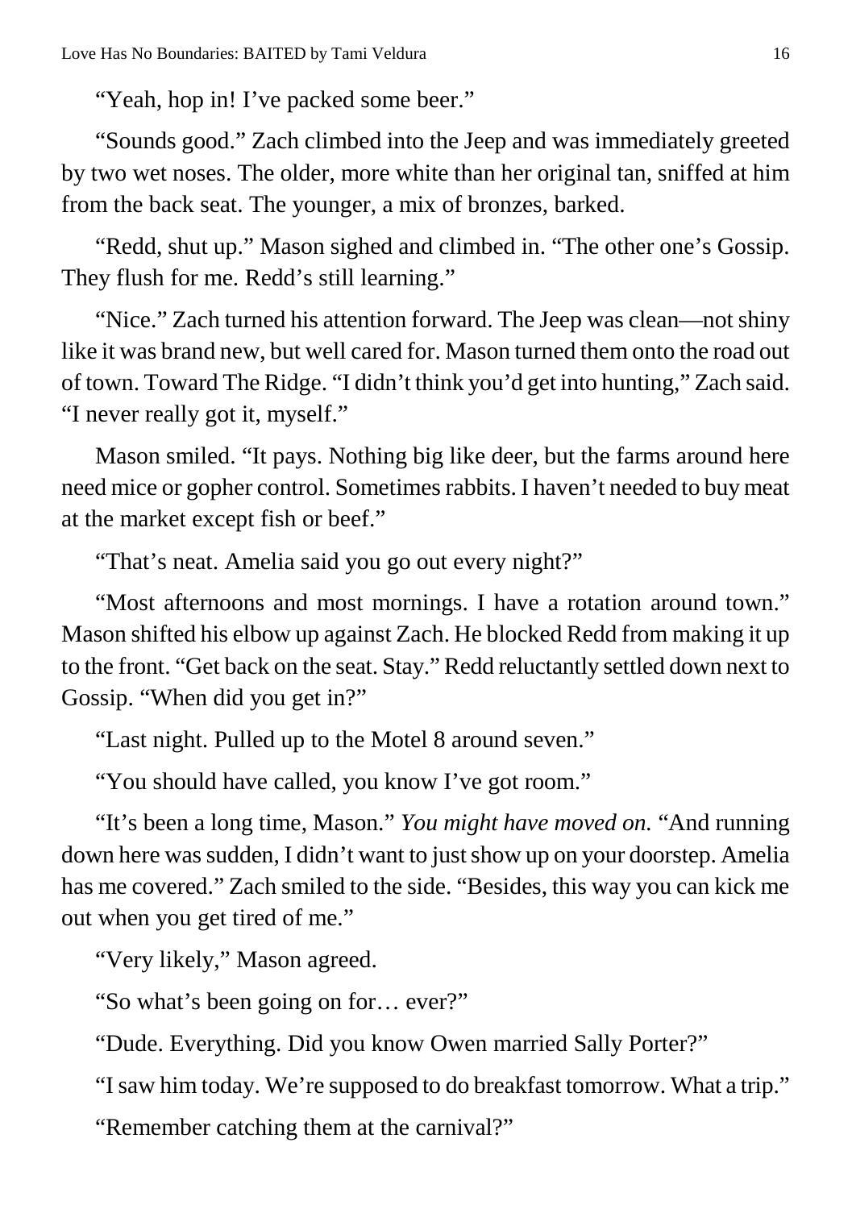"Yeah, hop in! I've packed some beer."

"Sounds good." Zach climbed into the Jeep and was immediately greeted by two wet noses. The older, more white than her original tan, sniffed at him from the back seat. The younger, a mix of bronzes, barked.

"Redd, shut up." Mason sighed and climbed in. "The other one's Gossip. They flush for me. Redd's still learning."

"Nice." Zach turned his attention forward. The Jeep was clean—not shiny like it was brand new, but well cared for. Mason turned them onto the road out of town. Toward The Ridge. "I didn't think you'd get into hunting," Zach said. "I never really got it, myself."

Mason smiled. "It pays. Nothing big like deer, but the farms around here need mice or gopher control. Sometimes rabbits. I haven't needed to buy meat at the market except fish or beef."

"That's neat. Amelia said you go out every night?"

"Most afternoons and most mornings. I have a rotation around town." Mason shifted his elbow up against Zach. He blocked Redd from making it up to the front. "Get back on the seat. Stay." Redd reluctantly settled down next to Gossip. "When did you get in?"

"Last night. Pulled up to the Motel 8 around seven."

"You should have called, you know I've got room."

"It's been a long time, Mason." *You might have moved on.* "And running down here was sudden, I didn't want to just show up on your doorstep. Amelia has me covered." Zach smiled to the side. "Besides, this way you can kick me out when you get tired of me."

"Very likely," Mason agreed.

"So what's been going on for… ever?"

"Dude. Everything. Did you know Owen married Sally Porter?"

"I saw him today. We're supposed to do breakfast tomorrow. What a trip."

"Remember catching them at the carnival?"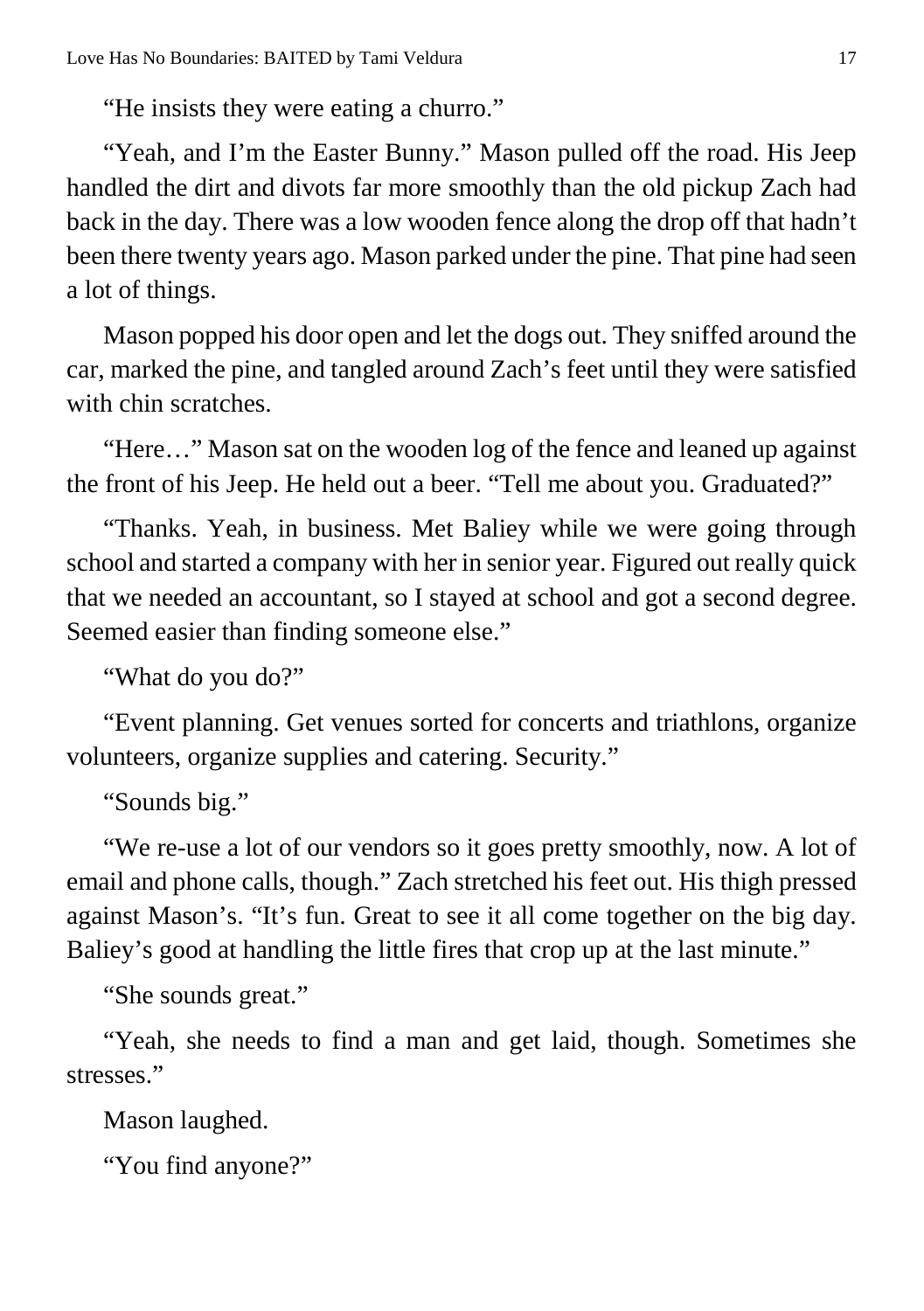"He insists they were eating a churro."

"Yeah, and I'm the Easter Bunny." Mason pulled off the road. His Jeep handled the dirt and divots far more smoothly than the old pickup Zach had back in the day. There was a low wooden fence along the drop off that hadn't been there twenty years ago. Mason parked under the pine. That pine had seen a lot of things.

Mason popped his door open and let the dogs out. They sniffed around the car, marked the pine, and tangled around Zach's feet until they were satisfied with chin scratches.

"Here…" Mason sat on the wooden log of the fence and leaned up against the front of his Jeep. He held out a beer. "Tell me about you. Graduated?"

"Thanks. Yeah, in business. Met Baliey while we were going through school and started a company with her in senior year. Figured out really quick that we needed an accountant, so I stayed at school and got a second degree. Seemed easier than finding someone else."

"What do you do?"

"Event planning. Get venues sorted for concerts and triathlons, organize volunteers, organize supplies and catering. Security."

"Sounds big."

"We re-use a lot of our vendors so it goes pretty smoothly, now. A lot of email and phone calls, though." Zach stretched his feet out. His thigh pressed against Mason's. "It's fun. Great to see it all come together on the big day. Baliey's good at handling the little fires that crop up at the last minute."

"She sounds great."

"Yeah, she needs to find a man and get laid, though. Sometimes she stresses."

Mason laughed.

"You find anyone?"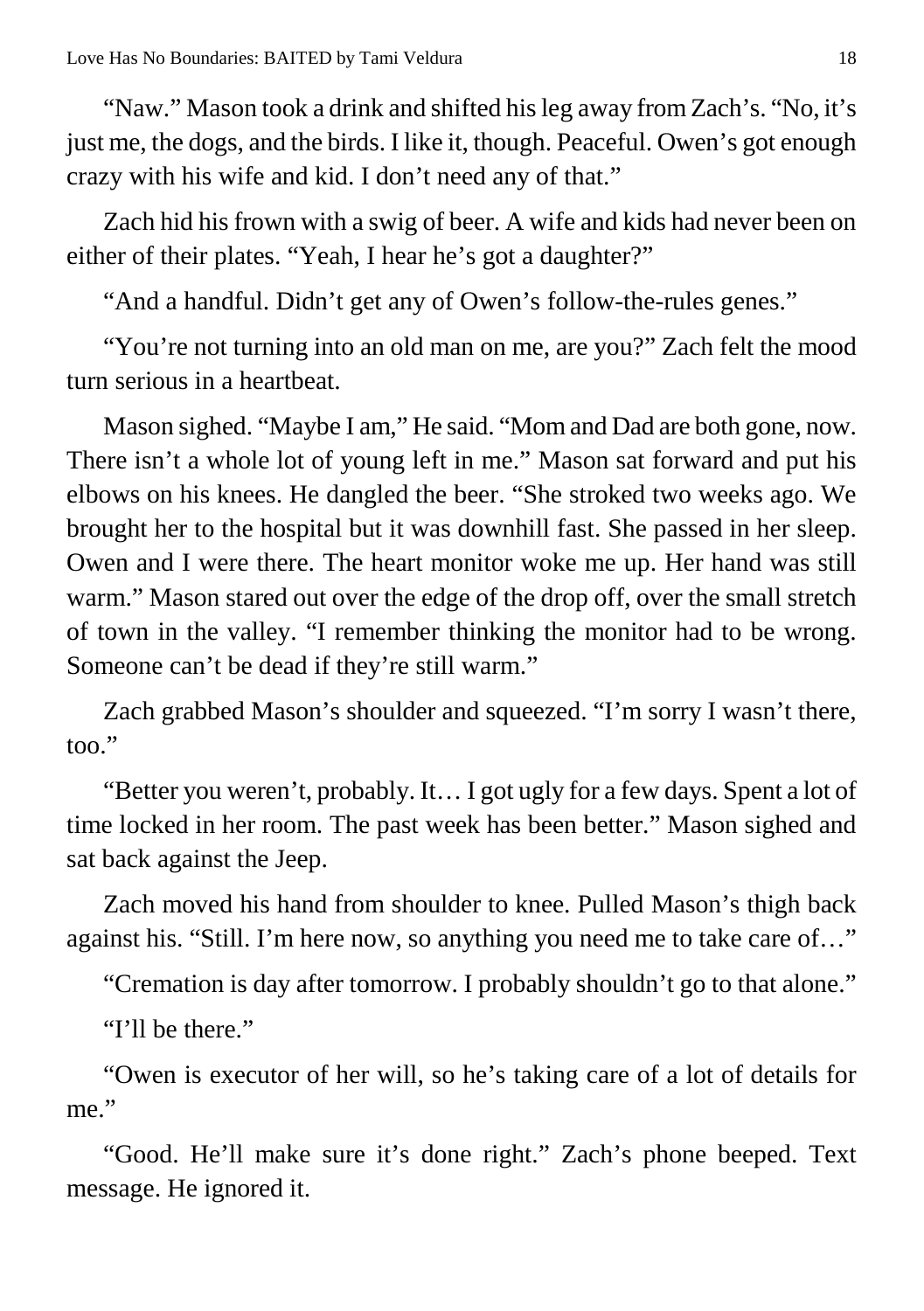"Naw." Mason took a drink and shifted his leg away from Zach's. "No, it's just me, the dogs, and the birds. I like it, though. Peaceful. Owen's got enough crazy with his wife and kid. I don't need any of that."

Zach hid his frown with a swig of beer. A wife and kids had never been on either of their plates. "Yeah, I hear he's got a daughter?"

"And a handful. Didn't get any of Owen's follow-the-rules genes."

"You're not turning into an old man on me, are you?" Zach felt the mood turn serious in a heartbeat.

Mason sighed. "Maybe I am," He said. "Mom and Dad are both gone, now. There isn't a whole lot of young left in me." Mason sat forward and put his elbows on his knees. He dangled the beer. "She stroked two weeks ago. We brought her to the hospital but it was downhill fast. She passed in her sleep. Owen and I were there. The heart monitor woke me up. Her hand was still warm." Mason stared out over the edge of the drop off, over the small stretch of town in the valley. "I remember thinking the monitor had to be wrong. Someone can't be dead if they're still warm."

Zach grabbed Mason's shoulder and squeezed. "I'm sorry I wasn't there, too."

"Better you weren't, probably. It… I got ugly for a few days. Spent a lot of time locked in her room. The past week has been better." Mason sighed and sat back against the Jeep.

Zach moved his hand from shoulder to knee. Pulled Mason's thigh back against his. "Still. I'm here now, so anything you need me to take care of…"

"Cremation is day after tomorrow. I probably shouldn't go to that alone."

"I'll be there."

"Owen is executor of her will, so he's taking care of a lot of details for me."

"Good. He'll make sure it's done right." Zach's phone beeped. Text message. He ignored it.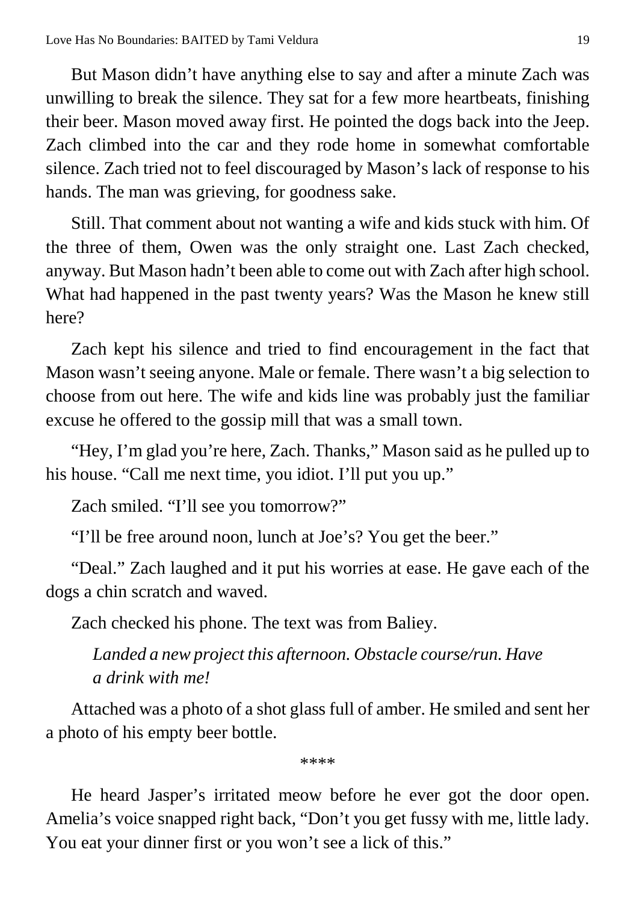But Mason didn't have anything else to say and after a minute Zach was unwilling to break the silence. They sat for a few more heartbeats, finishing their beer. Mason moved away first. He pointed the dogs back into the Jeep. Zach climbed into the car and they rode home in somewhat comfortable silence. Zach tried not to feel discouraged by Mason's lack of response to his hands. The man was grieving, for goodness sake.

Still. That comment about not wanting a wife and kids stuck with him. Of the three of them, Owen was the only straight one. Last Zach checked, anyway. But Mason hadn't been able to come out with Zach after high school. What had happened in the past twenty years? Was the Mason he knew still here?

Zach kept his silence and tried to find encouragement in the fact that Mason wasn't seeing anyone. Male or female. There wasn't a big selection to choose from out here. The wife and kids line was probably just the familiar excuse he offered to the gossip mill that was a small town.

"Hey, I'm glad you're here, Zach. Thanks," Mason said as he pulled up to his house. "Call me next time, you idiot. I'll put you up."

Zach smiled. "I'll see you tomorrow?"

"I'll be free around noon, lunch at Joe's? You get the beer."

"Deal." Zach laughed and it put his worries at ease. He gave each of the dogs a chin scratch and waved.

Zach checked his phone. The text was from Baliey.

> *Landed a new project this afternoon. Obstacle course/run. Have a drink with me!*

Attached was a photo of a shot glass full of amber. He smiled and sent her a photo of his empty beer bottle.

****

He heard Jasper's irritated meow before he ever got the door open. Amelia's voice snapped right back, "Don't you get fussy with me, little lady. You eat your dinner first or you won't see a lick of this."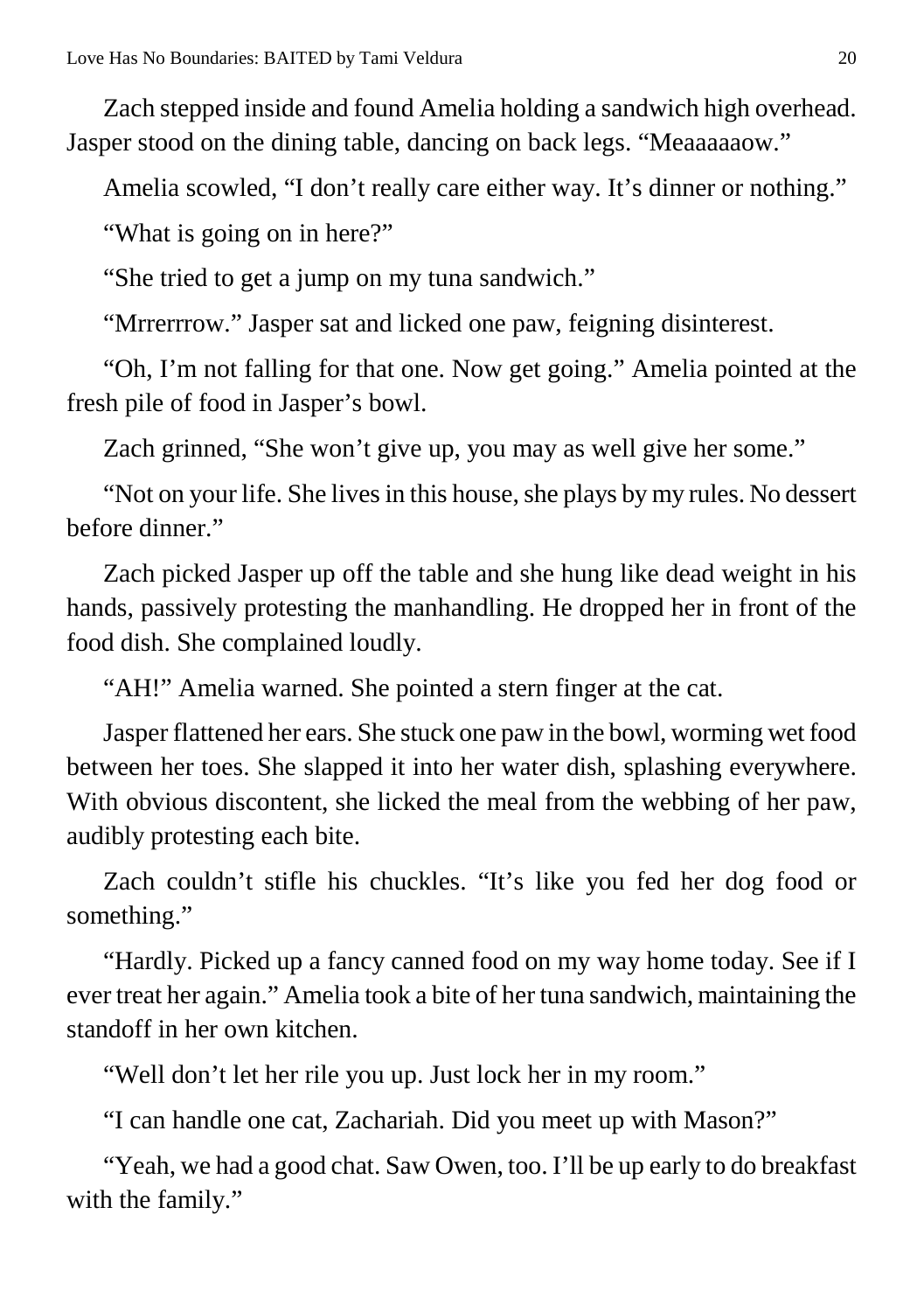Zach stepped inside and found Amelia holding a sandwich high overhead. Jasper stood on the dining table, dancing on back legs. "Meaaaaaow."

Amelia scowled, "I don't really care either way. It's dinner or nothing."

"What is going on in here?"

"She tried to get a jump on my tuna sandwich."

"Mrrerrrow." Jasper sat and licked one paw, feigning disinterest.

"Oh, I'm not falling for that one. Now get going." Amelia pointed at the fresh pile of food in Jasper's bowl.

Zach grinned, "She won't give up, you may as well give her some."

"Not on your life. She lives in this house, she plays by my rules. No dessert before dinner."

Zach picked Jasper up off the table and she hung like dead weight in his hands, passively protesting the manhandling. He dropped her in front of the food dish. She complained loudly.

"AH!" Amelia warned. She pointed a stern finger at the cat.

Jasper flattened her ears. She stuck one paw in the bowl, worming wet food between her toes. She slapped it into her water dish, splashing everywhere. With obvious discontent, she licked the meal from the webbing of her paw, audibly protesting each bite.

Zach couldn't stifle his chuckles. "It's like you fed her dog food or something."

"Hardly. Picked up a fancy canned food on my way home today. See if I ever treat her again." Amelia took a bite of her tuna sandwich, maintaining the standoff in her own kitchen.

"Well don't let her rile you up. Just lock her in my room."

"I can handle one cat, Zachariah. Did you meet up with Mason?"

"Yeah, we had a good chat. Saw Owen, too. I'll be up early to do breakfast with the family."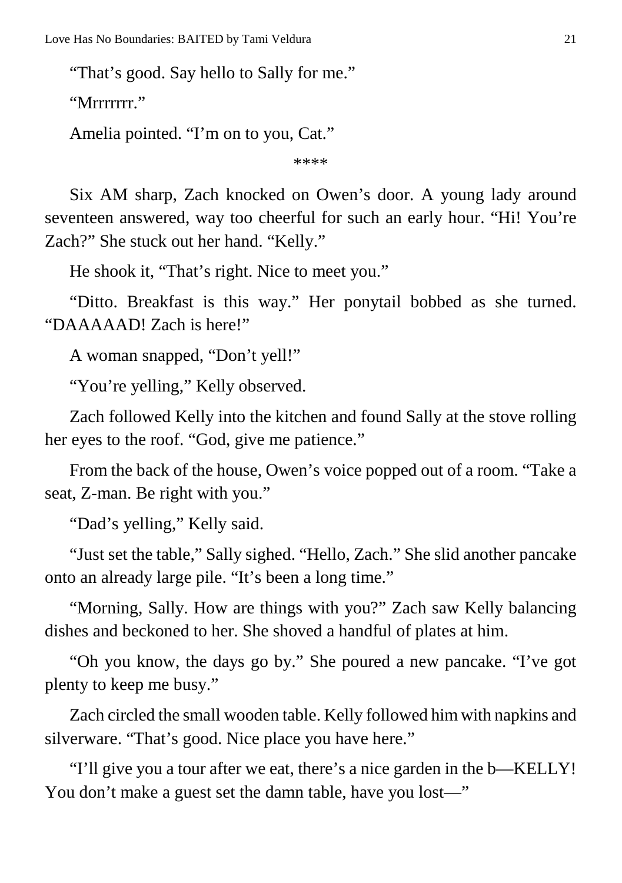"That's good. Say hello to Sally for me."

"Mrrrrrrr."

Amelia pointed. "I'm on to you, Cat."

\*\*\*\*

Six AM sharp, Zach knocked on Owen's door. A young lady around seventeen answered, way too cheerful for such an early hour. "Hi! You're Zach?" She stuck out her hand. "Kelly."

He shook it, "That's right. Nice to meet you."

"Ditto. Breakfast is this way." Her ponytail bobbed as she turned. "DAAAAAD! Zach is here!"

A woman snapped, "Don't yell!"

"You're yelling," Kelly observed.

Zach followed Kelly into the kitchen and found Sally at the stove rolling her eyes to the roof. "God, give me patience."

From the back of the house, Owen's voice popped out of a room. "Take a seat, Z-man. Be right with you."

"Dad's yelling," Kelly said.

"Just set the table," Sally sighed. "Hello, Zach." She slid another pancake onto an already large pile. "It's been a long time."

"Morning, Sally. How are things with you?" Zach saw Kelly balancing dishes and beckoned to her. She shoved a handful of plates at him.

"Oh you know, the days go by." She poured a new pancake. "I've got plenty to keep me busy."

Zach circled the small wooden table. Kelly followed him with napkins and silverware. "That's good. Nice place you have here."

"I'll give you a tour after we eat, there's a nice garden in the b—KELLY! You don't make a guest set the damn table, have you lost—"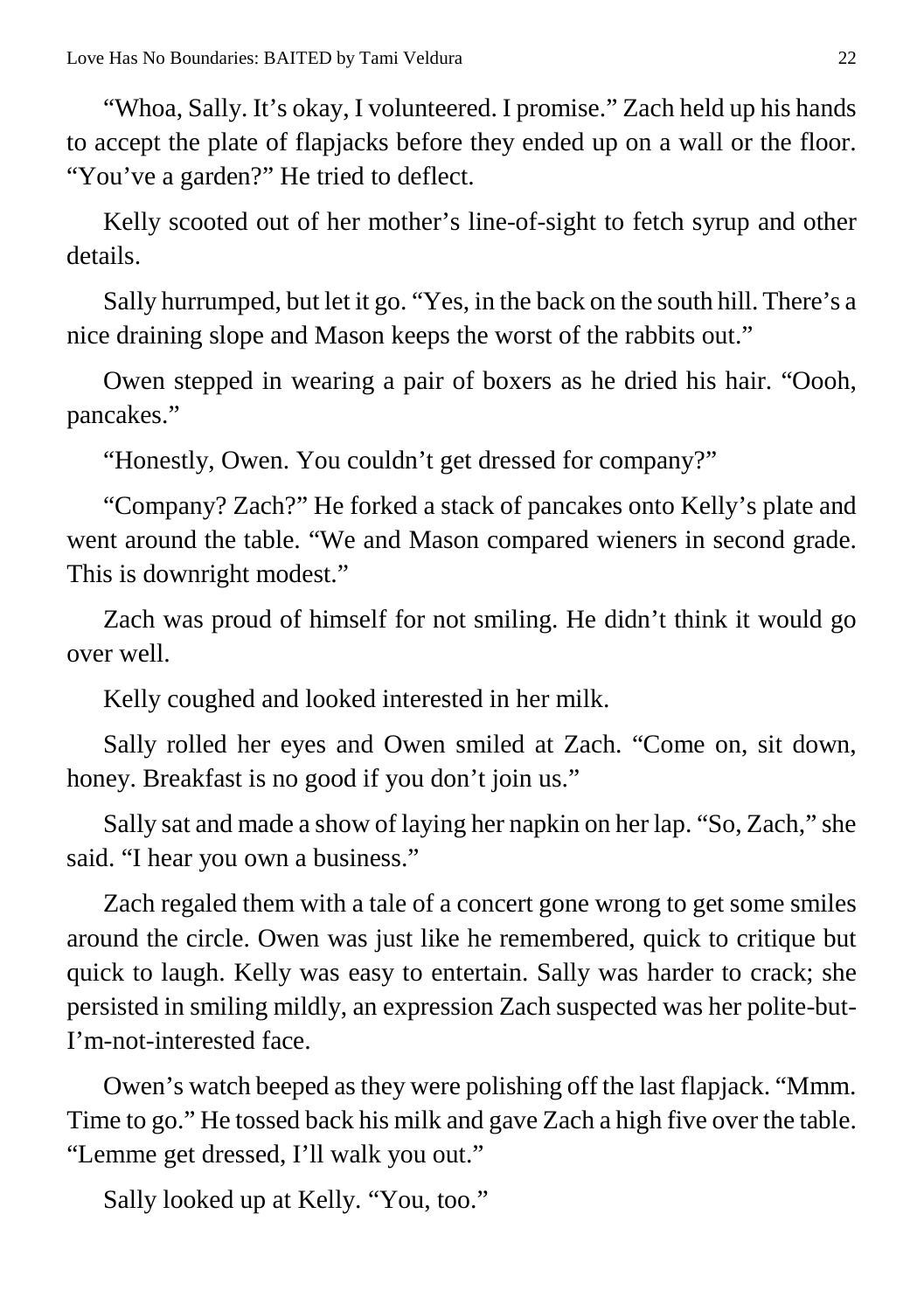"Whoa, Sally. It's okay, I volunteered. I promise." Zach held up his hands to accept the plate of flapjacks before they ended up on a wall or the floor. "You've a garden?" He tried to deflect.

Kelly scooted out of her mother's line-of-sight to fetch syrup and other details.

Sally hurrumped, but let it go. "Yes, in the back on the south hill. There's a nice draining slope and Mason keeps the worst of the rabbits out."

Owen stepped in wearing a pair of boxers as he dried his hair. "Oooh, pancakes."

"Honestly, Owen. You couldn't get dressed for company?"

"Company? Zach?" He forked a stack of pancakes onto Kelly's plate and went around the table. "We and Mason compared wieners in second grade. This is downright modest."

Zach was proud of himself for not smiling. He didn't think it would go over well.

Kelly coughed and looked interested in her milk.

Sally rolled her eyes and Owen smiled at Zach. "Come on, sit down, honey. Breakfast is no good if you don't join us."

Sally sat and made a show of laying her napkin on her lap. "So, Zach," she said. "I hear you own a business."

Zach regaled them with a tale of a concert gone wrong to get some smiles around the circle. Owen was just like he remembered, quick to critique but quick to laugh. Kelly was easy to entertain. Sally was harder to crack; she persisted in smiling mildly, an expression Zach suspected was her polite-but-I'm-not-interested face.

Owen's watch beeped as they were polishing off the last flapjack. "Mmm. Time to go." He tossed back his milk and gave Zach a high five over the table. "Lemme get dressed, I'll walk you out."

Sally looked up at Kelly. "You, too."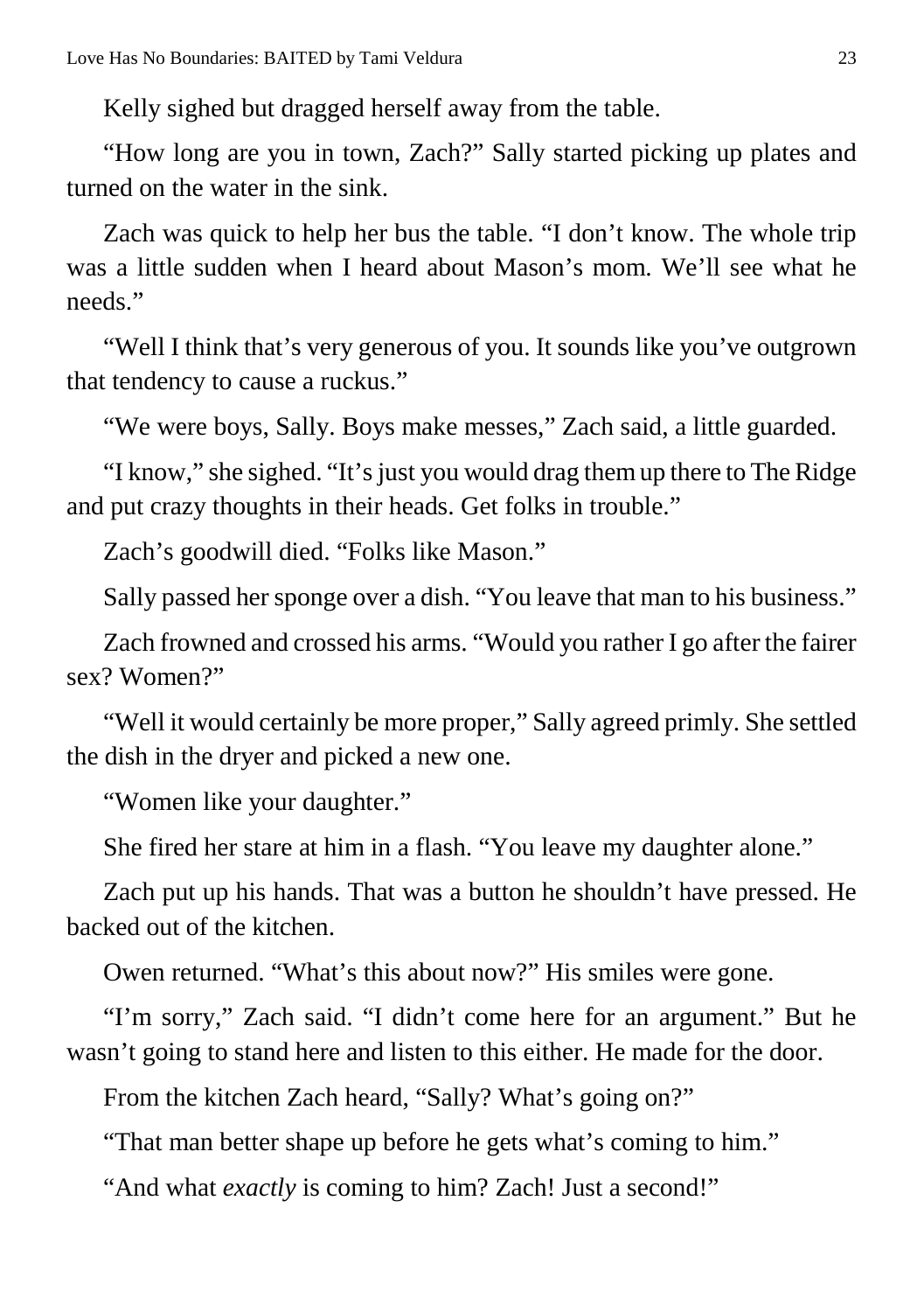Kelly sighed but dragged herself away from the table.

"How long are you in town, Zach?" Sally started picking up plates and turned on the water in the sink.

Zach was quick to help her bus the table. "I don't know. The whole trip was a little sudden when I heard about Mason's mom. We'll see what he needs."

"Well I think that's very generous of you. It sounds like you've outgrown that tendency to cause a ruckus."

"We were boys, Sally. Boys make messes," Zach said, a little guarded.

"I know," she sighed. "It's just you would drag them up there to The Ridge and put crazy thoughts in their heads. Get folks in trouble."

Zach's goodwill died. "Folks like Mason."

Sally passed her sponge over a dish. "You leave that man to his business."

Zach frowned and crossed his arms. "Would you rather I go after the fairer sex? Women?"

"Well it would certainly be more proper," Sally agreed primly. She settled the dish in the dryer and picked a new one.

"Women like your daughter."

She fired her stare at him in a flash. "You leave my daughter alone."

Zach put up his hands. That was a button he shouldn't have pressed. He backed out of the kitchen.

Owen returned. "What's this about now?" His smiles were gone.

"I'm sorry," Zach said. "I didn't come here for an argument." But he wasn't going to stand here and listen to this either. He made for the door.

From the kitchen Zach heard, "Sally? What's going on?"

"That man better shape up before he gets what's coming to him."

"And what *exactly* is coming to him? Zach! Just a second!"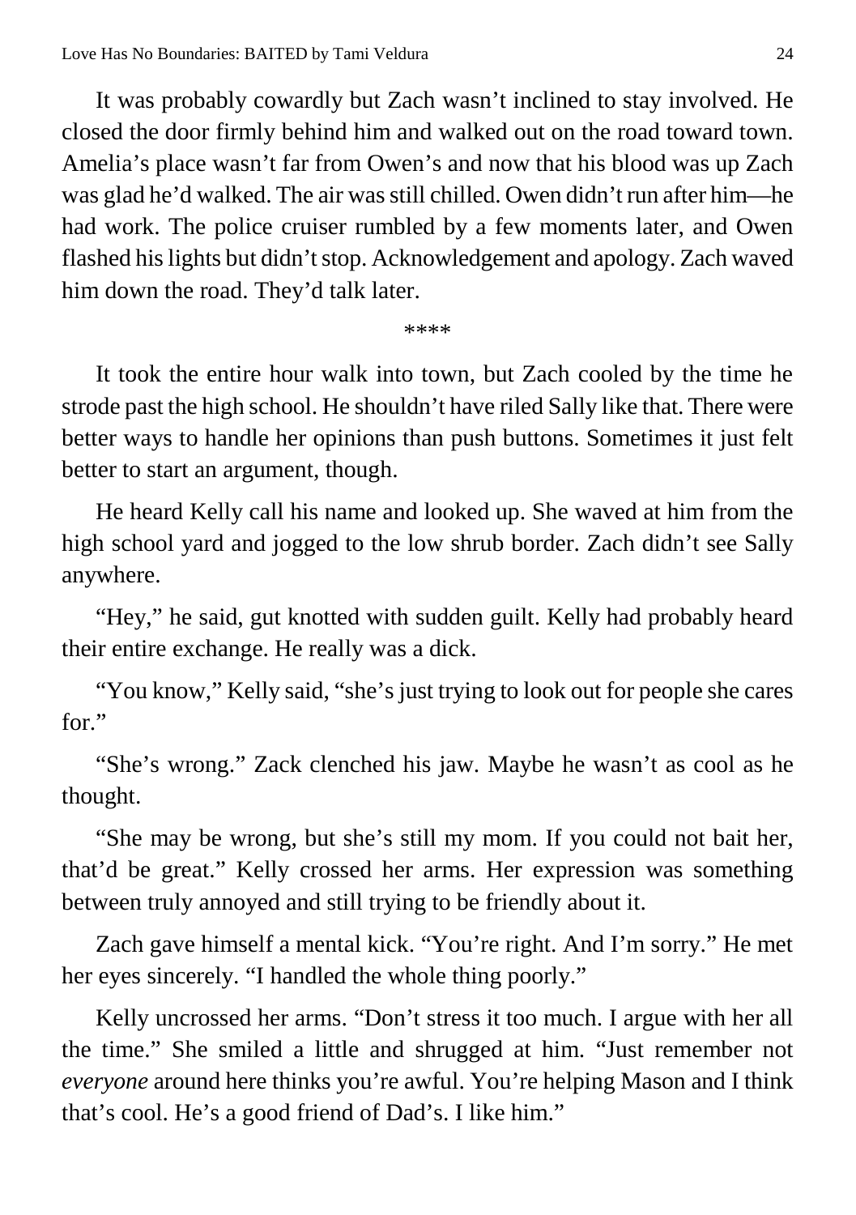It was probably cowardly but Zach wasn't inclined to stay involved. He closed the door firmly behind him and walked out on the road toward town. Amelia's place wasn't far from Owen's and now that his blood was up Zach was glad he'd walked. The air was still chilled. Owen didn't run after him—he had work. The police cruiser rumbled by a few moments later, and Owen flashed his lights but didn't stop. Acknowledgement and apology. Zach waved him down the road. They'd talk later.

\*\*\*\*

It took the entire hour walk into town, but Zach cooled by the time he strode past the high school. He shouldn't have riled Sally like that. There were better ways to handle her opinions than push buttons. Sometimes it just felt better to start an argument, though.

He heard Kelly call his name and looked up. She waved at him from the high school yard and jogged to the low shrub border. Zach didn't see Sally anywhere.

"Hey," he said, gut knotted with sudden guilt. Kelly had probably heard their entire exchange. He really was a dick.

"You know," Kelly said, "she's just trying to look out for people she cares for."

"She's wrong." Zack clenched his jaw. Maybe he wasn't as cool as he thought.

"She may be wrong, but she's still my mom. If you could not bait her, that'd be great." Kelly crossed her arms. Her expression was something between truly annoyed and still trying to be friendly about it.

Zach gave himself a mental kick. "You're right. And I'm sorry." He met her eyes sincerely. "I handled the whole thing poorly."

Kelly uncrossed her arms. "Don't stress it too much. I argue with her all the time." She smiled a little and shrugged at him. "Just remember not *everyone* around here thinks you're awful. You're helping Mason and I think that's cool. He's a good friend of Dad's. I like him."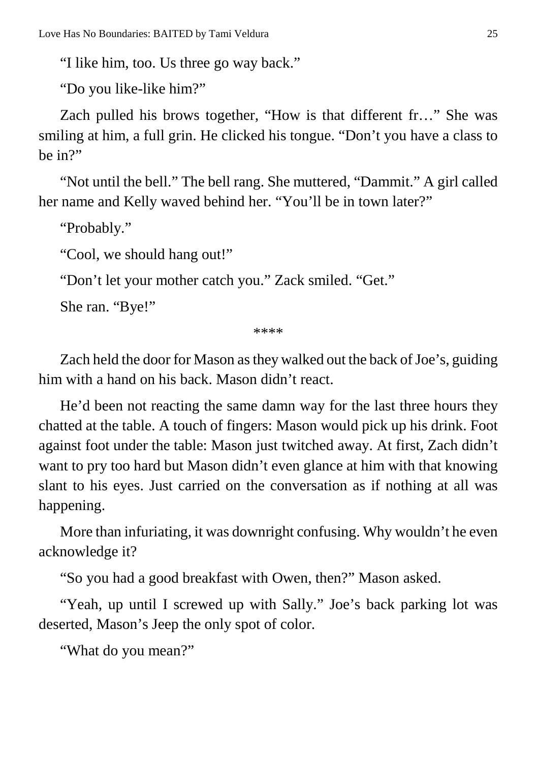"I like him, too. Us three go way back."

"Do you like-like him?"

Zach pulled his brows together, "How is that different fr…" She was smiling at him, a full grin. He clicked his tongue. "Don't you have a class to be in?"

"Not until the bell." The bell rang. She muttered, "Dammit." A girl called her name and Kelly waved behind her. "You'll be in town later?"

"Probably."

"Cool, we should hang out!"

"Don't let your mother catch you." Zack smiled. "Get."

She ran. "Bye!"

****

Zach held the door for Mason as they walked out the back of Joe's, guiding him with a hand on his back. Mason didn't react.

He'd been not reacting the same damn way for the last three hours they chatted at the table. A touch of fingers: Mason would pick up his drink. Foot against foot under the table: Mason just twitched away. At first, Zach didn't want to pry too hard but Mason didn't even glance at him with that knowing slant to his eyes. Just carried on the conversation as if nothing at all was happening.

More than infuriating, it was downright confusing. Why wouldn't he even acknowledge it?

"So you had a good breakfast with Owen, then?" Mason asked.

"Yeah, up until I screwed up with Sally." Joe's back parking lot was deserted, Mason's Jeep the only spot of color.

"What do you mean?"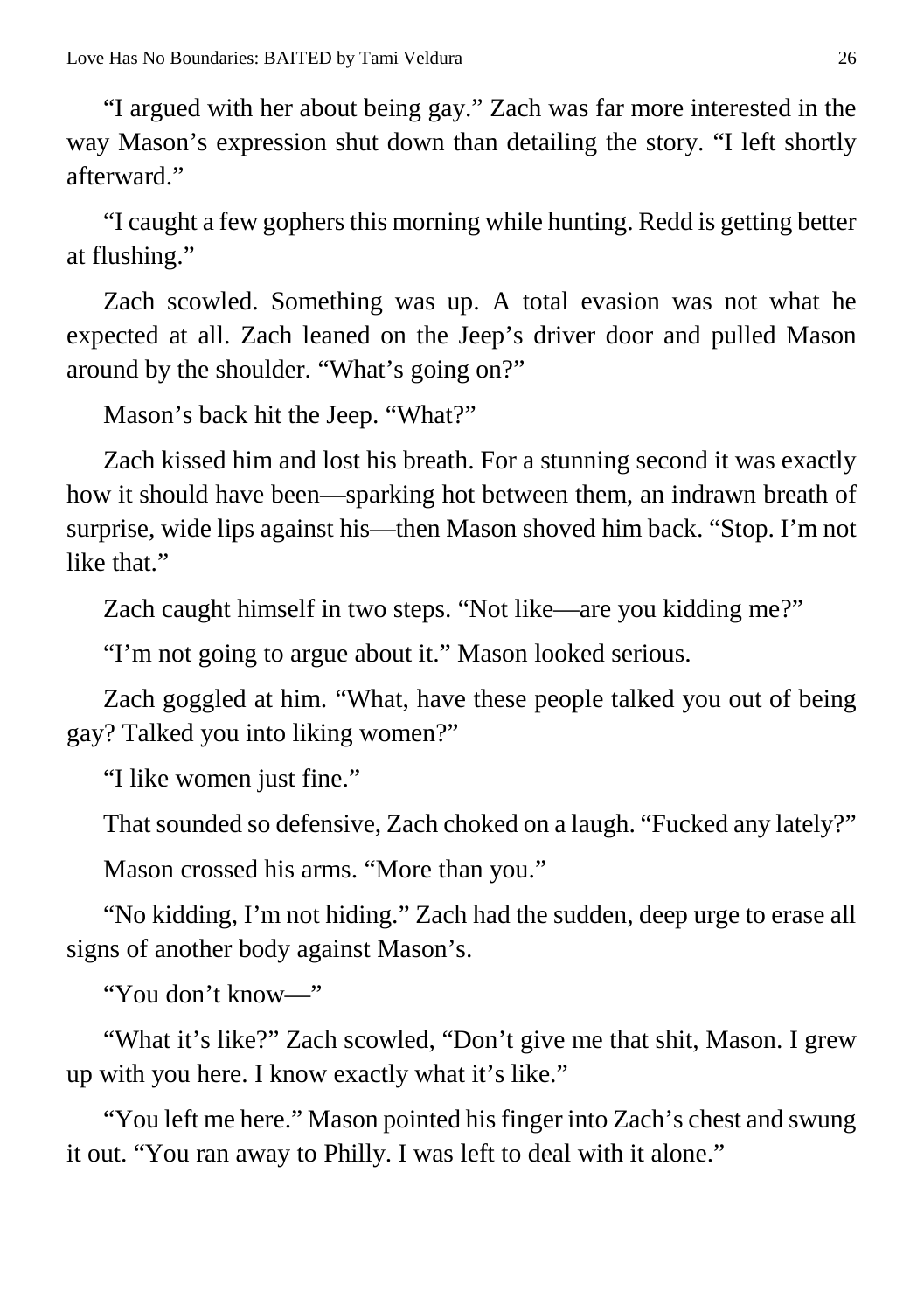“I argued with her about being gay.” Zach was far more interested in the way Mason’s expression shut down than detailing the story. “I left shortly afterward.”

“I caught a few gophers this morning while hunting. Redd is getting better at flushing.”

Zach scowled. Something was up. A total evasion was not what he expected at all. Zach leaned on the Jeep’s driver door and pulled Mason around by the shoulder. “What’s going on?”

Mason’s back hit the Jeep. “What?”

Zach kissed him and lost his breath. For a stunning second it was exactly how it should have been—sparking hot between them, an indrawn breath of surprise, wide lips against his—then Mason shoved him back. “Stop. I’m not like that.”

Zach caught himself in two steps. “Not like—are you kidding me?”

“I’m not going to argue about it.” Mason looked serious.

Zach goggled at him. “What, have these people talked you out of being gay? Talked you into liking women?”

“I like women just fine.”

That sounded so defensive, Zach choked on a laugh. “Fucked any lately?”

Mason crossed his arms. “More than you.”

“No kidding, I’m not hiding.” Zach had the sudden, deep urge to erase all signs of another body against Mason’s.

“You don’t know—”

“What it’s like?” Zach scowled, “Don’t give me that shit, Mason. I grew up with you here. I know exactly what it’s like.”

“You left me here.” Mason pointed his finger into Zach’s chest and swung it out. “You ran away to Philly. I was left to deal with it alone.”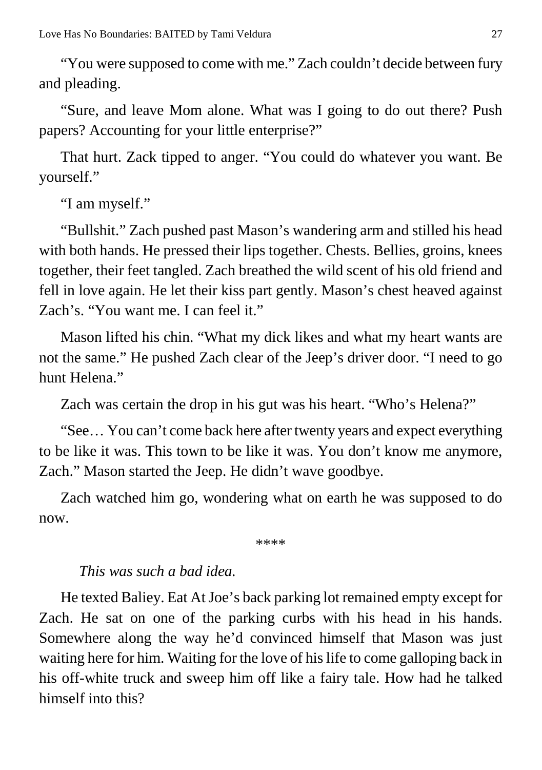"You were supposed to come with me." Zach couldn't decide between fury and pleading.

"Sure, and leave Mom alone. What was I going to do out there? Push papers? Accounting for your little enterprise?"

That hurt. Zack tipped to anger. "You could do whatever you want. Be yourself."

"I am myself."

"Bullshit." Zach pushed past Mason's wandering arm and stilled his head with both hands. He pressed their lips together. Chests. Bellies, groins, knees together, their feet tangled. Zach breathed the wild scent of his old friend and fell in love again. He let their kiss part gently. Mason's chest heaved against Zach's. "You want me. I can feel it."

Mason lifted his chin. "What my dick likes and what my heart wants are not the same." He pushed Zach clear of the Jeep's driver door. "I need to go hunt Helena."

Zach was certain the drop in his gut was his heart. "Who's Helena?"

"See… You can't come back here after twenty years and expect everything to be like it was. This town to be like it was. You don't know me anymore, Zach." Mason started the Jeep. He didn't wave goodbye.

Zach watched him go, wondering what on earth he was supposed to do now.

\*\*\*\*

*This was such a bad idea.*

He texted Baliey. Eat At Joe's back parking lot remained empty except for Zach. He sat on one of the parking curbs with his head in his hands. Somewhere along the way he'd convinced himself that Mason was just waiting here for him. Waiting for the love of his life to come galloping back in his off-white truck and sweep him off like a fairy tale. How had he talked himself into this?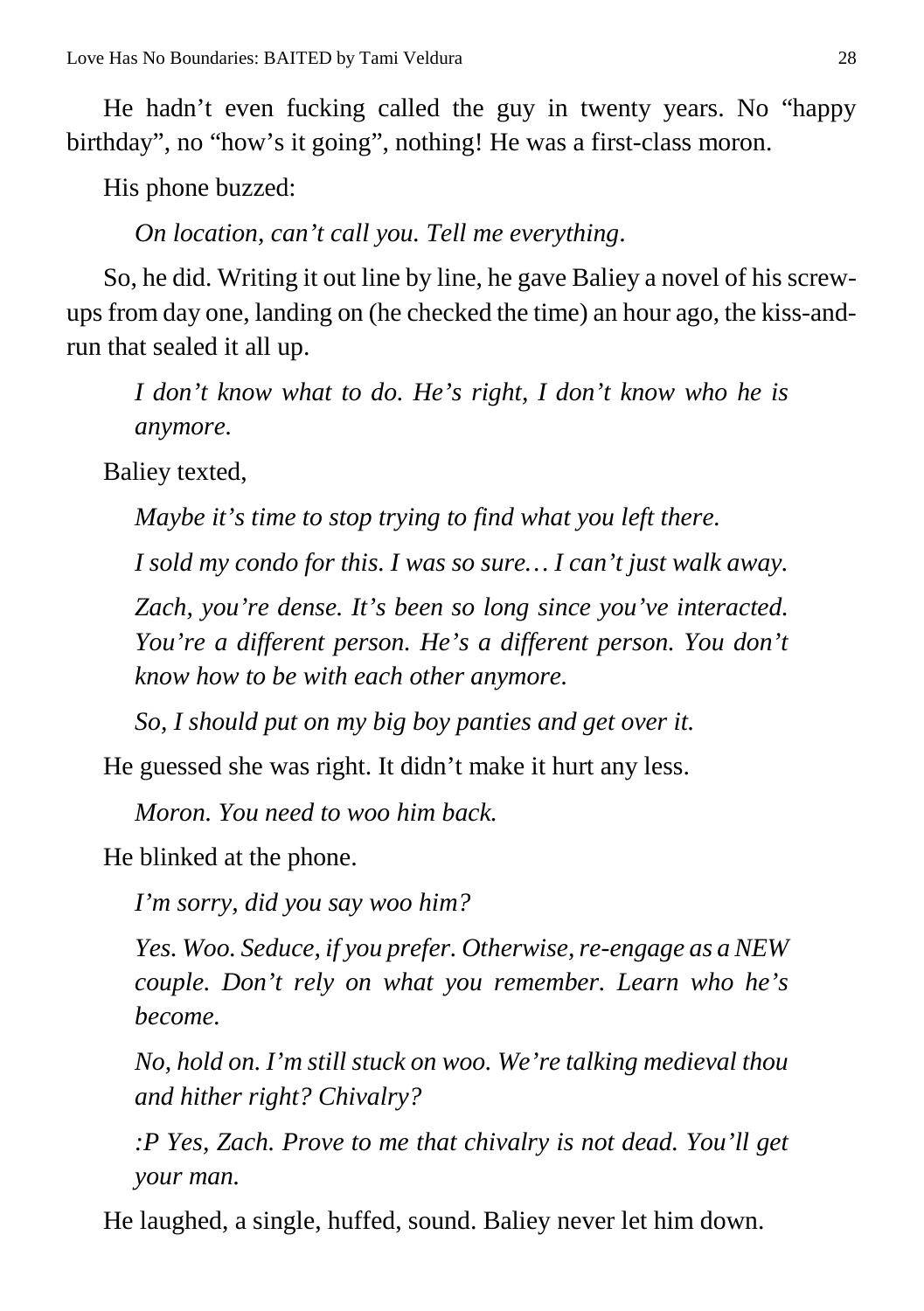He hadn't even fucking called the guy in twenty years. No "happy birthday", no "how's it going", nothing! He was a first-class moron.

His phone buzzed:

*On location, can't call you. Tell me everything.*

So, he did. Writing it out line by line, he gave Baliey a novel of his screw-ups from day one, landing on (he checked the time) an hour ago, the kiss-and-run that sealed it all up.

*I don't know what to do. He's right, I don't know who he is anymore.*

Baliey texted,

*Maybe it's time to stop trying to find what you left there.*

*I sold my condo for this. I was so sure… I can't just walk away.*

*Zach, you're dense. It's been so long since you've interacted. You're a different person. He's a different person. You don't know how to be with each other anymore.*

*So, I should put on my big boy panties and get over it.*

He guessed she was right. It didn't make it hurt any less.

*Moron. You need to woo him back.*

He blinked at the phone.

*I'm sorry, did you say woo him?*

*Yes. Woo. Seduce, if you prefer. Otherwise, re-engage as a NEW couple. Don't rely on what you remember. Learn who he's become.*

*No, hold on. I'm still stuck on woo. We're talking medieval thou and hither right? Chivalry?*

*:P Yes, Zach. Prove to me that chivalry is not dead. You'll get your man.*

He laughed, a single, huffed, sound. Baliey never let him down.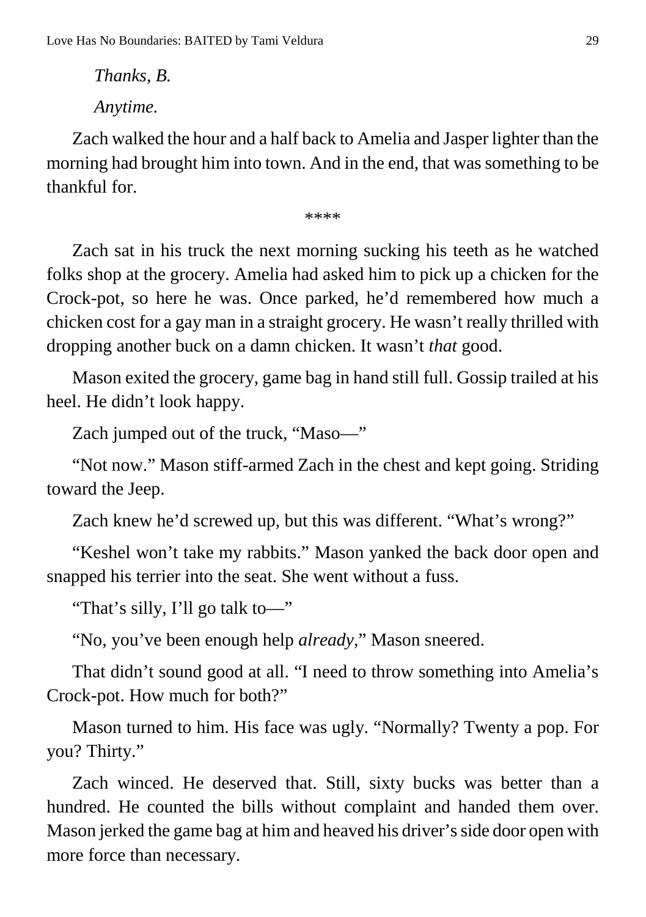*Thanks, B.*

*Anytime.*

Zach walked the hour and a half back to Amelia and Jasper lighter than the morning had brought him into town. And in the end, that was something to be thankful for.

****

Zach sat in his truck the next morning sucking his teeth as he watched folks shop at the grocery. Amelia had asked him to pick up a chicken for the Crock-pot, so here he was. Once parked, he'd remembered how much a chicken cost for a gay man in a straight grocery. He wasn't really thrilled with dropping another buck on a damn chicken. It wasn't *that* good.

Mason exited the grocery, game bag in hand still full. Gossip trailed at his heel. He didn't look happy.

Zach jumped out of the truck, "Maso—"

"Not now." Mason stiff-armed Zach in the chest and kept going. Striding toward the Jeep.

Zach knew he'd screwed up, but this was different. "What's wrong?"

"Keshel won't take my rabbits." Mason yanked the back door open and snapped his terrier into the seat. She went without a fuss.

"That's silly, I'll go talk to—"

"No, you've been enough help *already*," Mason sneered.

That didn't sound good at all. "I need to throw something into Amelia's Crock-pot. How much for both?"

Mason turned to him. His face was ugly. "Normally? Twenty a pop. For you? Thirty."

Zach winced. He deserved that. Still, sixty bucks was better than a hundred. He counted the bills without complaint and handed them over. Mason jerked the game bag at him and heaved his driver's side door open with more force than necessary.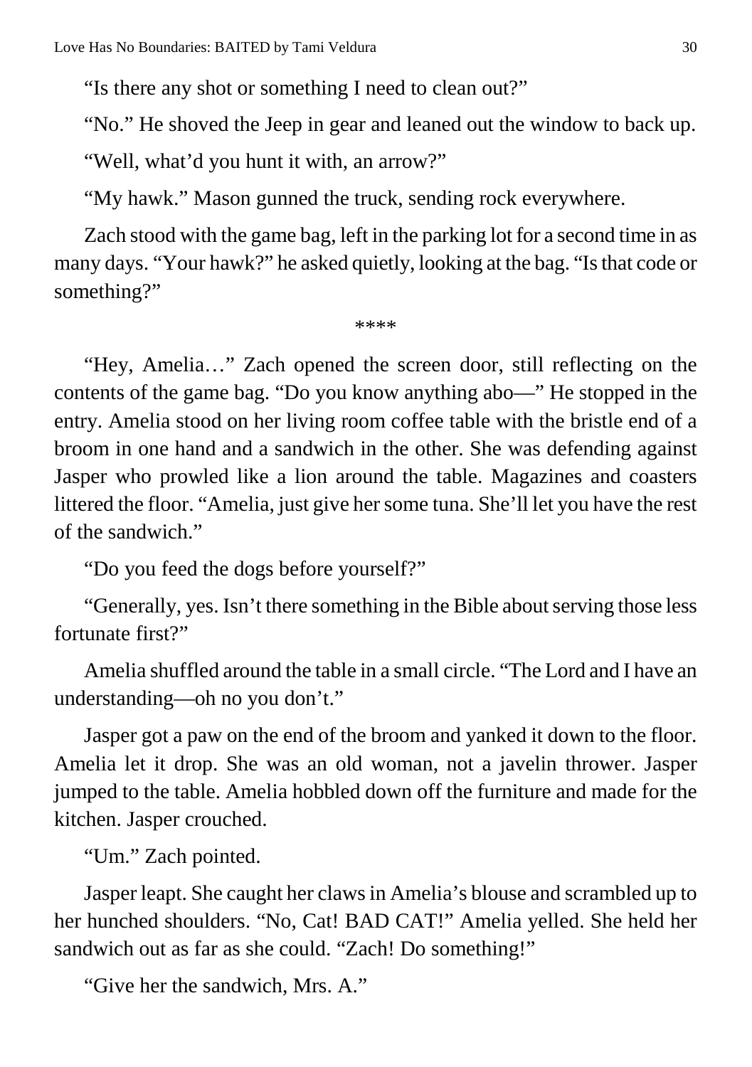"Is there any shot or something I need to clean out?"

"No." He shoved the Jeep in gear and leaned out the window to back up.

"Well, what'd you hunt it with, an arrow?"

"My hawk." Mason gunned the truck, sending rock everywhere.

Zach stood with the game bag, left in the parking lot for a second time in as many days. "Your hawk?" he asked quietly, looking at the bag. "Is that code or something?"

****

"Hey, Amelia…" Zach opened the screen door, still reflecting on the contents of the game bag. "Do you know anything abo—" He stopped in the entry. Amelia stood on her living room coffee table with the bristle end of a broom in one hand and a sandwich in the other. She was defending against Jasper who prowled like a lion around the table. Magazines and coasters littered the floor. "Amelia, just give her some tuna. She'll let you have the rest of the sandwich."

"Do you feed the dogs before yourself?"

"Generally, yes. Isn't there something in the Bible about serving those less fortunate first?"

Amelia shuffled around the table in a small circle. "The Lord and I have an understanding—oh no you don't."

Jasper got a paw on the end of the broom and yanked it down to the floor. Amelia let it drop. She was an old woman, not a javelin thrower. Jasper jumped to the table. Amelia hobbled down off the furniture and made for the kitchen. Jasper crouched.

"Um." Zach pointed.

Jasper leapt. She caught her claws in Amelia's blouse and scrambled up to her hunched shoulders. "No, Cat! BAD CAT!" Amelia yelled. She held her sandwich out as far as she could. "Zach! Do something!"

"Give her the sandwich, Mrs. A."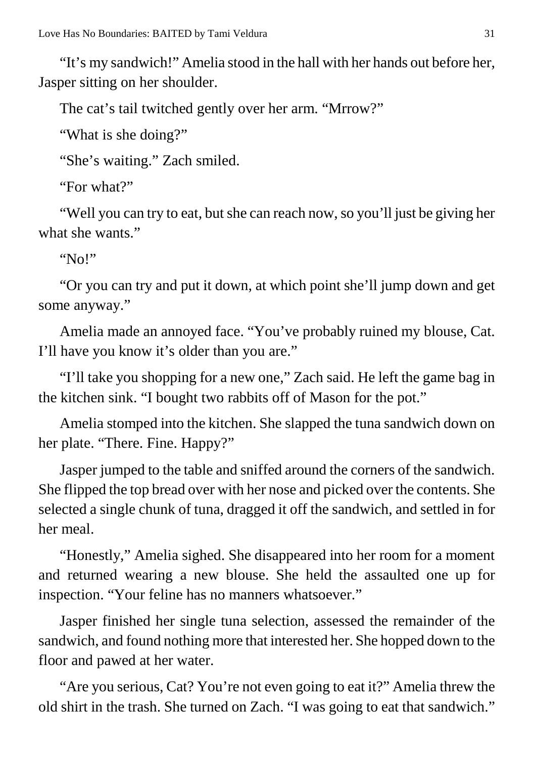"It's my sandwich!" Amelia stood in the hall with her hands out before her, Jasper sitting on her shoulder.

The cat's tail twitched gently over her arm. "Mrrow?"

"What is she doing?"

"She's waiting." Zach smiled.

"For what?"

"Well you can try to eat, but she can reach now, so you'll just be giving her what she wants."

"No!"

"Or you can try and put it down, at which point she'll jump down and get some anyway."

Amelia made an annoyed face. "You've probably ruined my blouse, Cat. I'll have you know it's older than you are."

"I'll take you shopping for a new one," Zach said. He left the game bag in the kitchen sink. "I bought two rabbits off of Mason for the pot."

Amelia stomped into the kitchen. She slapped the tuna sandwich down on her plate. "There. Fine. Happy?"

Jasper jumped to the table and sniffed around the corners of the sandwich. She flipped the top bread over with her nose and picked over the contents. She selected a single chunk of tuna, dragged it off the sandwich, and settled in for her meal.

"Honestly," Amelia sighed. She disappeared into her room for a moment and returned wearing a new blouse. She held the assaulted one up for inspection. "Your feline has no manners whatsoever."

Jasper finished her single tuna selection, assessed the remainder of the sandwich, and found nothing more that interested her. She hopped down to the floor and pawed at her water.

"Are you serious, Cat? You're not even going to eat it?" Amelia threw the old shirt in the trash. She turned on Zach. "I was going to eat that sandwich."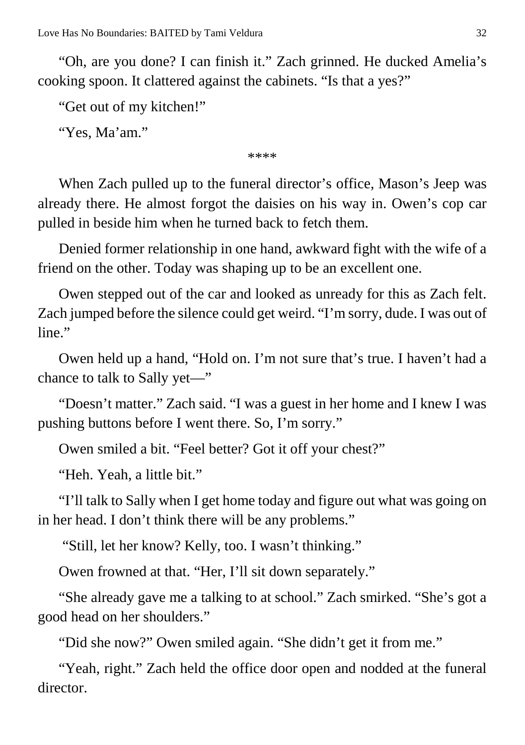"Oh, are you done? I can finish it." Zach grinned. He ducked Amelia's cooking spoon. It clattered against the cabinets. "Is that a yes?"

"Get out of my kitchen!"

"Yes, Ma'am."

****

When Zach pulled up to the funeral director's office, Mason's Jeep was already there. He almost forgot the daisies on his way in. Owen's cop car pulled in beside him when he turned back to fetch them.

Denied former relationship in one hand, awkward fight with the wife of a friend on the other. Today was shaping up to be an excellent one.

Owen stepped out of the car and looked as unready for this as Zach felt. Zach jumped before the silence could get weird. "I'm sorry, dude. I was out of line."

Owen held up a hand, "Hold on. I'm not sure that's true. I haven't had a chance to talk to Sally yet—"

"Doesn't matter." Zach said. "I was a guest in her home and I knew I was pushing buttons before I went there. So, I'm sorry."

Owen smiled a bit. "Feel better? Got it off your chest?"

"Heh. Yeah, a little bit."

"I'll talk to Sally when I get home today and figure out what was going on in her head. I don't think there will be any problems."

"Still, let her know? Kelly, too. I wasn't thinking."

Owen frowned at that. "Her, I'll sit down separately."

"She already gave me a talking to at school." Zach smirked. "She's got a good head on her shoulders."

"Did she now?" Owen smiled again. "She didn't get it from me."

"Yeah, right." Zach held the office door open and nodded at the funeral director.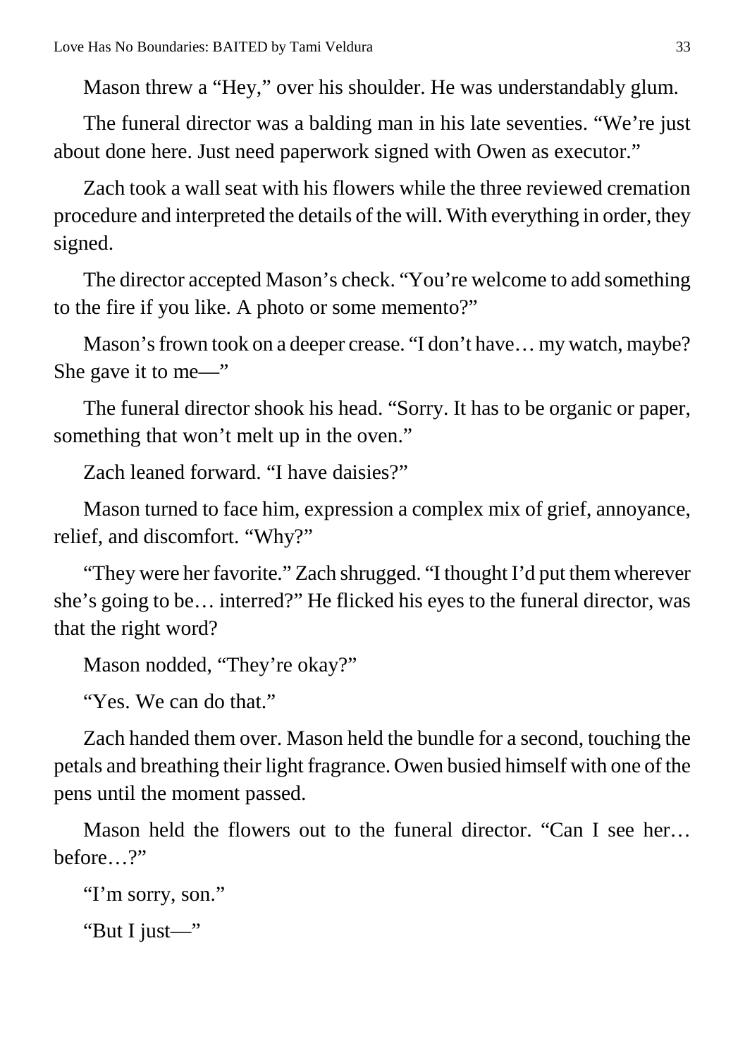Mason threw a "Hey," over his shoulder. He was understandably glum.

The funeral director was a balding man in his late seventies. "We're just about done here. Just need paperwork signed with Owen as executor."

Zach took a wall seat with his flowers while the three reviewed cremation procedure and interpreted the details of the will. With everything in order, they signed.

The director accepted Mason's check. "You're welcome to add something to the fire if you like. A photo or some memento?"

Mason's frown took on a deeper crease. "I don't have… my watch, maybe? She gave it to me—"

The funeral director shook his head. "Sorry. It has to be organic or paper, something that won't melt up in the oven."

Zach leaned forward. "I have daisies?"

Mason turned to face him, expression a complex mix of grief, annoyance, relief, and discomfort. "Why?"

"They were her favorite." Zach shrugged. "I thought I'd put them wherever she's going to be… interred?" He flicked his eyes to the funeral director, was that the right word?

Mason nodded, "They're okay?"

"Yes. We can do that."

Zach handed them over. Mason held the bundle for a second, touching the petals and breathing their light fragrance. Owen busied himself with one of the pens until the moment passed.

Mason held the flowers out to the funeral director. "Can I see her… before…?"

"I'm sorry, son."

"But I just—"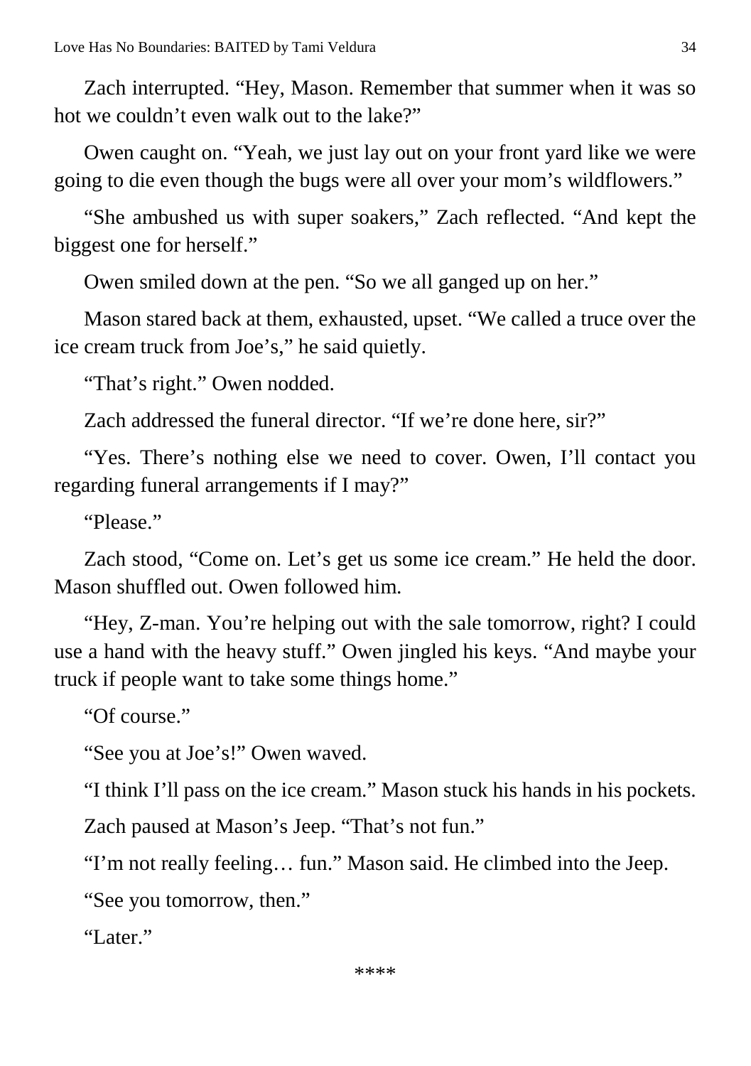Zach interrupted. “Hey, Mason. Remember that summer when it was so hot we couldn’t even walk out to the lake?”

Owen caught on. “Yeah, we just lay out on your front yard like we were going to die even though the bugs were all over your mom’s wildflowers.”

“She ambushed us with super soakers,” Zach reflected. “And kept the biggest one for herself.”

Owen smiled down at the pen. “So we all ganged up on her.”

Mason stared back at them, exhausted, upset. “We called a truce over the ice cream truck from Joe’s,” he said quietly.

“That’s right.” Owen nodded.

Zach addressed the funeral director. “If we’re done here, sir?”

“Yes. There’s nothing else we need to cover. Owen, I’ll contact you regarding funeral arrangements if I may?”

“Please.”

Zach stood, “Come on. Let’s get us some ice cream.” He held the door. Mason shuffled out. Owen followed him.

“Hey, Z-man. You’re helping out with the sale tomorrow, right? I could use a hand with the heavy stuff.” Owen jingled his keys. “And maybe your truck if people want to take some things home.”

“Of course.”

“See you at Joe’s!” Owen waved.

“I think I’ll pass on the ice cream.” Mason stuck his hands in his pockets.

Zach paused at Mason’s Jeep. “That’s not fun.”

“I’m not really feeling… fun.” Mason said. He climbed into the Jeep.

“See you tomorrow, then.”

“Later.”

****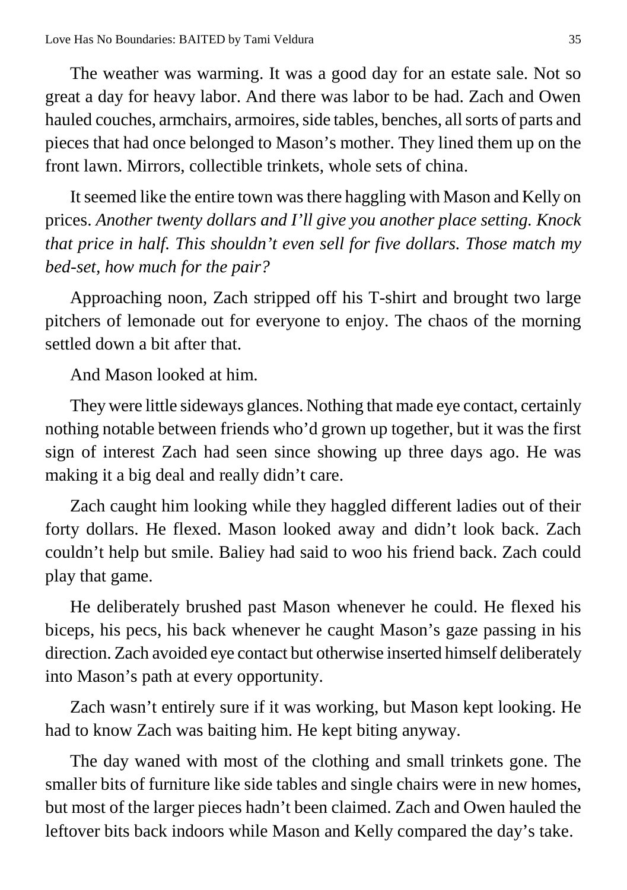The weather was warming. It was a good day for an estate sale. Not so great a day for heavy labor. And there was labor to be had. Zach and Owen hauled couches, armchairs, armoires, side tables, benches, all sorts of parts and pieces that had once belonged to Mason's mother. They lined them up on the front lawn. Mirrors, collectible trinkets, whole sets of china.

It seemed like the entire town was there haggling with Mason and Kelly on prices. *Another twenty dollars and I'll give you another place setting. Knock that price in half. This shouldn't even sell for five dollars. Those match my bed-set, how much for the pair?*

Approaching noon, Zach stripped off his T-shirt and brought two large pitchers of lemonade out for everyone to enjoy. The chaos of the morning settled down a bit after that.

And Mason looked at him.

They were little sideways glances. Nothing that made eye contact, certainly nothing notable between friends who'd grown up together, but it was the first sign of interest Zach had seen since showing up three days ago. He was making it a big deal and really didn't care.

Zach caught him looking while they haggled different ladies out of their forty dollars. He flexed. Mason looked away and didn't look back. Zach couldn't help but smile. Baliey had said to woo his friend back. Zach could play that game.

He deliberately brushed past Mason whenever he could. He flexed his biceps, his pecs, his back whenever he caught Mason's gaze passing in his direction. Zach avoided eye contact but otherwise inserted himself deliberately into Mason's path at every opportunity.

Zach wasn't entirely sure if it was working, but Mason kept looking. He had to know Zach was baiting him. He kept biting anyway.

The day waned with most of the clothing and small trinkets gone. The smaller bits of furniture like side tables and single chairs were in new homes, but most of the larger pieces hadn't been claimed. Zach and Owen hauled the leftover bits back indoors while Mason and Kelly compared the day's take.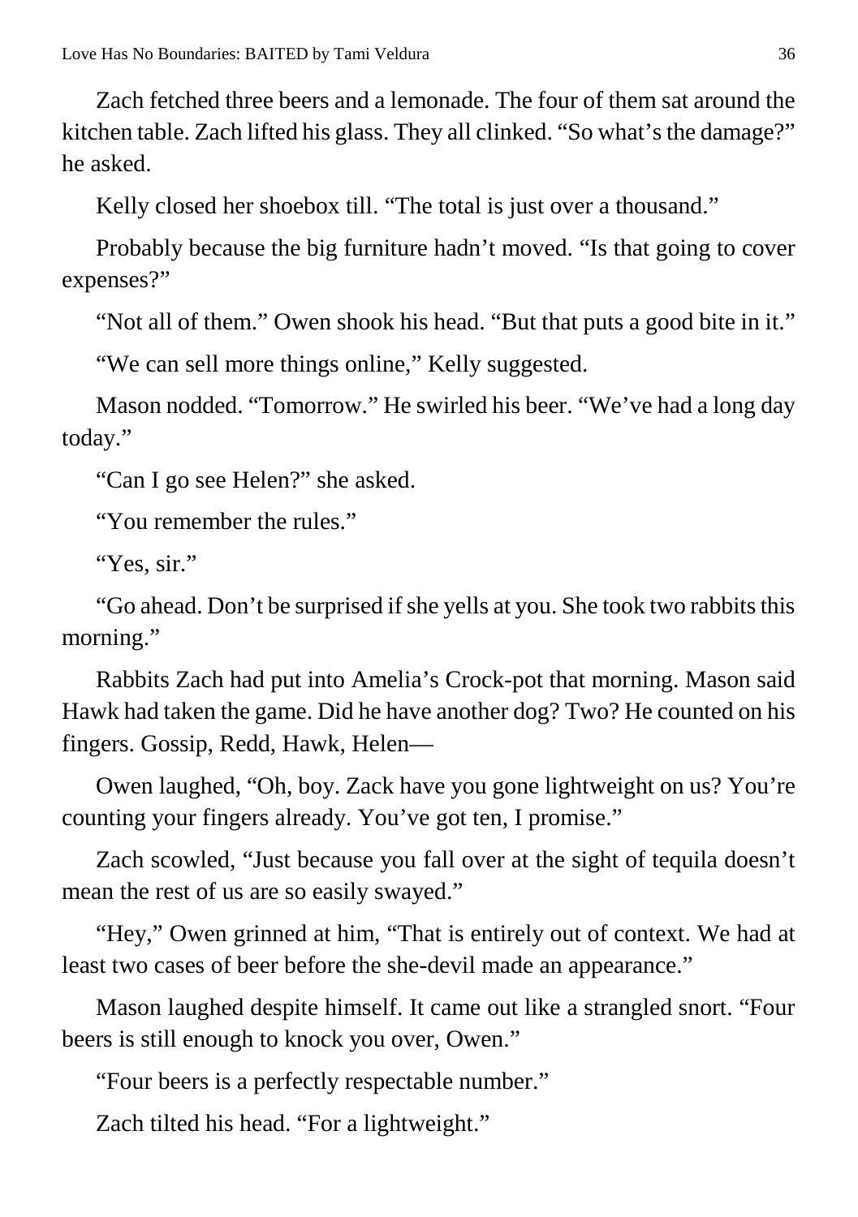Zach fetched three beers and a lemonade. The four of them sat around the kitchen table. Zach lifted his glass. They all clinked. "So what's the damage?" he asked.

Kelly closed her shoebox till. "The total is just over a thousand."

Probably because the big furniture hadn't moved. "Is that going to cover expenses?"

"Not all of them." Owen shook his head. "But that puts a good bite in it."

"We can sell more things online," Kelly suggested.

Mason nodded. "Tomorrow." He swirled his beer. "We've had a long day today."

"Can I go see Helen?" she asked.

"You remember the rules."

"Yes, sir."

"Go ahead. Don't be surprised if she yells at you. She took two rabbits this morning."

Rabbits Zach had put into Amelia's Crock-pot that morning. Mason said Hawk had taken the game. Did he have another dog? Two? He counted on his fingers. Gossip, Redd, Hawk, Helen—

Owen laughed, "Oh, boy. Zack have you gone lightweight on us? You're counting your fingers already. You've got ten, I promise."

Zach scowled, "Just because you fall over at the sight of tequila doesn't mean the rest of us are so easily swayed."

"Hey," Owen grinned at him, "That is entirely out of context. We had at least two cases of beer before the she-devil made an appearance."

Mason laughed despite himself. It came out like a strangled snort. "Four beers is still enough to knock you over, Owen."

"Four beers is a perfectly respectable number."

Zach tilted his head. "For a lightweight."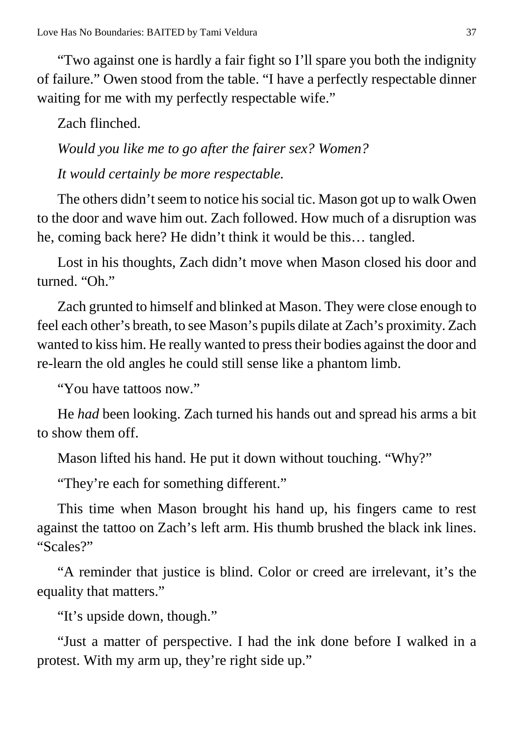"Two against one is hardly a fair fight so I'll spare you both the indignity of failure." Owen stood from the table. "I have a perfectly respectable dinner waiting for me with my perfectly respectable wife."

Zach flinched.

*Would you like me to go after the fairer sex? Women?*

*It would certainly be more respectable.*

The others didn't seem to notice his social tic. Mason got up to walk Owen to the door and wave him out. Zach followed. How much of a disruption was he, coming back here? He didn't think it would be this… tangled.

Lost in his thoughts, Zach didn't move when Mason closed his door and turned. "Oh."

Zach grunted to himself and blinked at Mason. They were close enough to feel each other's breath, to see Mason's pupils dilate at Zach's proximity. Zach wanted to kiss him. He really wanted to press their bodies against the door and re-learn the old angles he could still sense like a phantom limb.

"You have tattoos now."

He *had* been looking. Zach turned his hands out and spread his arms a bit to show them off.

Mason lifted his hand. He put it down without touching. "Why?"

"They're each for something different."

This time when Mason brought his hand up, his fingers came to rest against the tattoo on Zach's left arm. His thumb brushed the black ink lines. "Scales?"

"A reminder that justice is blind. Color or creed are irrelevant, it's the equality that matters."

"It's upside down, though."

"Just a matter of perspective. I had the ink done before I walked in a protest. With my arm up, they're right side up."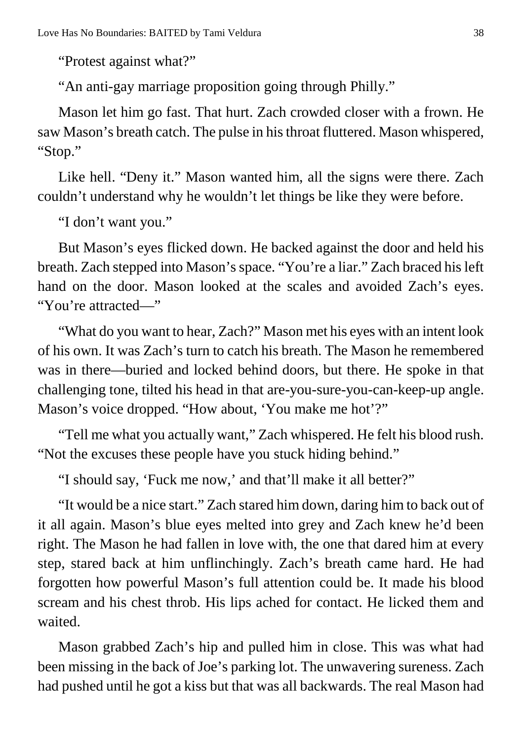"Protest against what?"

"An anti-gay marriage proposition going through Philly."

Mason let him go fast. That hurt. Zach crowded closer with a frown. He saw Mason's breath catch. The pulse in his throat fluttered. Mason whispered, "Stop."

Like hell. "Deny it." Mason wanted him, all the signs were there. Zach couldn't understand why he wouldn't let things be like they were before.

"I don't want you."

But Mason's eyes flicked down. He backed against the door and held his breath. Zach stepped into Mason's space. "You're a liar." Zach braced his left hand on the door. Mason looked at the scales and avoided Zach's eyes. "You're attracted—"

"What do you want to hear, Zach?" Mason met his eyes with an intent look of his own. It was Zach's turn to catch his breath. The Mason he remembered was in there—buried and locked behind doors, but there. He spoke in that challenging tone, tilted his head in that are-you-sure-you-can-keep-up angle. Mason's voice dropped. "How about, 'You make me hot'?"

"Tell me what you actually want," Zach whispered. He felt his blood rush. "Not the excuses these people have you stuck hiding behind."

"I should say, 'Fuck me now,' and that'll make it all better?"

"It would be a nice start." Zach stared him down, daring him to back out of it all again. Mason's blue eyes melted into grey and Zach knew he'd been right. The Mason he had fallen in love with, the one that dared him at every step, stared back at him unflinchingly. Zach's breath came hard. He had forgotten how powerful Mason's full attention could be. It made his blood scream and his chest throb. His lips ached for contact. He licked them and waited.

Mason grabbed Zach's hip and pulled him in close. This was what had been missing in the back of Joe's parking lot. The unwavering sureness. Zach had pushed until he got a kiss but that was all backwards. The real Mason had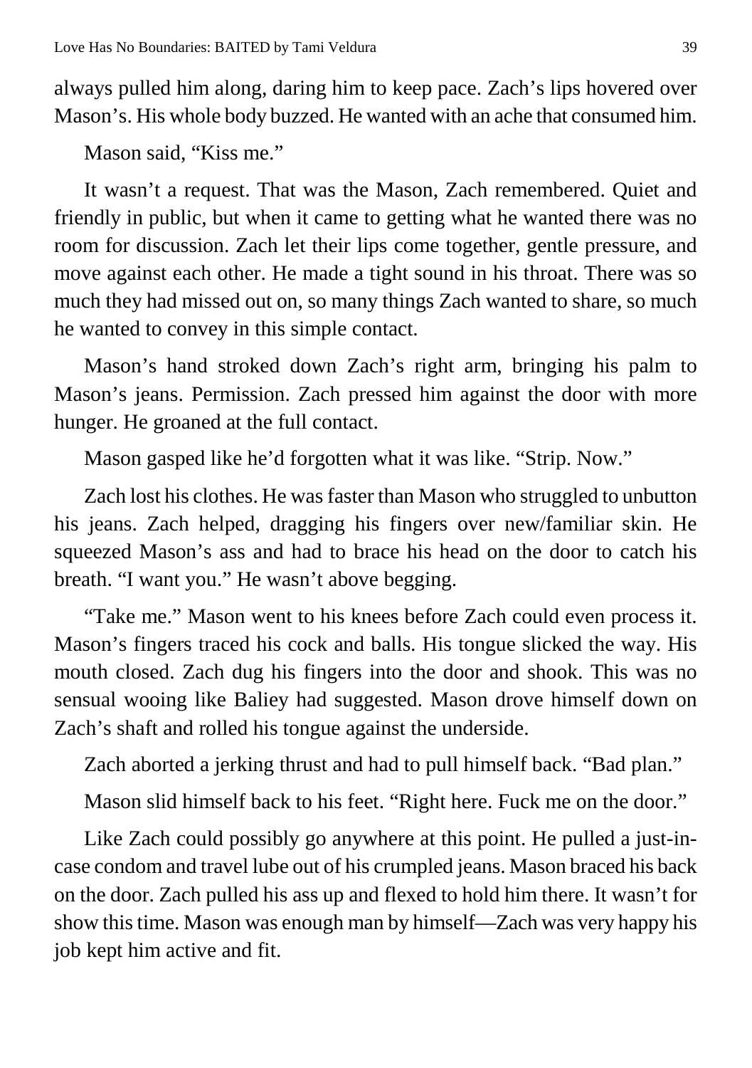always pulled him along, daring him to keep pace. Zach's lips hovered over Mason's. His whole body buzzed. He wanted with an ache that consumed him.

Mason said, "Kiss me."

It wasn't a request. That was the Mason, Zach remembered. Quiet and friendly in public, but when it came to getting what he wanted there was no room for discussion. Zach let their lips come together, gentle pressure, and move against each other. He made a tight sound in his throat. There was so much they had missed out on, so many things Zach wanted to share, so much he wanted to convey in this simple contact.

Mason's hand stroked down Zach's right arm, bringing his palm to Mason's jeans. Permission. Zach pressed him against the door with more hunger. He groaned at the full contact.

Mason gasped like he'd forgotten what it was like. "Strip. Now."

Zach lost his clothes. He was faster than Mason who struggled to unbutton his jeans. Zach helped, dragging his fingers over new/familiar skin. He squeezed Mason's ass and had to brace his head on the door to catch his breath. "I want you." He wasn't above begging.

"Take me." Mason went to his knees before Zach could even process it. Mason's fingers traced his cock and balls. His tongue slicked the way. His mouth closed. Zach dug his fingers into the door and shook. This was no sensual wooing like Baliey had suggested. Mason drove himself down on Zach's shaft and rolled his tongue against the underside.

Zach aborted a jerking thrust and had to pull himself back. "Bad plan."

Mason slid himself back to his feet. "Right here. Fuck me on the door."

Like Zach could possibly go anywhere at this point. He pulled a just-in-case condom and travel lube out of his crumpled jeans. Mason braced his back on the door. Zach pulled his ass up and flexed to hold him there. It wasn't for show this time. Mason was enough man by himself—Zach was very happy his job kept him active and fit.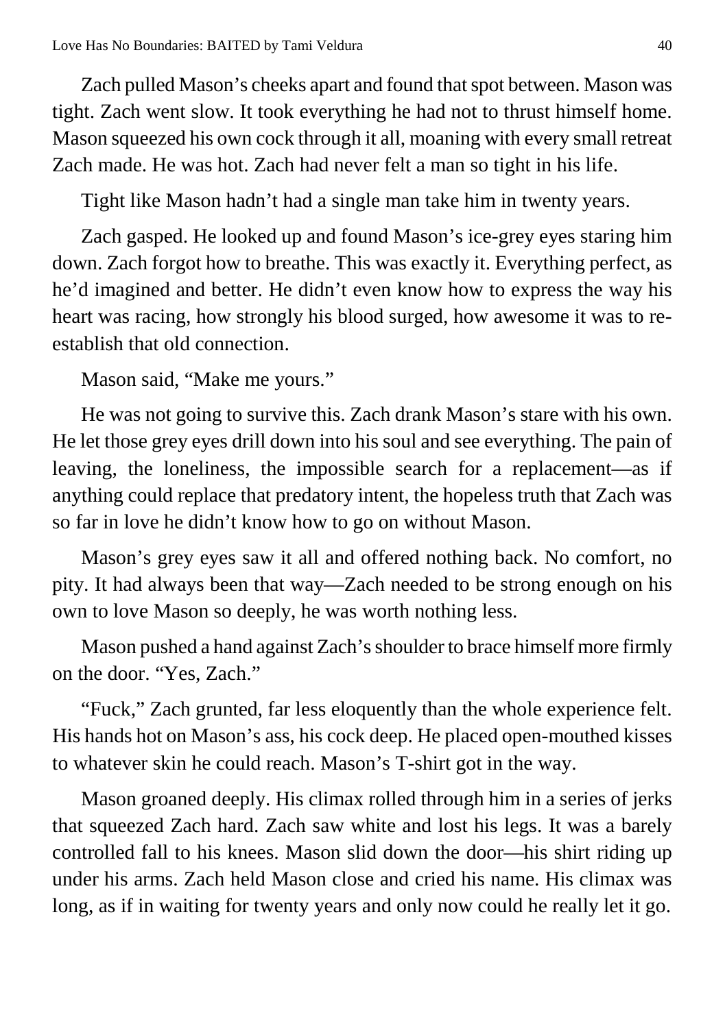Zach pulled Mason's cheeks apart and found that spot between. Mason was tight. Zach went slow. It took everything he had not to thrust himself home. Mason squeezed his own cock through it all, moaning with every small retreat Zach made. He was hot. Zach had never felt a man so tight in his life.

Tight like Mason hadn't had a single man take him in twenty years.

Zach gasped. He looked up and found Mason's ice-grey eyes staring him down. Zach forgot how to breathe. This was exactly it. Everything perfect, as he'd imagined and better. He didn't even know how to express the way his heart was racing, how strongly his blood surged, how awesome it was to re-establish that old connection.

Mason said, "Make me yours."

He was not going to survive this. Zach drank Mason's stare with his own. He let those grey eyes drill down into his soul and see everything. The pain of leaving, the loneliness, the impossible search for a replacement—as if anything could replace that predatory intent, the hopeless truth that Zach was so far in love he didn't know how to go on without Mason.

Mason's grey eyes saw it all and offered nothing back. No comfort, no pity. It had always been that way—Zach needed to be strong enough on his own to love Mason so deeply, he was worth nothing less.

Mason pushed a hand against Zach's shoulder to brace himself more firmly on the door. "Yes, Zach."

"Fuck," Zach grunted, far less eloquently than the whole experience felt. His hands hot on Mason's ass, his cock deep. He placed open-mouthed kisses to whatever skin he could reach. Mason's T-shirt got in the way.

Mason groaned deeply. His climax rolled through him in a series of jerks that squeezed Zach hard. Zach saw white and lost his legs. It was a barely controlled fall to his knees. Mason slid down the door—his shirt riding up under his arms. Zach held Mason close and cried his name. His climax was long, as if in waiting for twenty years and only now could he really let it go.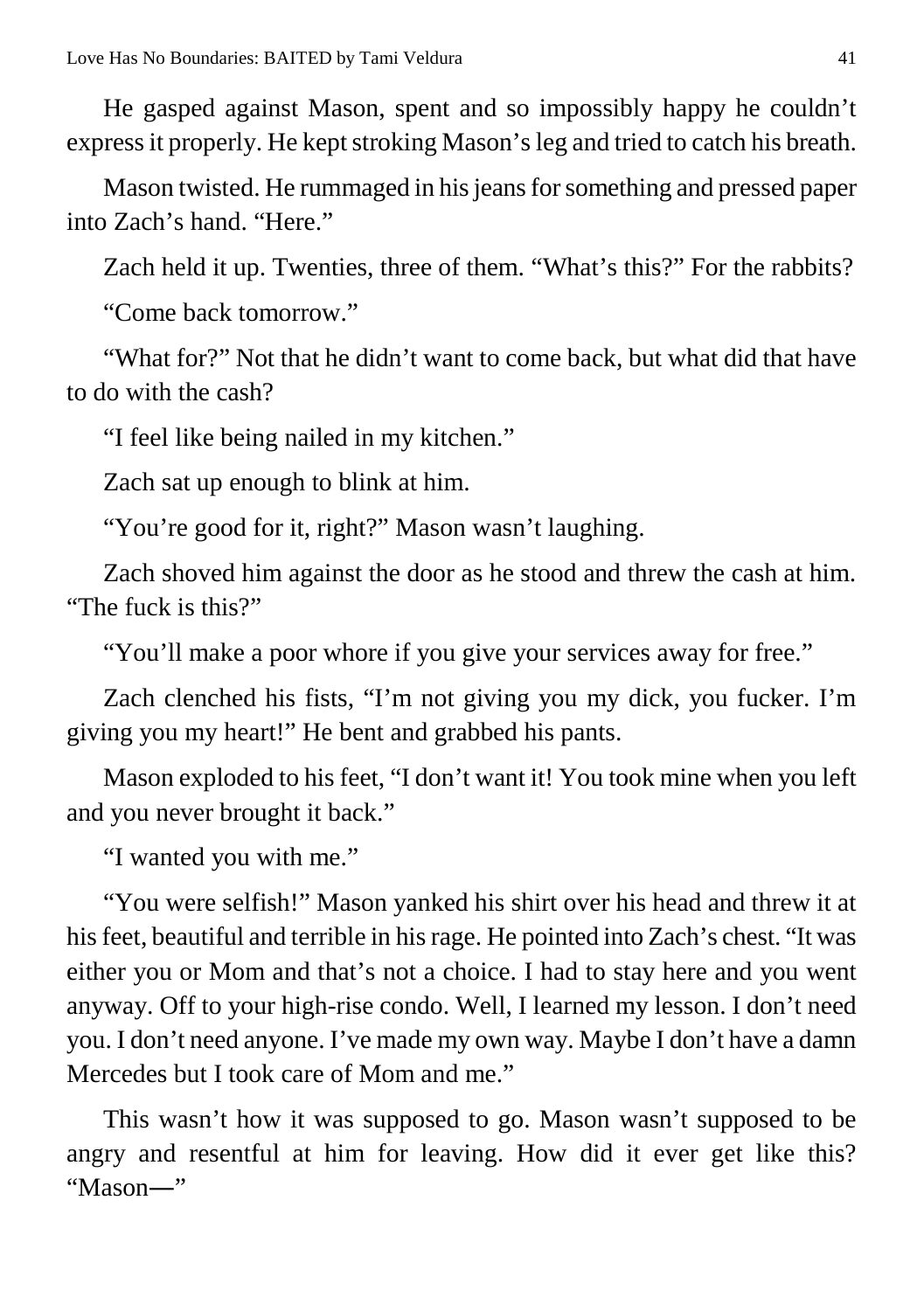He gasped against Mason, spent and so impossibly happy he couldn't express it properly. He kept stroking Mason's leg and tried to catch his breath.

Mason twisted. He rummaged in his jeans for something and pressed paper into Zach's hand. "Here."

Zach held it up. Twenties, three of them. "What's this?" For the rabbits?

"Come back tomorrow."

"What for?" Not that he didn't want to come back, but what did that have to do with the cash?

"I feel like being nailed in my kitchen."

Zach sat up enough to blink at him.

"You're good for it, right?" Mason wasn't laughing.

Zach shoved him against the door as he stood and threw the cash at him. "The fuck is this?"

"You'll make a poor whore if you give your services away for free."

Zach clenched his fists, "I'm not giving you my dick, you fucker. I'm giving you my heart!" He bent and grabbed his pants.

Mason exploded to his feet, "I don't want it! You took mine when you left and you never brought it back."

"I wanted you with me."

"You were selfish!" Mason yanked his shirt over his head and threw it at his feet, beautiful and terrible in his rage. He pointed into Zach's chest. "It was either you or Mom and that's not a choice. I had to stay here and you went anyway. Off to your high-rise condo. Well, I learned my lesson. I don't need you. I don't need anyone. I've made my own way. Maybe I don't have a damn Mercedes but I took care of Mom and me."

This wasn't how it was supposed to go. Mason wasn't supposed to be angry and resentful at him for leaving. How did it ever get like this? "Mason—"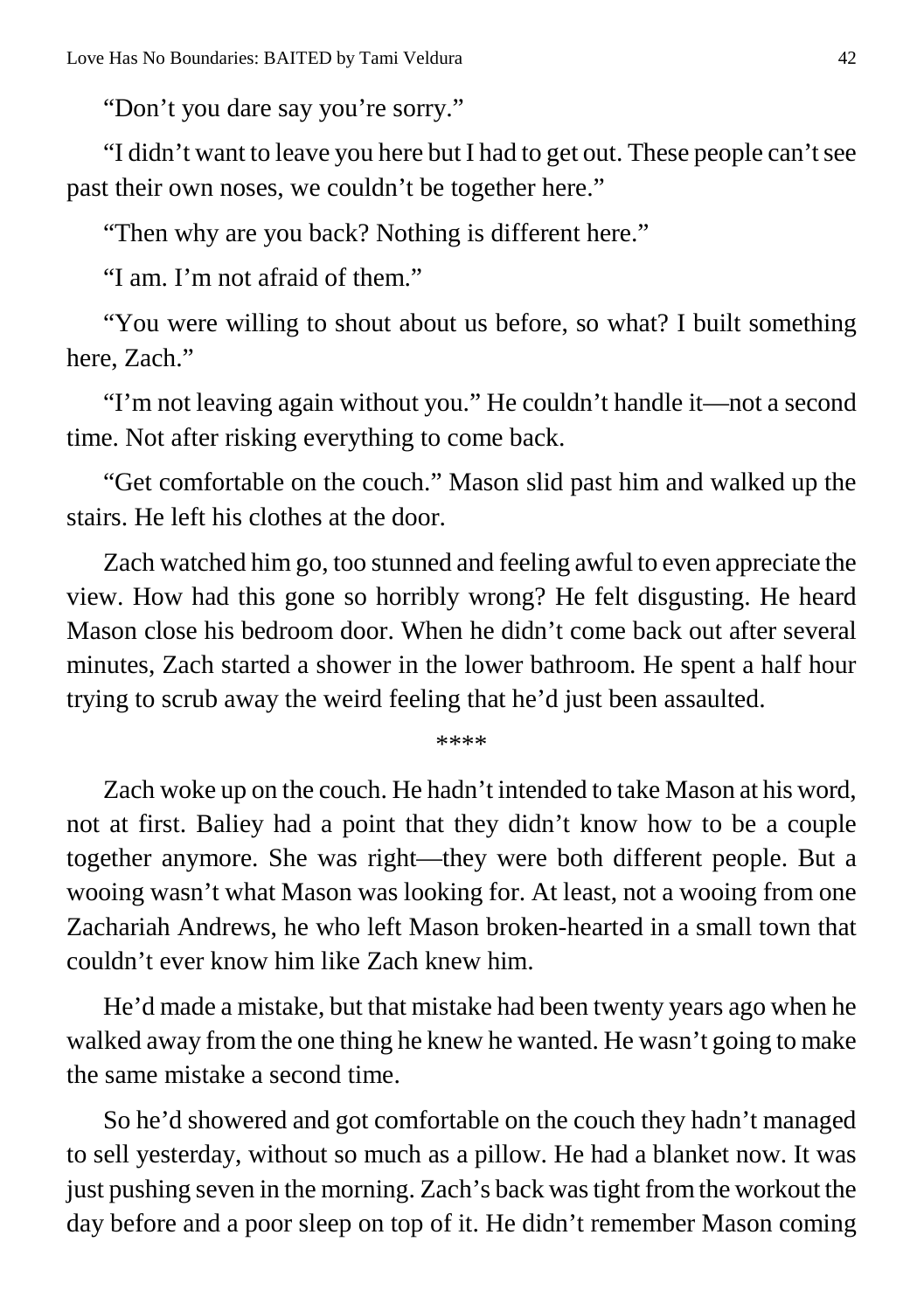"Don't you dare say you're sorry."

"I didn't want to leave you here but I had to get out. These people can't see past their own noses, we couldn't be together here."

"Then why are you back? Nothing is different here."

"I am. I'm not afraid of them."

"You were willing to shout about us before, so what? I built something here, Zach."

"I'm not leaving again without you." He couldn't handle it—not a second time. Not after risking everything to come back.

"Get comfortable on the couch." Mason slid past him and walked up the stairs. He left his clothes at the door.

Zach watched him go, too stunned and feeling awful to even appreciate the view. How had this gone so horribly wrong? He felt disgusting. He heard Mason close his bedroom door. When he didn't come back out after several minutes, Zach started a shower in the lower bathroom. He spent a half hour trying to scrub away the weird feeling that he'd just been assaulted.

****

Zach woke up on the couch. He hadn't intended to take Mason at his word, not at first. Baliey had a point that they didn't know how to be a couple together anymore. She was right—they were both different people. But a wooing wasn't what Mason was looking for. At least, not a wooing from one Zachariah Andrews, he who left Mason broken-hearted in a small town that couldn't ever know him like Zach knew him.

He'd made a mistake, but that mistake had been twenty years ago when he walked away from the one thing he knew he wanted. He wasn't going to make the same mistake a second time.

So he'd showered and got comfortable on the couch they hadn't managed to sell yesterday, without so much as a pillow. He had a blanket now. It was just pushing seven in the morning. Zach's back was tight from the workout the day before and a poor sleep on top of it. He didn't remember Mason coming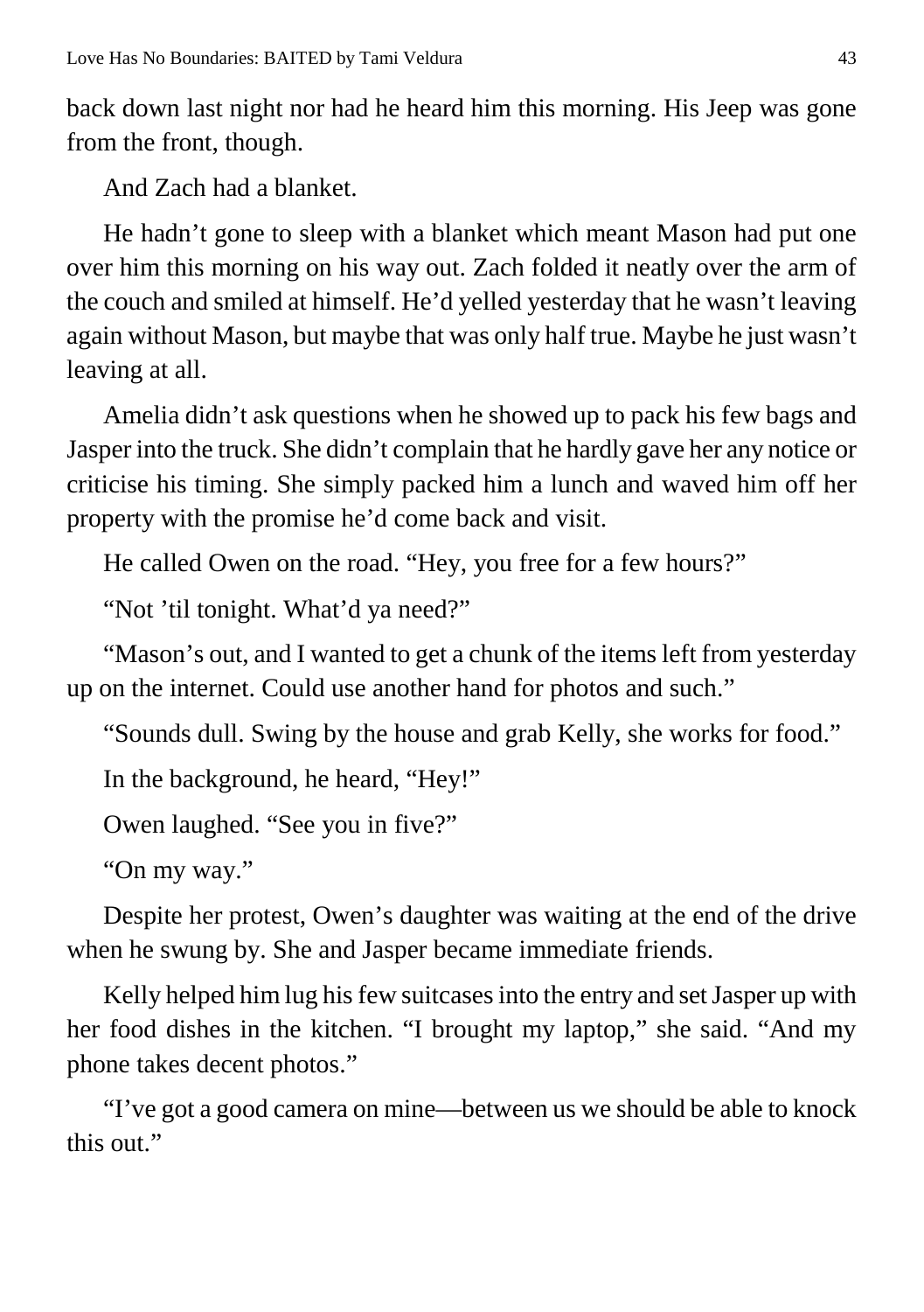back down last night nor had he heard him this morning. His Jeep was gone from the front, though.

And Zach had a blanket.

He hadn't gone to sleep with a blanket which meant Mason had put one over him this morning on his way out. Zach folded it neatly over the arm of the couch and smiled at himself. He'd yelled yesterday that he wasn't leaving again without Mason, but maybe that was only half true. Maybe he just wasn't leaving at all.

Amelia didn't ask questions when he showed up to pack his few bags and Jasper into the truck. She didn't complain that he hardly gave her any notice or criticise his timing. She simply packed him a lunch and waved him off her property with the promise he'd come back and visit.

He called Owen on the road. "Hey, you free for a few hours?"

"Not 'til tonight. What'd ya need?"

"Mason's out, and I wanted to get a chunk of the items left from yesterday up on the internet. Could use another hand for photos and such."

"Sounds dull. Swing by the house and grab Kelly, she works for food."

In the background, he heard, "Hey!"

Owen laughed. "See you in five?"

"On my way."

Despite her protest, Owen's daughter was waiting at the end of the drive when he swung by. She and Jasper became immediate friends.

Kelly helped him lug his few suitcases into the entry and set Jasper up with her food dishes in the kitchen. "I brought my laptop," she said. "And my phone takes decent photos."

"I've got a good camera on mine—between us we should be able to knock this out."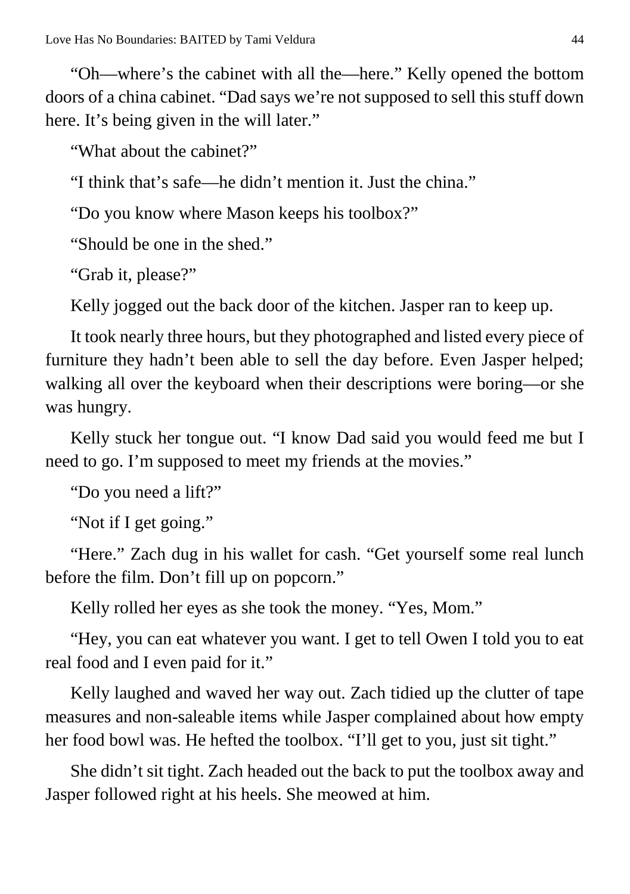"Oh—where's the cabinet with all the—here." Kelly opened the bottom doors of a china cabinet. "Dad says we're not supposed to sell this stuff down here. It's being given in the will later."

"What about the cabinet?"

"I think that's safe—he didn't mention it. Just the china."

"Do you know where Mason keeps his toolbox?"

"Should be one in the shed."

"Grab it, please?"

Kelly jogged out the back door of the kitchen. Jasper ran to keep up.

It took nearly three hours, but they photographed and listed every piece of furniture they hadn't been able to sell the day before. Even Jasper helped; walking all over the keyboard when their descriptions were boring—or she was hungry.

Kelly stuck her tongue out. "I know Dad said you would feed me but I need to go. I'm supposed to meet my friends at the movies."

"Do you need a lift?"

"Not if I get going."

"Here." Zach dug in his wallet for cash. "Get yourself some real lunch before the film. Don't fill up on popcorn."

Kelly rolled her eyes as she took the money. "Yes, Mom."

"Hey, you can eat whatever you want. I get to tell Owen I told you to eat real food and I even paid for it."

Kelly laughed and waved her way out. Zach tidied up the clutter of tape measures and non-saleable items while Jasper complained about how empty her food bowl was. He hefted the toolbox. "I'll get to you, just sit tight."

She didn't sit tight. Zach headed out the back to put the toolbox away and Jasper followed right at his heels. She meowed at him.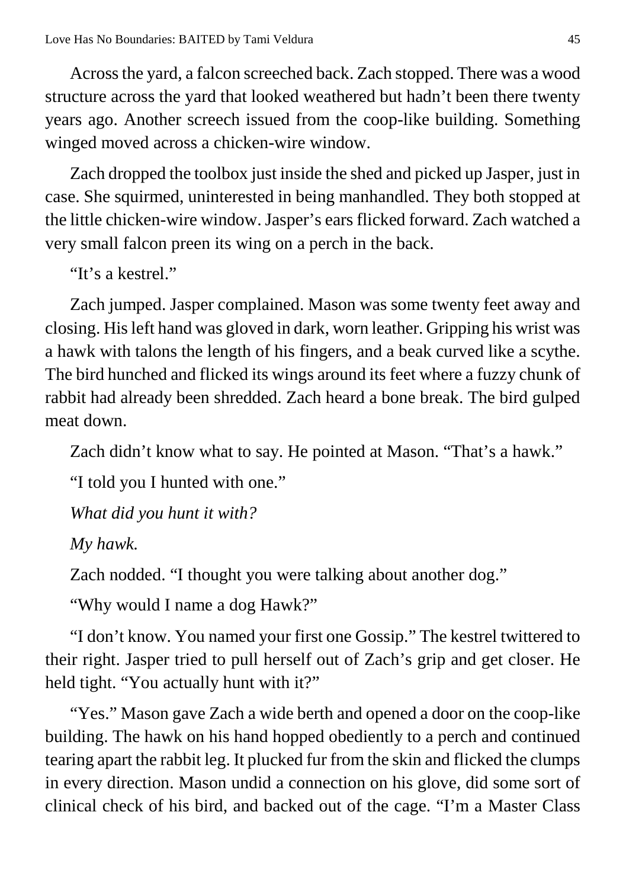Across the yard, a falcon screeched back. Zach stopped. There was a wood structure across the yard that looked weathered but hadn't been there twenty years ago. Another screech issued from the coop-like building. Something winged moved across a chicken-wire window.

Zach dropped the toolbox just inside the shed and picked up Jasper, just in case. She squirmed, uninterested in being manhandled. They both stopped at the little chicken-wire window. Jasper's ears flicked forward. Zach watched a very small falcon preen its wing on a perch in the back.

"It's a kestrel."

Zach jumped. Jasper complained. Mason was some twenty feet away and closing. His left hand was gloved in dark, worn leather. Gripping his wrist was a hawk with talons the length of his fingers, and a beak curved like a scythe. The bird hunched and flicked its wings around its feet where a fuzzy chunk of rabbit had already been shredded. Zach heard a bone break. The bird gulped meat down.

Zach didn't know what to say. He pointed at Mason. "That's a hawk."

"I told you I hunted with one."

*What did you hunt it with?*

*My hawk.*

Zach nodded. "I thought you were talking about another dog."

"Why would I name a dog Hawk?"

"I don't know. You named your first one Gossip." The kestrel twittered to their right. Jasper tried to pull herself out of Zach's grip and get closer. He held tight. "You actually hunt with it?"

"Yes." Mason gave Zach a wide berth and opened a door on the coop-like building. The hawk on his hand hopped obediently to a perch and continued tearing apart the rabbit leg. It plucked fur from the skin and flicked the clumps in every direction. Mason undid a connection on his glove, did some sort of clinical check of his bird, and backed out of the cage. "I'm a Master Class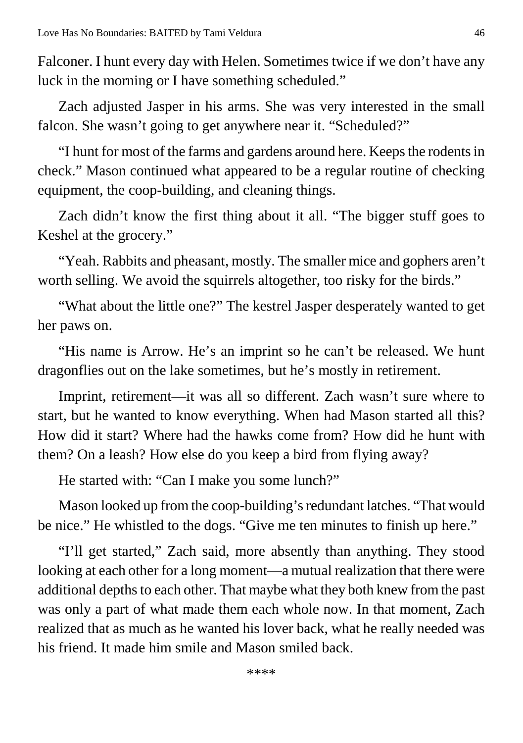Falconer. I hunt every day with Helen. Sometimes twice if we don't have any luck in the morning or I have something scheduled."

Zach adjusted Jasper in his arms. She was very interested in the small falcon. She wasn't going to get anywhere near it. "Scheduled?"

"I hunt for most of the farms and gardens around here. Keeps the rodents in check." Mason continued what appeared to be a regular routine of checking equipment, the coop-building, and cleaning things.

Zach didn't know the first thing about it all. "The bigger stuff goes to Keshel at the grocery."

"Yeah. Rabbits and pheasant, mostly. The smaller mice and gophers aren't worth selling. We avoid the squirrels altogether, too risky for the birds."

"What about the little one?" The kestrel Jasper desperately wanted to get her paws on.

"His name is Arrow. He's an imprint so he can't be released. We hunt dragonflies out on the lake sometimes, but he's mostly in retirement.

Imprint, retirement—it was all so different. Zach wasn't sure where to start, but he wanted to know everything. When had Mason started all this? How did it start? Where had the hawks come from? How did he hunt with them? On a leash? How else do you keep a bird from flying away?

He started with: "Can I make you some lunch?"

Mason looked up from the coop-building's redundant latches. "That would be nice." He whistled to the dogs. "Give me ten minutes to finish up here."

"I'll get started," Zach said, more absently than anything. They stood looking at each other for a long moment—a mutual realization that there were additional depths to each other. That maybe what they both knew from the past was only a part of what made them each whole now. In that moment, Zach realized that as much as he wanted his lover back, what he really needed was his friend. It made him smile and Mason smiled back.

****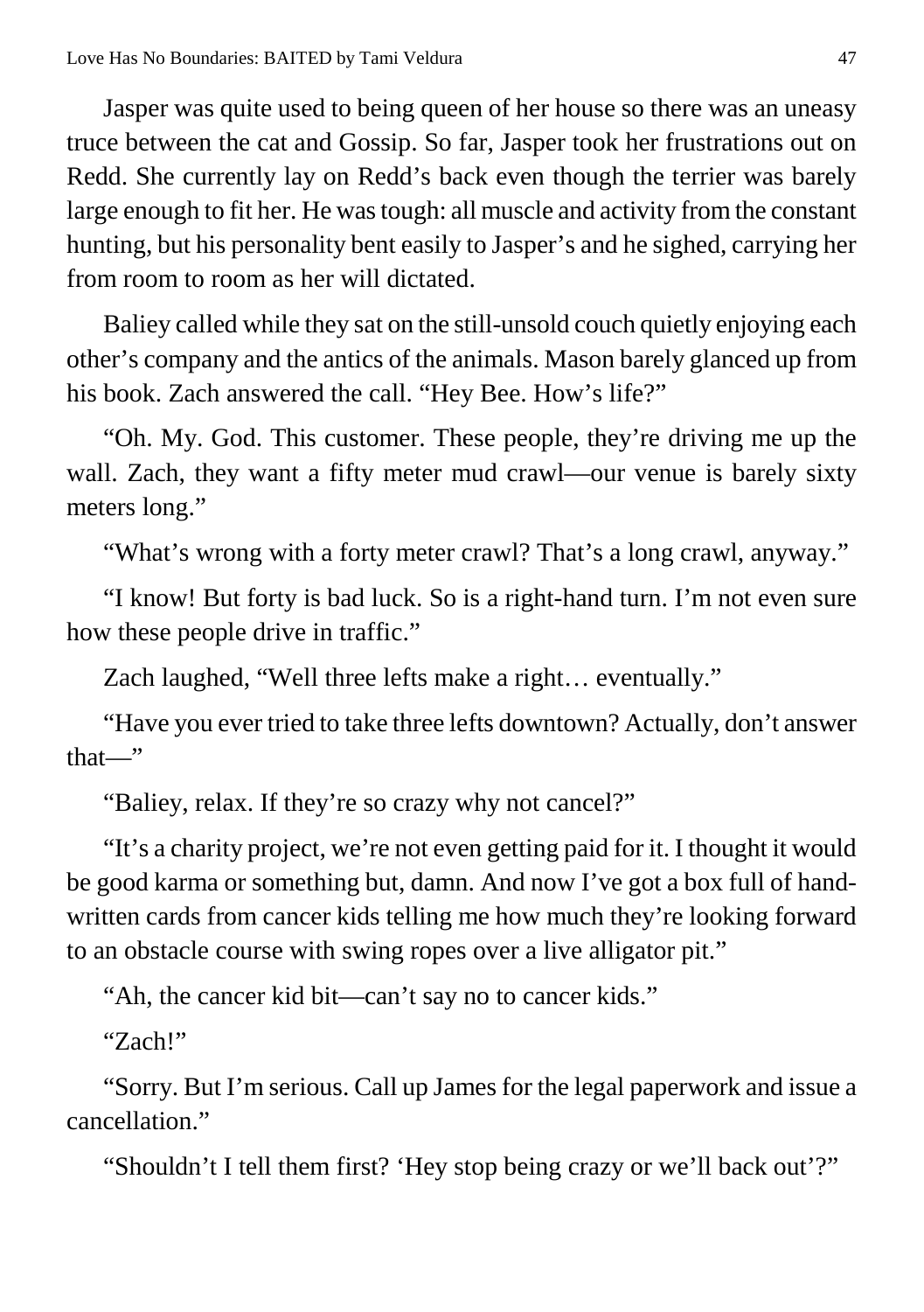Jasper was quite used to being queen of her house so there was an uneasy truce between the cat and Gossip. So far, Jasper took her frustrations out on Redd. She currently lay on Redd's back even though the terrier was barely large enough to fit her. He was tough: all muscle and activity from the constant hunting, but his personality bent easily to Jasper's and he sighed, carrying her from room to room as her will dictated.

Baliey called while they sat on the still-unsold couch quietly enjoying each other's company and the antics of the animals. Mason barely glanced up from his book. Zach answered the call. "Hey Bee. How's life?"

"Oh. My. God. This customer. These people, they're driving me up the wall. Zach, they want a fifty meter mud crawl—our venue is barely sixty meters long."

"What's wrong with a forty meter crawl? That's a long crawl, anyway."

"I know! But forty is bad luck. So is a right-hand turn. I'm not even sure how these people drive in traffic."

Zach laughed, "Well three lefts make a right… eventually."

"Have you ever tried to take three lefts downtown? Actually, don't answer that—"

"Baliey, relax. If they're so crazy why not cancel?"

"It's a charity project, we're not even getting paid for it. I thought it would be good karma or something but, damn. And now I've got a box full of hand-written cards from cancer kids telling me how much they're looking forward to an obstacle course with swing ropes over a live alligator pit."

"Ah, the cancer kid bit—can't say no to cancer kids."

"Zach!"

"Sorry. But I'm serious. Call up James for the legal paperwork and issue a cancellation."

"Shouldn't I tell them first? 'Hey stop being crazy or we'll back out'?"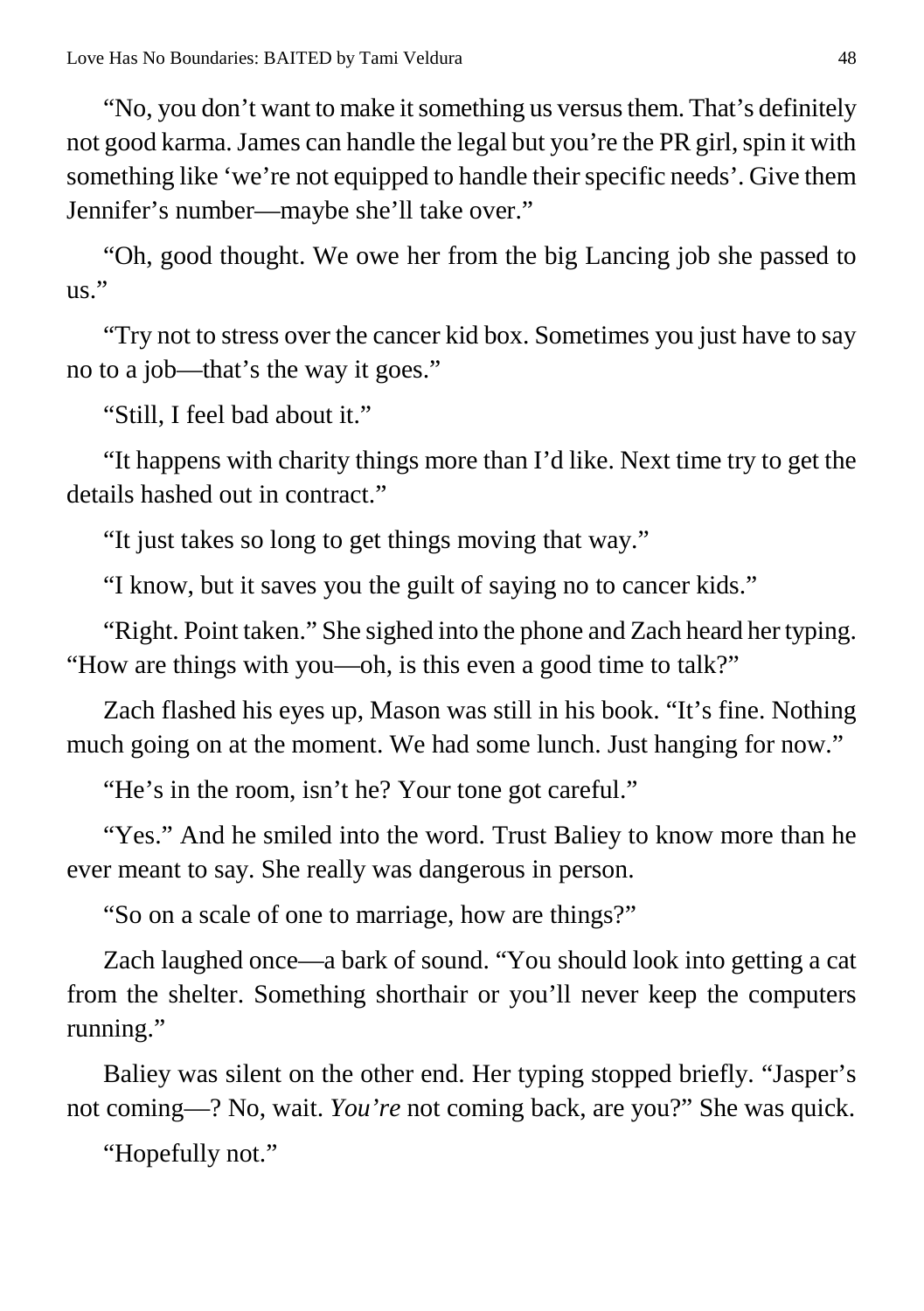"No, you don't want to make it something us versus them. That's definitely not good karma. James can handle the legal but you're the PR girl, spin it with something like 'we're not equipped to handle their specific needs'. Give them Jennifer's number—maybe she'll take over."

"Oh, good thought. We owe her from the big Lancing job she passed to us."

"Try not to stress over the cancer kid box. Sometimes you just have to say no to a job—that's the way it goes."

"Still, I feel bad about it."

"It happens with charity things more than I'd like. Next time try to get the details hashed out in contract."

"It just takes so long to get things moving that way."

"I know, but it saves you the guilt of saying no to cancer kids."

"Right. Point taken." She sighed into the phone and Zach heard her typing. "How are things with you—oh, is this even a good time to talk?"

Zach flashed his eyes up, Mason was still in his book. "It's fine. Nothing much going on at the moment. We had some lunch. Just hanging for now."

"He's in the room, isn't he? Your tone got careful."

"Yes." And he smiled into the word. Trust Baliey to know more than he ever meant to say. She really was dangerous in person.

"So on a scale of one to marriage, how are things?"

Zach laughed once—a bark of sound. "You should look into getting a cat from the shelter. Something shorthair or you'll never keep the computers running."

Baliey was silent on the other end. Her typing stopped briefly. "Jasper's not coming—? No, wait. *You're* not coming back, are you?" She was quick.

"Hopefully not."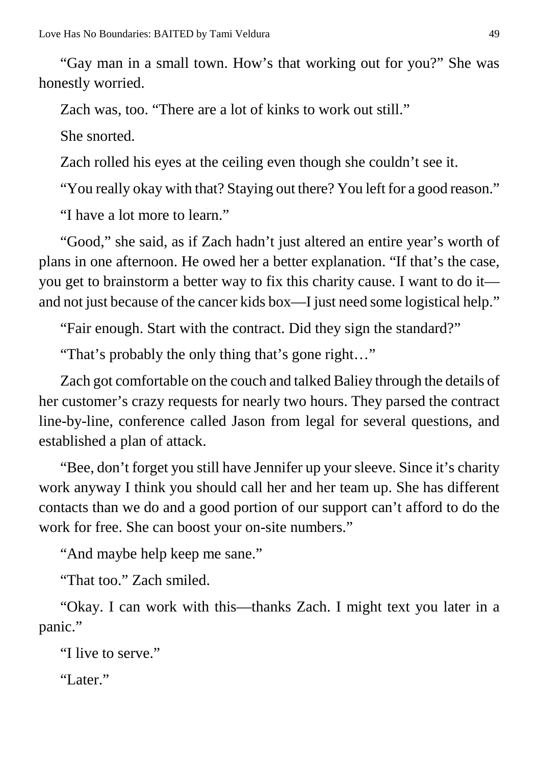"Gay man in a small town. How's that working out for you?" She was honestly worried.

Zach was, too. "There are a lot of kinks to work out still."

She snorted.

Zach rolled his eyes at the ceiling even though she couldn't see it.

"You really okay with that? Staying out there? You left for a good reason."

"I have a lot more to learn."

"Good," she said, as if Zach hadn't just altered an entire year's worth of plans in one afternoon. He owed her a better explanation. "If that's the case, you get to brainstorm a better way to fix this charity cause. I want to do it—and not just because of the cancer kids box—I just need some logistical help."

"Fair enough. Start with the contract. Did they sign the standard?"

"That's probably the only thing that's gone right…"

Zach got comfortable on the couch and talked Baliey through the details of her customer's crazy requests for nearly two hours. They parsed the contract line-by-line, conference called Jason from legal for several questions, and established a plan of attack.

"Bee, don't forget you still have Jennifer up your sleeve. Since it's charity work anyway I think you should call her and her team up. She has different contacts than we do and a good portion of our support can't afford to do the work for free. She can boost your on-site numbers."

"And maybe help keep me sane."

"That too." Zach smiled.

"Okay. I can work with this—thanks Zach. I might text you later in a panic."

"I live to serve."

"Later."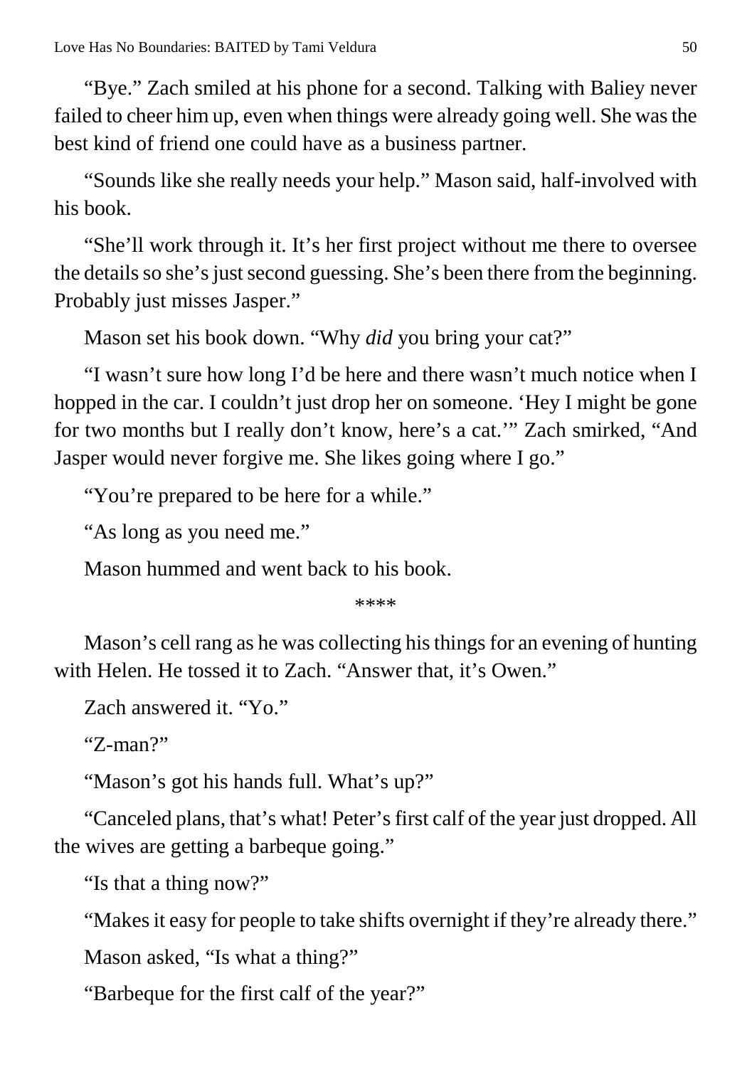"Bye." Zach smiled at his phone for a second. Talking with Baliey never failed to cheer him up, even when things were already going well. She was the best kind of friend one could have as a business partner.

"Sounds like she really needs your help." Mason said, half-involved with his book.

"She'll work through it. It's her first project without me there to oversee the details so she's just second guessing. She's been there from the beginning. Probably just misses Jasper."

Mason set his book down. "Why *did* you bring your cat?"

"I wasn't sure how long I'd be here and there wasn't much notice when I hopped in the car. I couldn't just drop her on someone. 'Hey I might be gone for two months but I really don't know, here's a cat.'" Zach smirked, "And Jasper would never forgive me. She likes going where I go."

"You're prepared to be here for a while."

"As long as you need me."

Mason hummed and went back to his book.

\*\*\*\*

Mason's cell rang as he was collecting his things for an evening of hunting with Helen. He tossed it to Zach. "Answer that, it's Owen."

Zach answered it. "Yo."

"Z-man?"

"Mason's got his hands full. What's up?"

"Canceled plans, that's what! Peter's first calf of the year just dropped. All the wives are getting a barbeque going."

"Is that a thing now?"

"Makes it easy for people to take shifts overnight if they're already there."

Mason asked, "Is what a thing?"

"Barbeque for the first calf of the year?"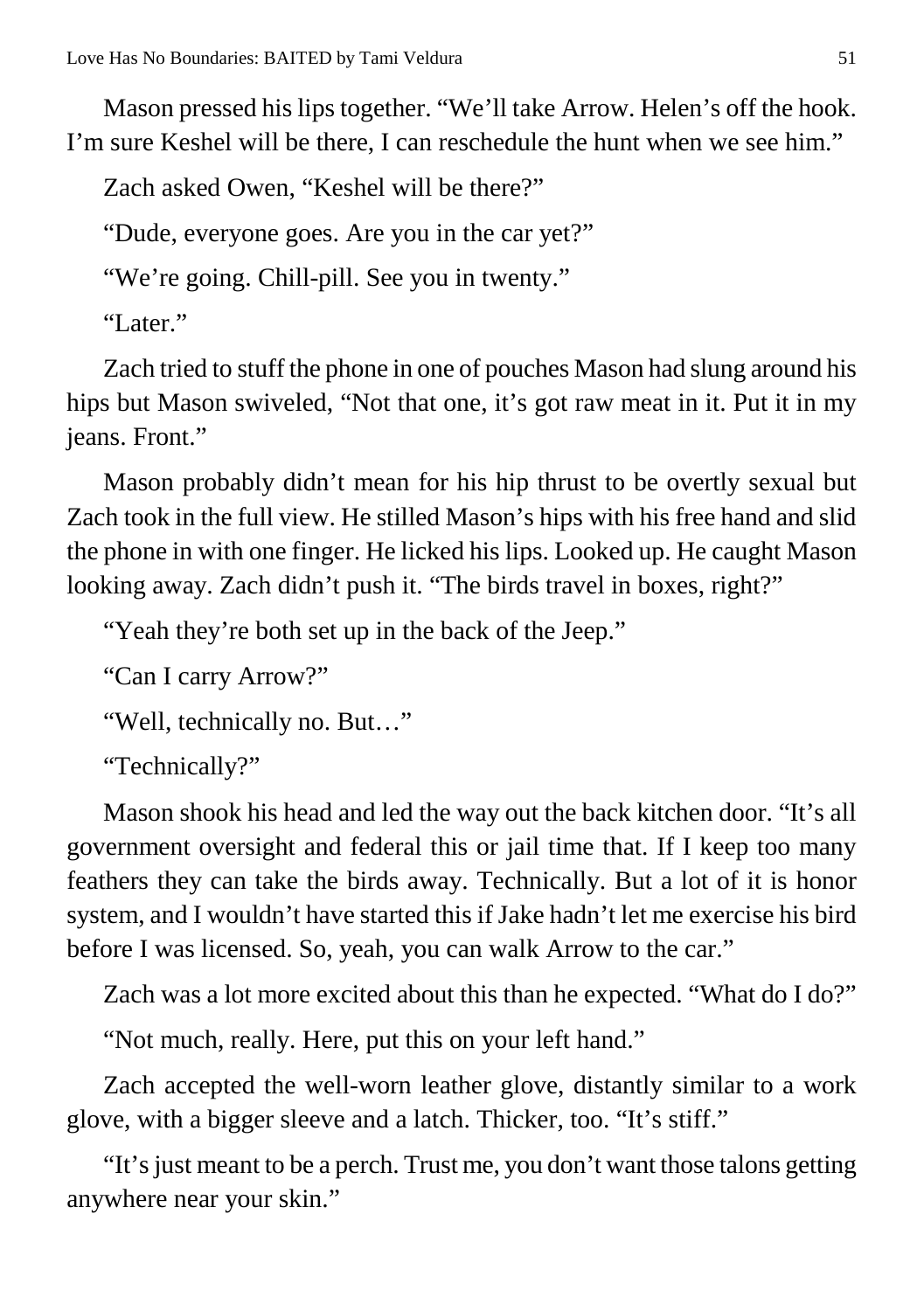Mason pressed his lips together. “We’ll take Arrow. Helen’s off the hook. I’m sure Keshel will be there, I can reschedule the hunt when we see him.”

Zach asked Owen, “Keshel will be there?”

“Dude, everyone goes. Are you in the car yet?”

“We’re going. Chill-pill. See you in twenty.”

“Later.”

Zach tried to stuff the phone in one of pouches Mason had slung around his hips but Mason swiveled, “Not that one, it’s got raw meat in it. Put it in my jeans. Front.”

Mason probably didn’t mean for his hip thrust to be overtly sexual but Zach took in the full view. He stilled Mason’s hips with his free hand and slid the phone in with one finger. He licked his lips. Looked up. He caught Mason looking away. Zach didn’t push it. “The birds travel in boxes, right?”

“Yeah they’re both set up in the back of the Jeep.”

“Can I carry Arrow?”

“Well, technically no. But…”

“Technically?”

Mason shook his head and led the way out the back kitchen door. “It’s all government oversight and federal this or jail time that. If I keep too many feathers they can take the birds away. Technically. But a lot of it is honor system, and I wouldn’t have started this if Jake hadn’t let me exercise his bird before I was licensed. So, yeah, you can walk Arrow to the car.”

Zach was a lot more excited about this than he expected. “What do I do?”

“Not much, really. Here, put this on your left hand.”

Zach accepted the well-worn leather glove, distantly similar to a work glove, with a bigger sleeve and a latch. Thicker, too. “It’s stiff.”

“It’s just meant to be a perch. Trust me, you don’t want those talons getting anywhere near your skin.”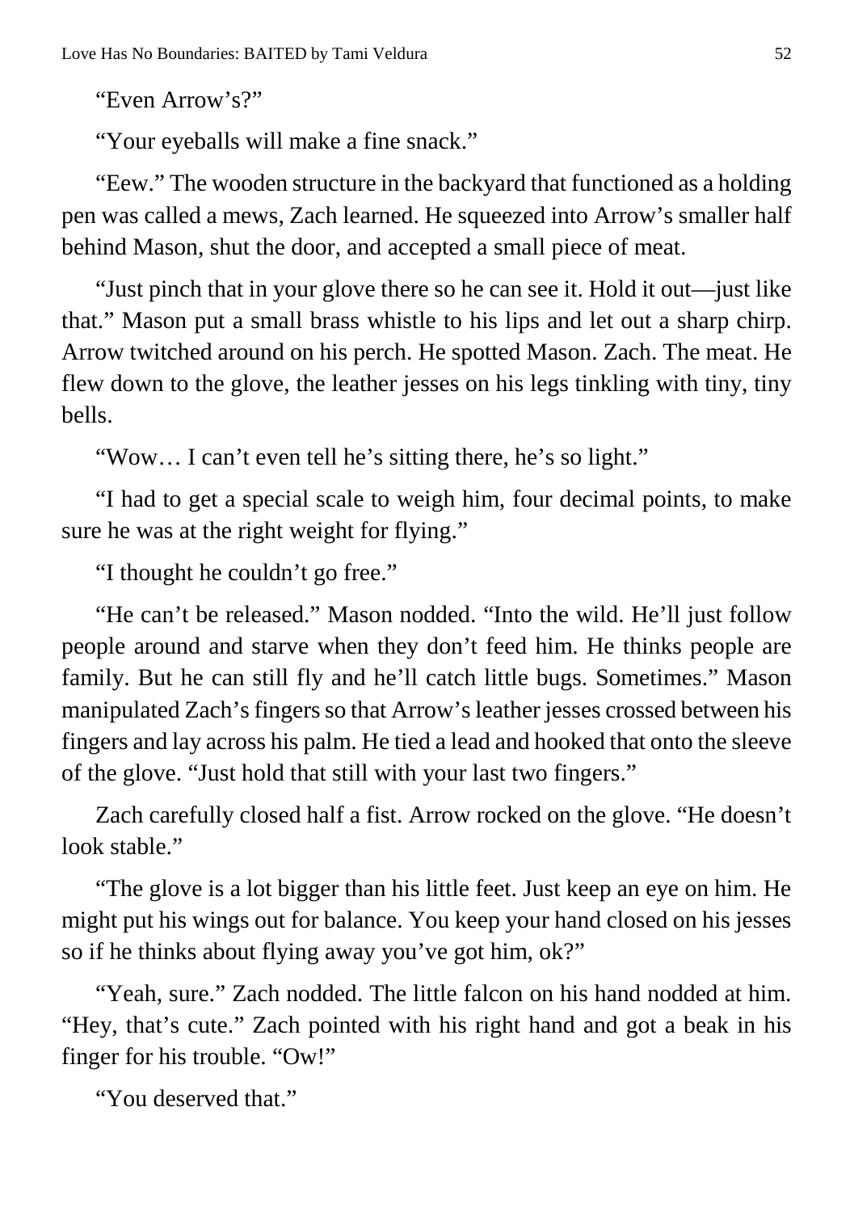"Even Arrow's?"

"Your eyeballs will make a fine snack."

"Eew." The wooden structure in the backyard that functioned as a holding pen was called a mews, Zach learned. He squeezed into Arrow's smaller half behind Mason, shut the door, and accepted a small piece of meat.

"Just pinch that in your glove there so he can see it. Hold it out—just like that." Mason put a small brass whistle to his lips and let out a sharp chirp. Arrow twitched around on his perch. He spotted Mason. Zach. The meat. He flew down to the glove, the leather jesses on his legs tinkling with tiny, tiny bells.

"Wow… I can't even tell he's sitting there, he's so light."

"I had to get a special scale to weigh him, four decimal points, to make sure he was at the right weight for flying."

"I thought he couldn't go free."

"He can't be released." Mason nodded. "Into the wild. He'll just follow people around and starve when they don't feed him. He thinks people are family. But he can still fly and he'll catch little bugs. Sometimes." Mason manipulated Zach's fingers so that Arrow's leather jesses crossed between his fingers and lay across his palm. He tied a lead and hooked that onto the sleeve of the glove. "Just hold that still with your last two fingers."

Zach carefully closed half a fist. Arrow rocked on the glove. "He doesn't look stable."

"The glove is a lot bigger than his little feet. Just keep an eye on him. He might put his wings out for balance. You keep your hand closed on his jesses so if he thinks about flying away you've got him, ok?"

"Yeah, sure." Zach nodded. The little falcon on his hand nodded at him. "Hey, that's cute." Zach pointed with his right hand and got a beak in his finger for his trouble. "Ow!"

"You deserved that."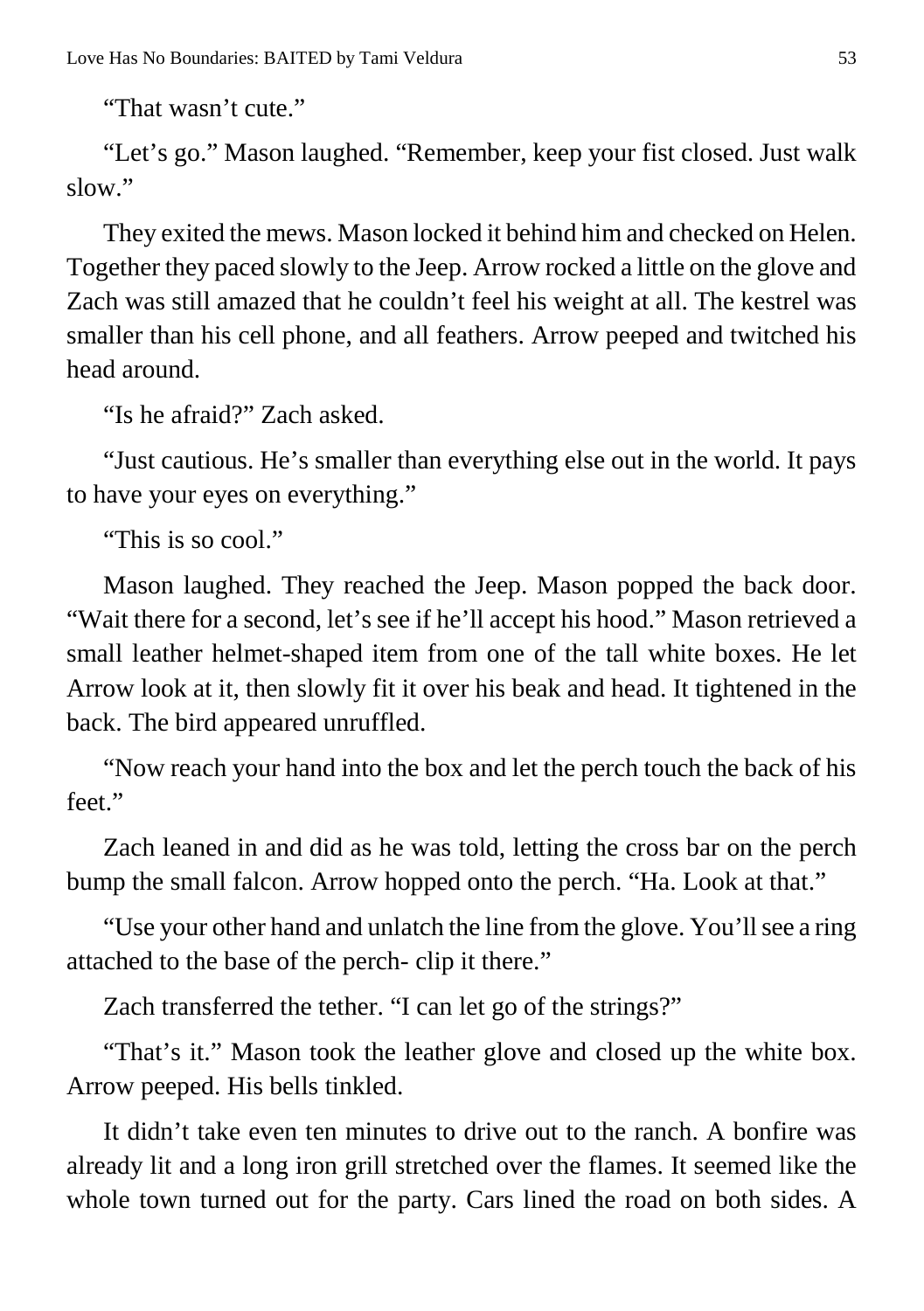"That wasn't cute."

"Let's go." Mason laughed. "Remember, keep your fist closed. Just walk slow."

They exited the mews. Mason locked it behind him and checked on Helen. Together they paced slowly to the Jeep. Arrow rocked a little on the glove and Zach was still amazed that he couldn't feel his weight at all. The kestrel was smaller than his cell phone, and all feathers. Arrow peeped and twitched his head around.

"Is he afraid?" Zach asked.

"Just cautious. He's smaller than everything else out in the world. It pays to have your eyes on everything."

"This is so cool."

Mason laughed. They reached the Jeep. Mason popped the back door. "Wait there for a second, let's see if he'll accept his hood." Mason retrieved a small leather helmet-shaped item from one of the tall white boxes. He let Arrow look at it, then slowly fit it over his beak and head. It tightened in the back. The bird appeared unruffled.

"Now reach your hand into the box and let the perch touch the back of his feet."

Zach leaned in and did as he was told, letting the cross bar on the perch bump the small falcon. Arrow hopped onto the perch. "Ha. Look at that."

"Use your other hand and unlatch the line from the glove. You'll see a ring attached to the base of the perch- clip it there."

Zach transferred the tether. "I can let go of the strings?"

"That's it." Mason took the leather glove and closed up the white box. Arrow peeped. His bells tinkled.

It didn't take even ten minutes to drive out to the ranch. A bonfire was already lit and a long iron grill stretched over the flames. It seemed like the whole town turned out for the party. Cars lined the road on both sides. A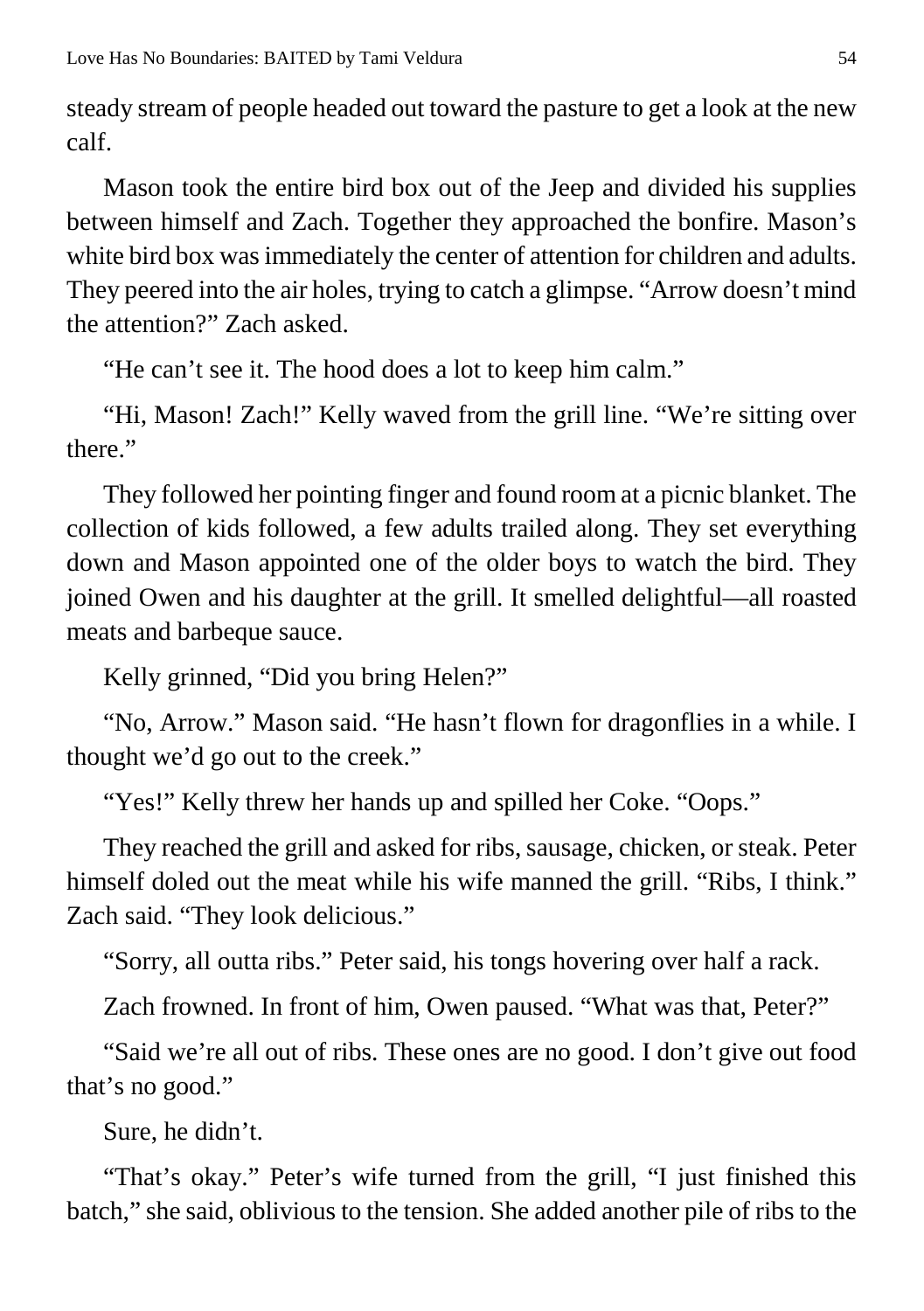steady stream of people headed out toward the pasture to get a look at the new calf.

Mason took the entire bird box out of the Jeep and divided his supplies between himself and Zach. Together they approached the bonfire. Mason's white bird box was immediately the center of attention for children and adults. They peered into the air holes, trying to catch a glimpse. "Arrow doesn't mind the attention?" Zach asked.

"He can't see it. The hood does a lot to keep him calm."

"Hi, Mason! Zach!" Kelly waved from the grill line. "We're sitting over there."

They followed her pointing finger and found room at a picnic blanket. The collection of kids followed, a few adults trailed along. They set everything down and Mason appointed one of the older boys to watch the bird. They joined Owen and his daughter at the grill. It smelled delightful—all roasted meats and barbeque sauce.

Kelly grinned, "Did you bring Helen?"

"No, Arrow." Mason said. "He hasn't flown for dragonflies in a while. I thought we'd go out to the creek."

"Yes!" Kelly threw her hands up and spilled her Coke. "Oops."

They reached the grill and asked for ribs, sausage, chicken, or steak. Peter himself doled out the meat while his wife manned the grill. "Ribs, I think." Zach said. "They look delicious."

"Sorry, all outta ribs." Peter said, his tongs hovering over half a rack.

Zach frowned. In front of him, Owen paused. "What was that, Peter?"

"Said we're all out of ribs. These ones are no good. I don't give out food that's no good."

Sure, he didn't.

"That's okay." Peter's wife turned from the grill, "I just finished this batch," she said, oblivious to the tension. She added another pile of ribs to the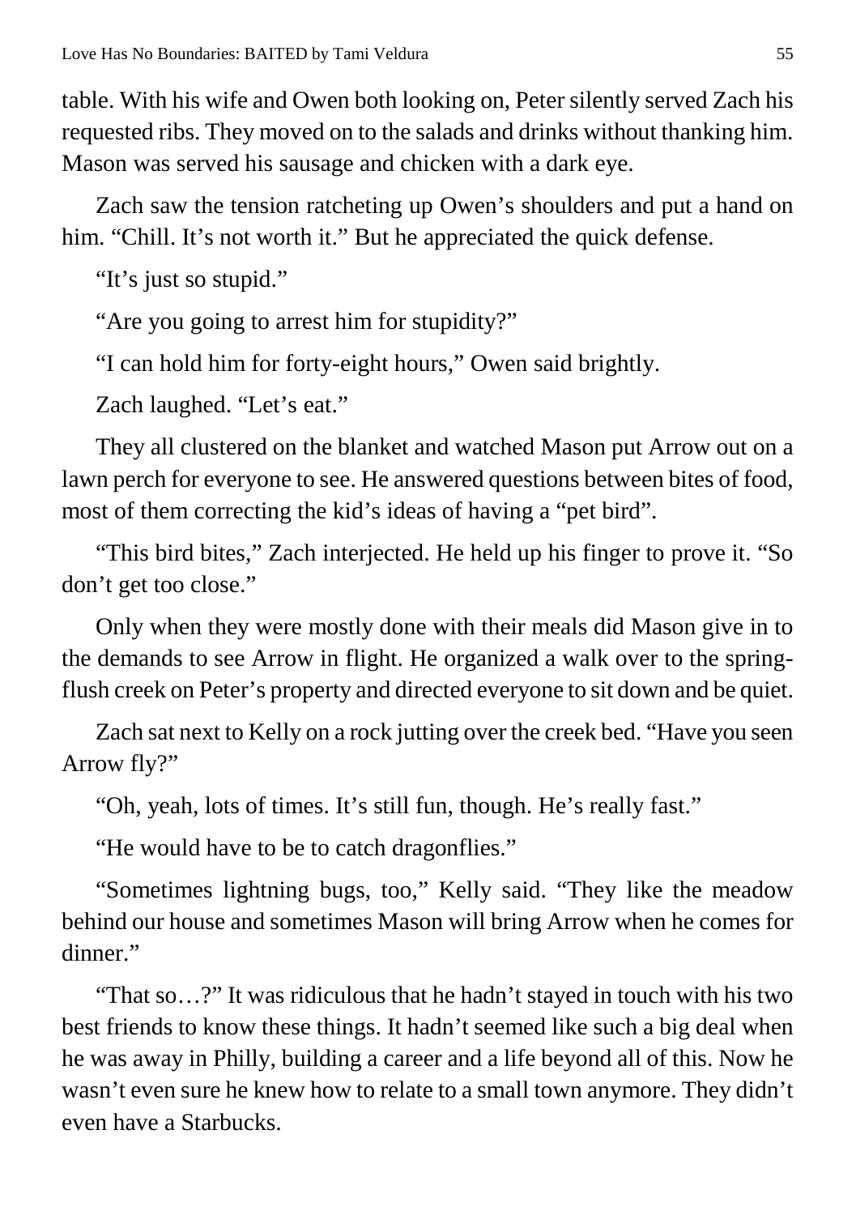table. With his wife and Owen both looking on, Peter silently served Zach his requested ribs. They moved on to the salads and drinks without thanking him. Mason was served his sausage and chicken with a dark eye.

Zach saw the tension ratcheting up Owen's shoulders and put a hand on him. "Chill. It's not worth it." But he appreciated the quick defense.

"It's just so stupid."

"Are you going to arrest him for stupidity?"

"I can hold him for forty-eight hours," Owen said brightly.

Zach laughed. "Let's eat."

They all clustered on the blanket and watched Mason put Arrow out on a lawn perch for everyone to see. He answered questions between bites of food, most of them correcting the kid's ideas of having a "pet bird".

"This bird bites," Zach interjected. He held up his finger to prove it. "So don't get too close."

Only when they were mostly done with their meals did Mason give in to the demands to see Arrow in flight. He organized a walk over to the spring-flush creek on Peter's property and directed everyone to sit down and be quiet.

Zach sat next to Kelly on a rock jutting over the creek bed. "Have you seen Arrow fly?"

"Oh, yeah, lots of times. It's still fun, though. He's really fast."

"He would have to be to catch dragonflies."

"Sometimes lightning bugs, too," Kelly said. "They like the meadow behind our house and sometimes Mason will bring Arrow when he comes for dinner."

"That so…?" It was ridiculous that he hadn't stayed in touch with his two best friends to know these things. It hadn't seemed like such a big deal when he was away in Philly, building a career and a life beyond all of this. Now he wasn't even sure he knew how to relate to a small town anymore. They didn't even have a Starbucks.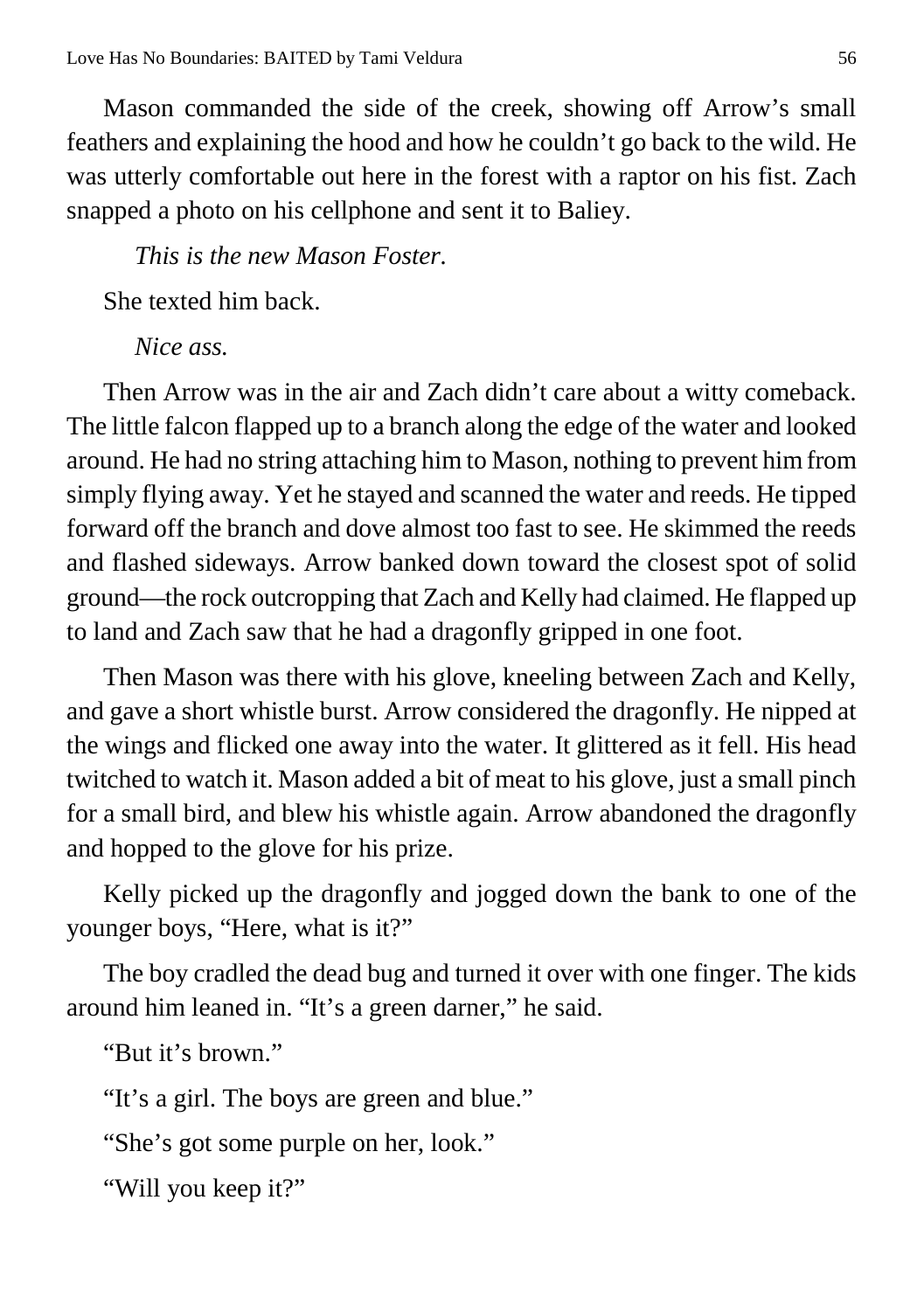Mason commanded the side of the creek, showing off Arrow's small feathers and explaining the hood and how he couldn't go back to the wild. He was utterly comfortable out here in the forest with a raptor on his fist. Zach snapped a photo on his cellphone and sent it to Baliey.

*This is the new Mason Foster.*

She texted him back.

*Nice ass.*

Then Arrow was in the air and Zach didn't care about a witty comeback. The little falcon flapped up to a branch along the edge of the water and looked around. He had no string attaching him to Mason, nothing to prevent him from simply flying away. Yet he stayed and scanned the water and reeds. He tipped forward off the branch and dove almost too fast to see. He skimmed the reeds and flashed sideways. Arrow banked down toward the closest spot of solid ground—the rock outcropping that Zach and Kelly had claimed. He flapped up to land and Zach saw that he had a dragonfly gripped in one foot.

Then Mason was there with his glove, kneeling between Zach and Kelly, and gave a short whistle burst. Arrow considered the dragonfly. He nipped at the wings and flicked one away into the water. It glittered as it fell. His head twitched to watch it. Mason added a bit of meat to his glove, just a small pinch for a small bird, and blew his whistle again. Arrow abandoned the dragonfly and hopped to the glove for his prize.

Kelly picked up the dragonfly and jogged down the bank to one of the younger boys, "Here, what is it?"

The boy cradled the dead bug and turned it over with one finger. The kids around him leaned in. "It's a green darner," he said.

"But it's brown."

"It's a girl. The boys are green and blue."

"She's got some purple on her, look."

"Will you keep it?"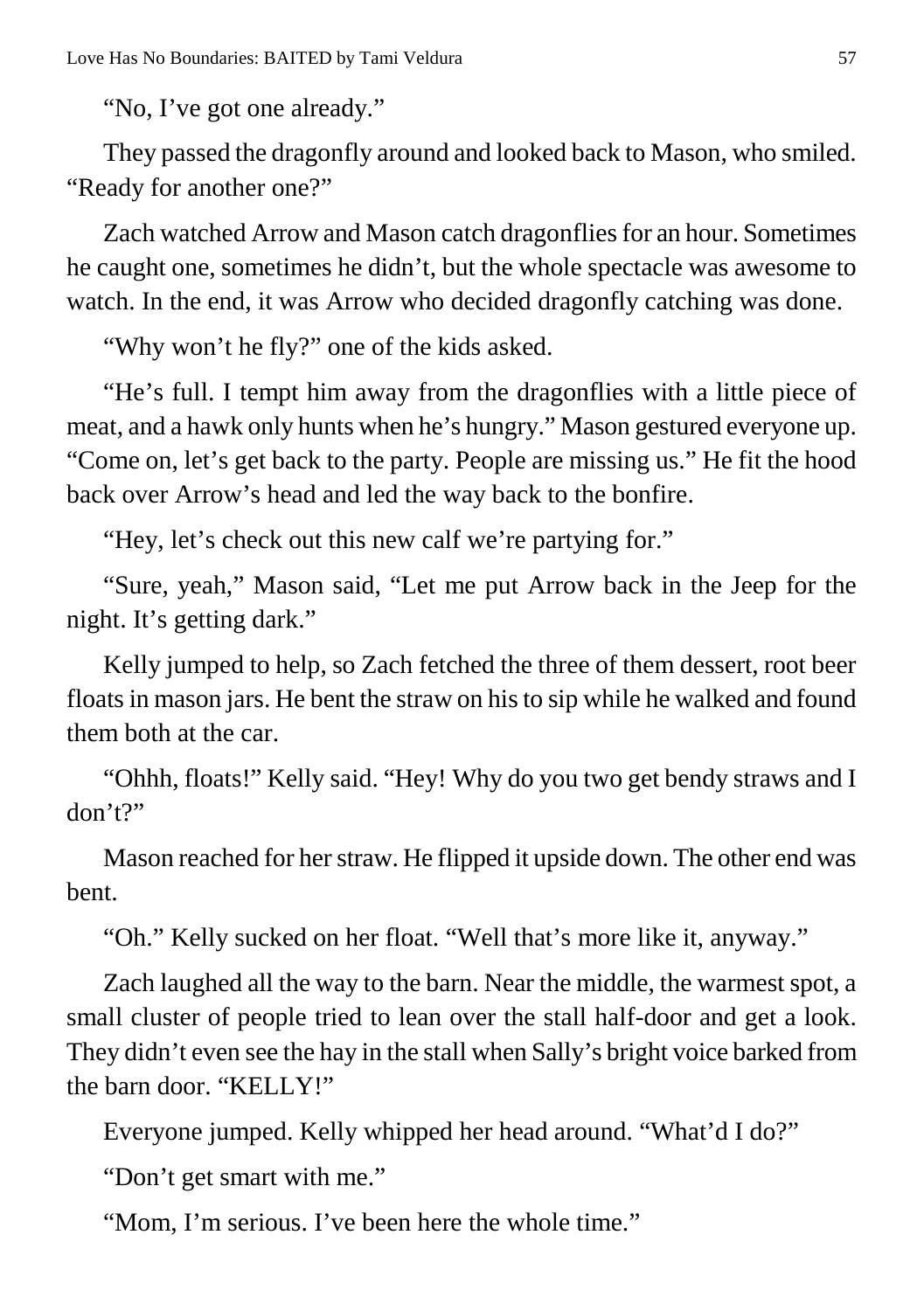"No, I've got one already."

They passed the dragonfly around and looked back to Mason, who smiled. "Ready for another one?"

Zach watched Arrow and Mason catch dragonflies for an hour. Sometimes he caught one, sometimes he didn't, but the whole spectacle was awesome to watch. In the end, it was Arrow who decided dragonfly catching was done.

"Why won't he fly?" one of the kids asked.

"He's full. I tempt him away from the dragonflies with a little piece of meat, and a hawk only hunts when he's hungry." Mason gestured everyone up. "Come on, let's get back to the party. People are missing us." He fit the hood back over Arrow's head and led the way back to the bonfire.

"Hey, let's check out this new calf we're partying for."

"Sure, yeah," Mason said, "Let me put Arrow back in the Jeep for the night. It's getting dark."

Kelly jumped to help, so Zach fetched the three of them dessert, root beer floats in mason jars. He bent the straw on his to sip while he walked and found them both at the car.

"Ohhh, floats!" Kelly said. "Hey! Why do you two get bendy straws and I don't?"

Mason reached for her straw. He flipped it upside down. The other end was bent.

"Oh." Kelly sucked on her float. "Well that's more like it, anyway."

Zach laughed all the way to the barn. Near the middle, the warmest spot, a small cluster of people tried to lean over the stall half-door and get a look. They didn't even see the hay in the stall when Sally's bright voice barked from the barn door. "KELLY!"

Everyone jumped. Kelly whipped her head around. "What'd I do?"

"Don't get smart with me."

"Mom, I'm serious. I've been here the whole time."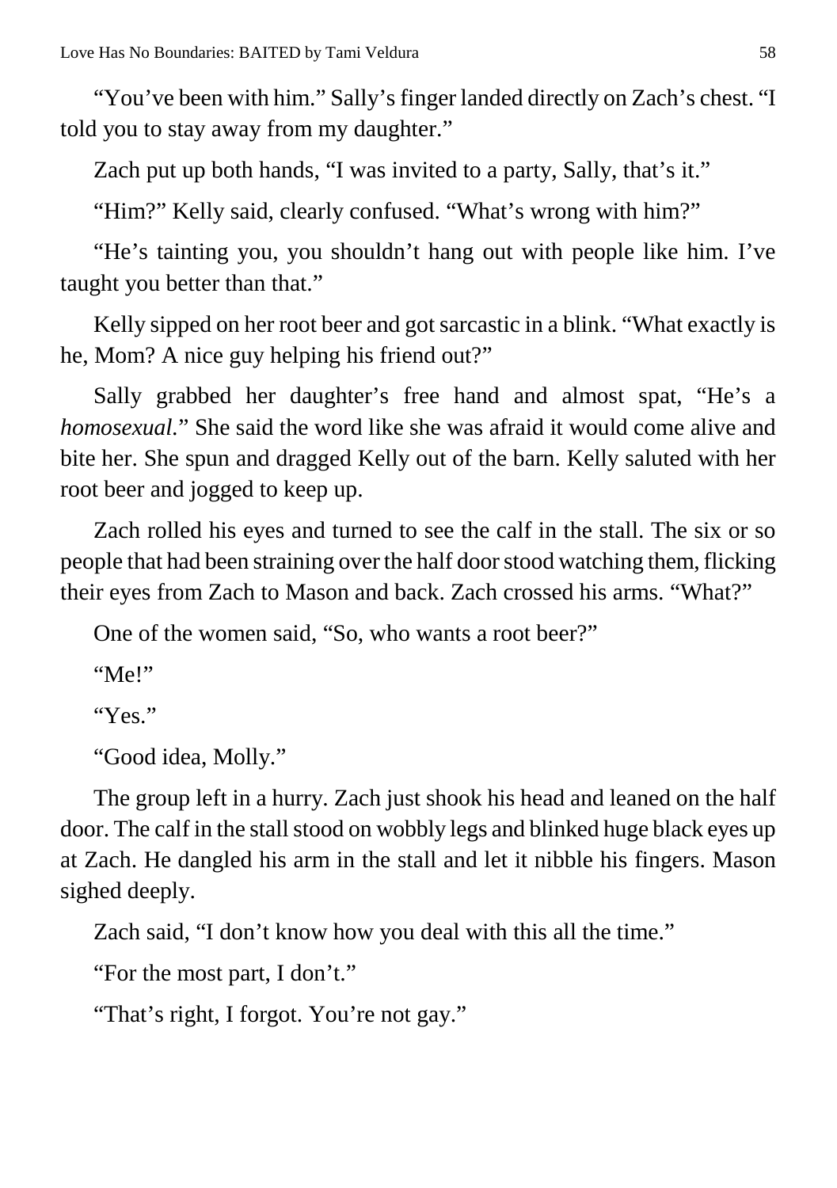“You’ve been with him.” Sally’s finger landed directly on Zach’s chest. “I told you to stay away from my daughter.”

Zach put up both hands, “I was invited to a party, Sally, that’s it.”

“Him?” Kelly said, clearly confused. “What’s wrong with him?”

“He’s tainting you, you shouldn’t hang out with people like him. I’ve taught you better than that.”

Kelly sipped on her root beer and got sarcastic in a blink. “What exactly is he, Mom? A nice guy helping his friend out?”

Sally grabbed her daughter’s free hand and almost spat, “He’s a *homosexual.*” She said the word like she was afraid it would come alive and bite her. She spun and dragged Kelly out of the barn. Kelly saluted with her root beer and jogged to keep up.

Zach rolled his eyes and turned to see the calf in the stall. The six or so people that had been straining over the half door stood watching them, flicking their eyes from Zach to Mason and back. Zach crossed his arms. “What?”

One of the women said, “So, who wants a root beer?”

“Me!”

“Yes.”

“Good idea, Molly.”

The group left in a hurry. Zach just shook his head and leaned on the half door. The calf in the stall stood on wobbly legs and blinked huge black eyes up at Zach. He dangled his arm in the stall and let it nibble his fingers. Mason sighed deeply.

Zach said, “I don’t know how you deal with this all the time.”

“For the most part, I don’t.”

“That’s right, I forgot. You’re not gay.”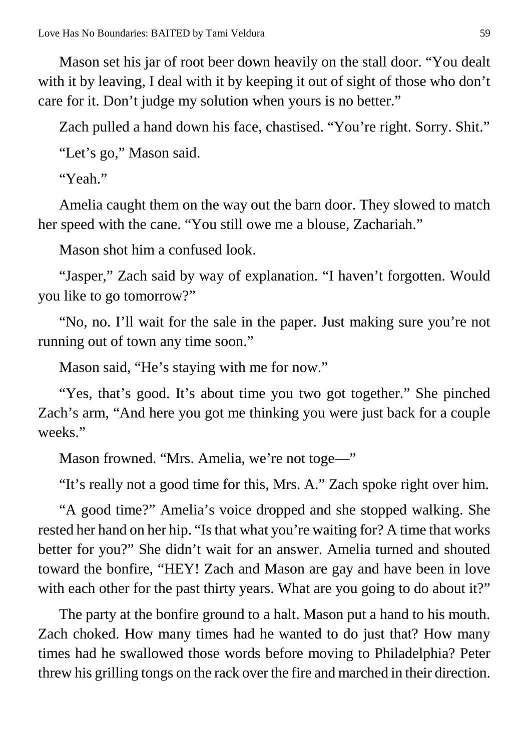Mason set his jar of root beer down heavily on the stall door. “You dealt with it by leaving, I deal with it by keeping it out of sight of those who don’t care for it. Don’t judge my solution when yours is no better.”

Zach pulled a hand down his face, chastised. “You’re right. Sorry. Shit.”

“Let’s go,” Mason said.

“Yeah.”

Amelia caught them on the way out the barn door. They slowed to match her speed with the cane. “You still owe me a blouse, Zachariah.”

Mason shot him a confused look.

“Jasper,” Zach said by way of explanation. “I haven’t forgotten. Would you like to go tomorrow?”

“No, no. I’ll wait for the sale in the paper. Just making sure you’re not running out of town any time soon.”

Mason said, “He’s staying with me for now.”

“Yes, that’s good. It’s about time you two got together.” She pinched Zach’s arm, “And here you got me thinking you were just back for a couple weeks.”

Mason frowned. “Mrs. Amelia, we’re not toge—”

“It’s really not a good time for this, Mrs. A.” Zach spoke right over him.

“A good time?” Amelia’s voice dropped and she stopped walking. She rested her hand on her hip. “Is that what you’re waiting for? A time that works better for you?” She didn’t wait for an answer. Amelia turned and shouted toward the bonfire, “HEY! Zach and Mason are gay and have been in love with each other for the past thirty years. What are you going to do about it?”

The party at the bonfire ground to a halt. Mason put a hand to his mouth. Zach choked. How many times had he wanted to do just that? How many times had he swallowed those words before moving to Philadelphia? Peter threw his grilling tongs on the rack over the fire and marched in their direction.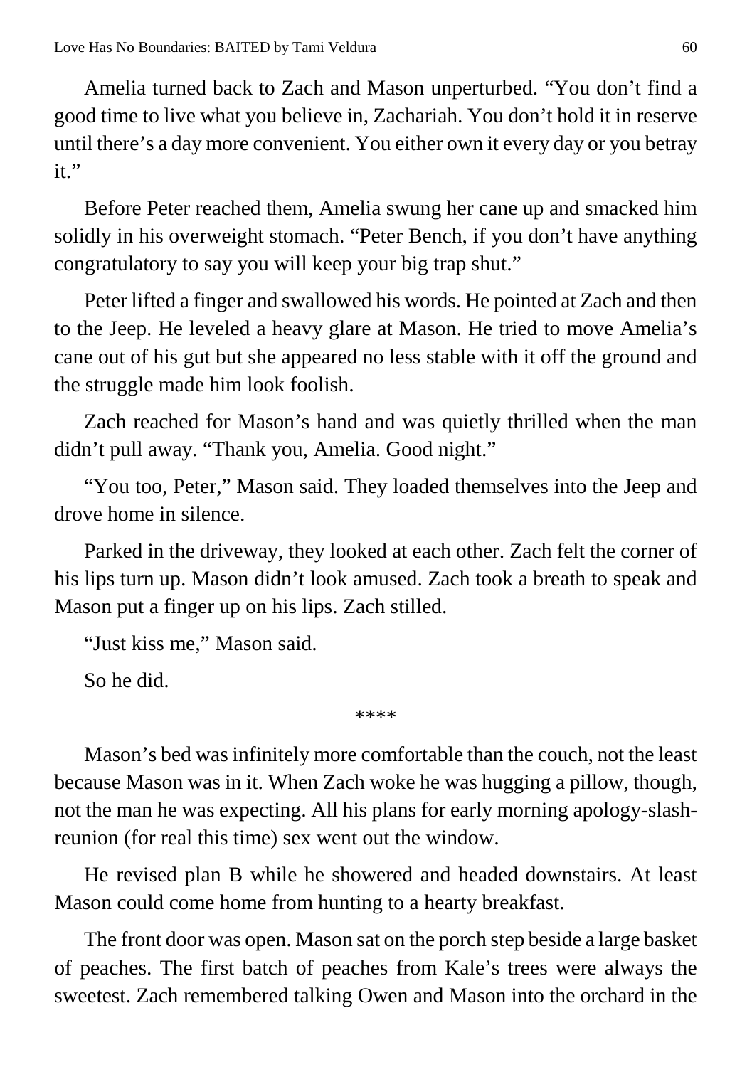Amelia turned back to Zach and Mason unperturbed. “You don’t find a good time to live what you believe in, Zachariah. You don’t hold it in reserve until there’s a day more convenient. You either own it every day or you betray it.”

Before Peter reached them, Amelia swung her cane up and smacked him solidly in his overweight stomach. “Peter Bench, if you don’t have anything congratulatory to say you will keep your big trap shut.”

Peter lifted a finger and swallowed his words. He pointed at Zach and then to the Jeep. He leveled a heavy glare at Mason. He tried to move Amelia’s cane out of his gut but she appeared no less stable with it off the ground and the struggle made him look foolish.

Zach reached for Mason’s hand and was quietly thrilled when the man didn’t pull away. “Thank you, Amelia. Good night.”

“You too, Peter,” Mason said. They loaded themselves into the Jeep and drove home in silence.

Parked in the driveway, they looked at each other. Zach felt the corner of his lips turn up. Mason didn’t look amused. Zach took a breath to speak and Mason put a finger up on his lips. Zach stilled.

“Just kiss me,” Mason said.

So he did.

****

Mason’s bed was infinitely more comfortable than the couch, not the least because Mason was in it. When Zach woke he was hugging a pillow, though, not the man he was expecting. All his plans for early morning apology-slash-reunion (for real this time) sex went out the window.

He revised plan B while he showered and headed downstairs. At least Mason could come home from hunting to a hearty breakfast.

The front door was open. Mason sat on the porch step beside a large basket of peaches. The first batch of peaches from Kale’s trees were always the sweetest. Zach remembered talking Owen and Mason into the orchard in the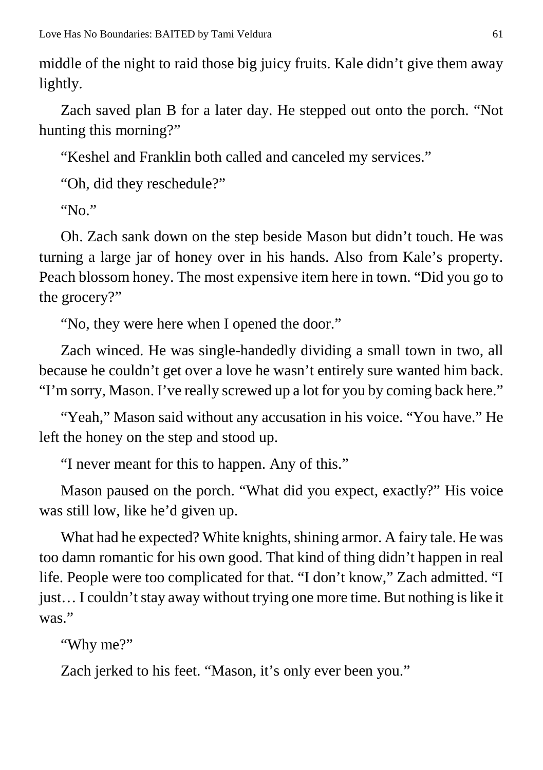middle of the night to raid those big juicy fruits. Kale didn’t give them away lightly.

Zach saved plan B for a later day. He stepped out onto the porch. “Not hunting this morning?”

“Keshel and Franklin both called and canceled my services.”

“Oh, did they reschedule?”

“No.”

Oh. Zach sank down on the step beside Mason but didn’t touch. He was turning a large jar of honey over in his hands. Also from Kale’s property. Peach blossom honey. The most expensive item here in town. “Did you go to the grocery?”

“No, they were here when I opened the door.”

Zach winced. He was single-handedly dividing a small town in two, all because he couldn’t get over a love he wasn’t entirely sure wanted him back. “I’m sorry, Mason. I’ve really screwed up a lot for you by coming back here.”

“Yeah,” Mason said without any accusation in his voice. “You have.” He left the honey on the step and stood up.

“I never meant for this to happen. Any of this.”

Mason paused on the porch. “What did you expect, exactly?” His voice was still low, like he’d given up.

What had he expected? White knights, shining armor. A fairy tale. He was too damn romantic for his own good. That kind of thing didn’t happen in real life. People were too complicated for that. “I don’t know,” Zach admitted. “I just… I couldn’t stay away without trying one more time. But nothing is like it was.”

“Why me?”

Zach jerked to his feet. “Mason, it’s only ever been you.”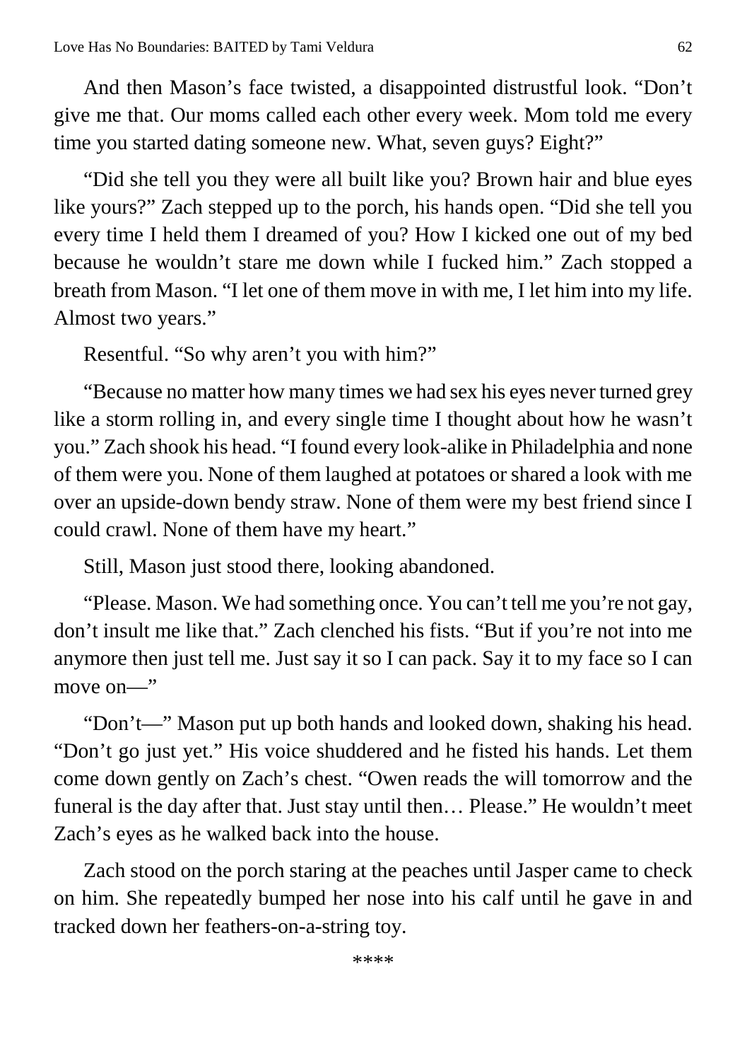And then Mason's face twisted, a disappointed distrustful look. "Don't give me that. Our moms called each other every week. Mom told me every time you started dating someone new. What, seven guys? Eight?"

"Did she tell you they were all built like you? Brown hair and blue eyes like yours?" Zach stepped up to the porch, his hands open. "Did she tell you every time I held them I dreamed of you? How I kicked one out of my bed because he wouldn't stare me down while I fucked him." Zach stopped a breath from Mason. "I let one of them move in with me, I let him into my life. Almost two years."

Resentful. "So why aren't you with him?"

"Because no matter how many times we had sex his eyes never turned grey like a storm rolling in, and every single time I thought about how he wasn't you." Zach shook his head. "I found every look-alike in Philadelphia and none of them were you. None of them laughed at potatoes or shared a look with me over an upside-down bendy straw. None of them were my best friend since I could crawl. None of them have my heart."

Still, Mason just stood there, looking abandoned.

"Please. Mason. We had something once. You can't tell me you're not gay, don't insult me like that." Zach clenched his fists. "But if you're not into me anymore then just tell me. Just say it so I can pack. Say it to my face so I can move on—"

"Don't—" Mason put up both hands and looked down, shaking his head. "Don't go just yet." His voice shuddered and he fisted his hands. Let them come down gently on Zach's chest. "Owen reads the will tomorrow and the funeral is the day after that. Just stay until then… Please." He wouldn't meet Zach's eyes as he walked back into the house.

Zach stood on the porch staring at the peaches until Jasper came to check on him. She repeatedly bumped her nose into his calf until he gave in and tracked down her feathers-on-a-string toy.

\*\*\*\*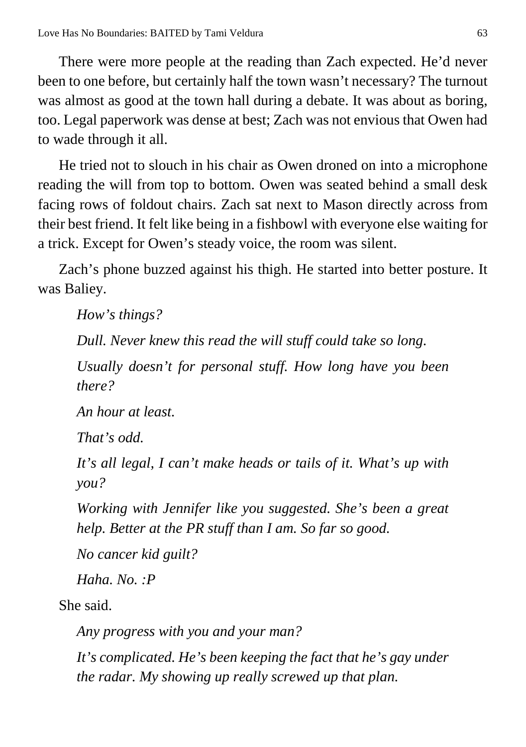There were more people at the reading than Zach expected. He'd never been to one before, but certainly half the town wasn't necessary? The turnout was almost as good at the town hall during a debate. It was about as boring, too. Legal paperwork was dense at best; Zach was not envious that Owen had to wade through it all.

He tried not to slouch in his chair as Owen droned on into a microphone reading the will from top to bottom. Owen was seated behind a small desk facing rows of foldout chairs. Zach sat next to Mason directly across from their best friend. It felt like being in a fishbowl with everyone else waiting for a trick. Except for Owen's steady voice, the room was silent.

Zach's phone buzzed against his thigh. He started into better posture. It was Baliey.

*How's things?*

*Dull. Never knew this read the will stuff could take so long.*

*Usually doesn't for personal stuff. How long have you been there?*

*An hour at least.*

*That's odd.*

*It's all legal, I can't make heads or tails of it. What's up with you?*

*Working with Jennifer like you suggested. She's been a great help. Better at the PR stuff than I am. So far so good.*

*No cancer kid guilt?*

*Haha. No. :P*

She said.

*Any progress with you and your man?*

*It's complicated. He's been keeping the fact that he's gay under the radar. My showing up really screwed up that plan.*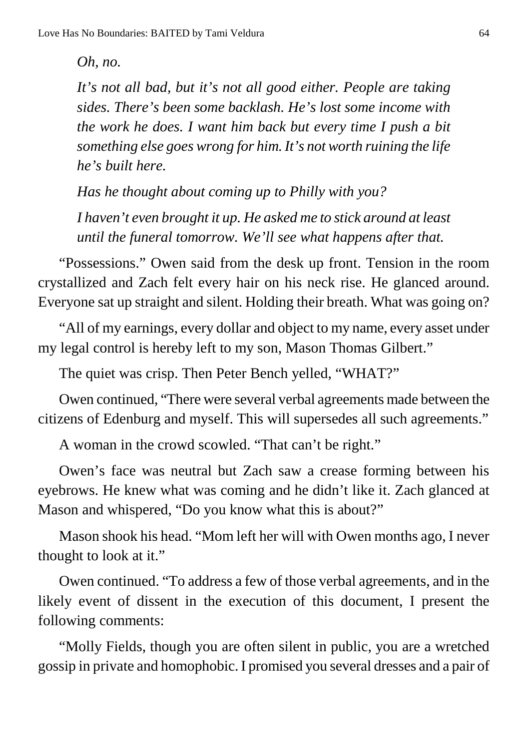*Oh, no.*

*It's not all bad, but it's not all good either. People are taking sides. There's been some backlash. He's lost some income with the work he does. I want him back but every time I push a bit something else goes wrong for him. It's not worth ruining the life he's built here.*

*Has he thought about coming up to Philly with you?*

*I haven't even brought it up. He asked me to stick around at least until the funeral tomorrow. We'll see what happens after that.*

"Possessions." Owen said from the desk up front. Tension in the room crystallized and Zach felt every hair on his neck rise. He glanced around. Everyone sat up straight and silent. Holding their breath. What was going on?

"All of my earnings, every dollar and object to my name, every asset under my legal control is hereby left to my son, Mason Thomas Gilbert."

The quiet was crisp. Then Peter Bench yelled, "WHAT?"

Owen continued, "There were several verbal agreements made between the citizens of Edenburg and myself. This will supersedes all such agreements."

A woman in the crowd scowled. "That can't be right."

Owen's face was neutral but Zach saw a crease forming between his eyebrows. He knew what was coming and he didn't like it. Zach glanced at Mason and whispered, "Do you know what this is about?"

Mason shook his head. "Mom left her will with Owen months ago, I never thought to look at it."

Owen continued. "To address a few of those verbal agreements, and in the likely event of dissent in the execution of this document, I present the following comments:

"Molly Fields, though you are often silent in public, you are a wretched gossip in private and homophobic. I promised you several dresses and a pair of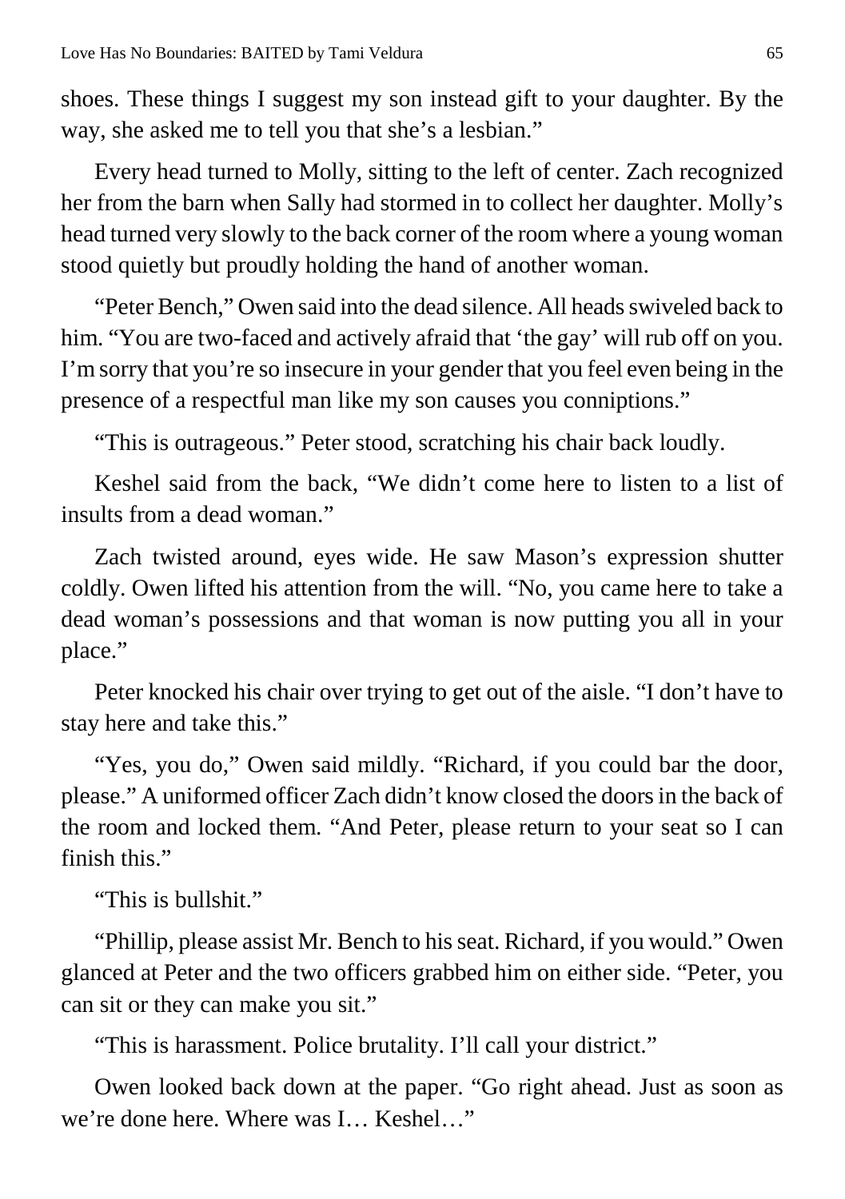shoes. These things I suggest my son instead gift to your daughter. By the way, she asked me to tell you that she's a lesbian."

Every head turned to Molly, sitting to the left of center. Zach recognized her from the barn when Sally had stormed in to collect her daughter. Molly's head turned very slowly to the back corner of the room where a young woman stood quietly but proudly holding the hand of another woman.

"Peter Bench," Owen said into the dead silence. All heads swiveled back to him. "You are two-faced and actively afraid that 'the gay' will rub off on you. I'm sorry that you're so insecure in your gender that you feel even being in the presence of a respectful man like my son causes you conniptions."

"This is outrageous." Peter stood, scratching his chair back loudly.

Keshel said from the back, "We didn't come here to listen to a list of insults from a dead woman."

Zach twisted around, eyes wide. He saw Mason's expression shutter coldly. Owen lifted his attention from the will. "No, you came here to take a dead woman's possessions and that woman is now putting you all in your place."

Peter knocked his chair over trying to get out of the aisle. "I don't have to stay here and take this."

"Yes, you do," Owen said mildly. "Richard, if you could bar the door, please." A uniformed officer Zach didn't know closed the doors in the back of the room and locked them. "And Peter, please return to your seat so I can finish this."

"This is bullshit."

"Phillip, please assist Mr. Bench to his seat. Richard, if you would." Owen glanced at Peter and the two officers grabbed him on either side. "Peter, you can sit or they can make you sit."

"This is harassment. Police brutality. I'll call your district."

Owen looked back down at the paper. "Go right ahead. Just as soon as we're done here. Where was I… Keshel…"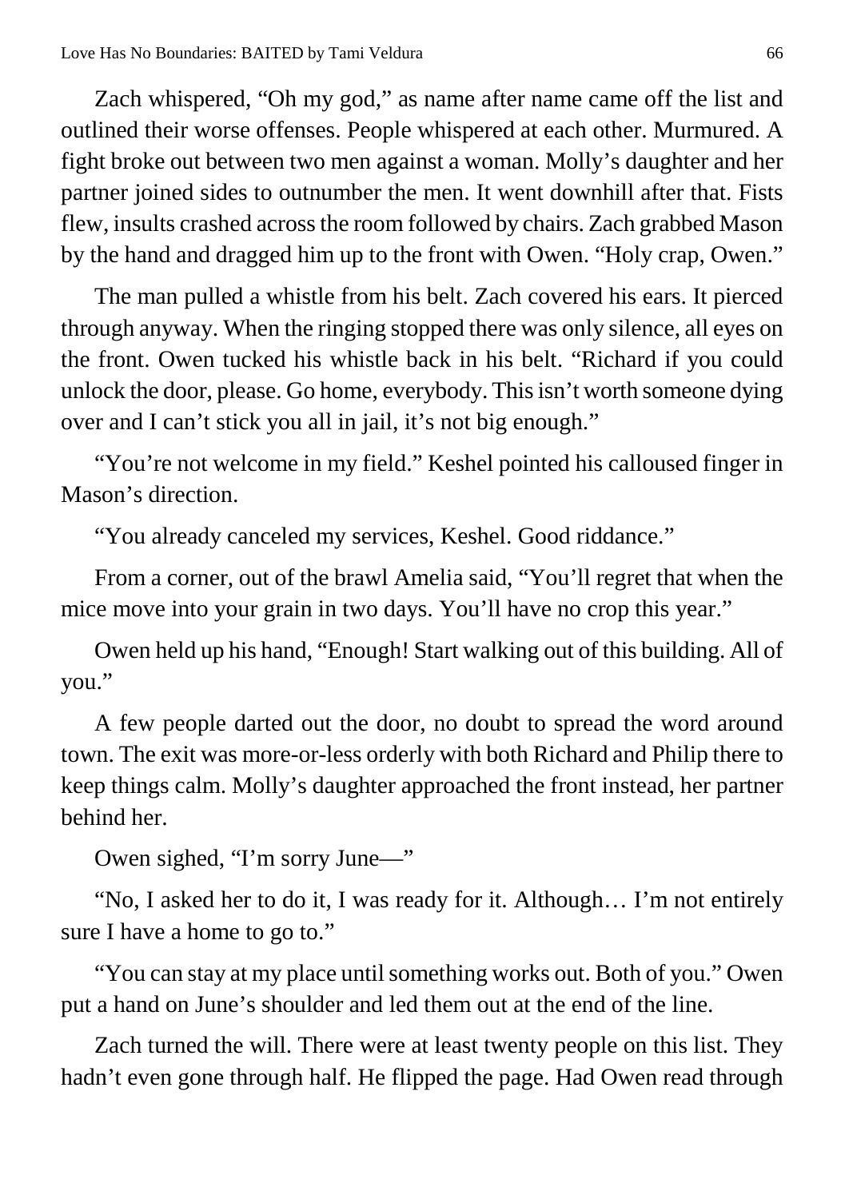Zach whispered, "Oh my god," as name after name came off the list and outlined their worse offenses. People whispered at each other. Murmured. A fight broke out between two men against a woman. Molly's daughter and her partner joined sides to outnumber the men. It went downhill after that. Fists flew, insults crashed across the room followed by chairs. Zach grabbed Mason by the hand and dragged him up to the front with Owen. "Holy crap, Owen."

The man pulled a whistle from his belt. Zach covered his ears. It pierced through anyway. When the ringing stopped there was only silence, all eyes on the front. Owen tucked his whistle back in his belt. "Richard if you could unlock the door, please. Go home, everybody. This isn't worth someone dying over and I can't stick you all in jail, it's not big enough."

"You're not welcome in my field." Keshel pointed his calloused finger in Mason's direction.

"You already canceled my services, Keshel. Good riddance."

From a corner, out of the brawl Amelia said, "You'll regret that when the mice move into your grain in two days. You'll have no crop this year."

Owen held up his hand, "Enough! Start walking out of this building. All of you."

A few people darted out the door, no doubt to spread the word around town. The exit was more-or-less orderly with both Richard and Philip there to keep things calm. Molly's daughter approached the front instead, her partner behind her.

Owen sighed, "I'm sorry June—"

"No, I asked her to do it, I was ready for it. Although… I'm not entirely sure I have a home to go to."

"You can stay at my place until something works out. Both of you." Owen put a hand on June's shoulder and led them out at the end of the line.

Zach turned the will. There were at least twenty people on this list. They hadn't even gone through half. He flipped the page. Had Owen read through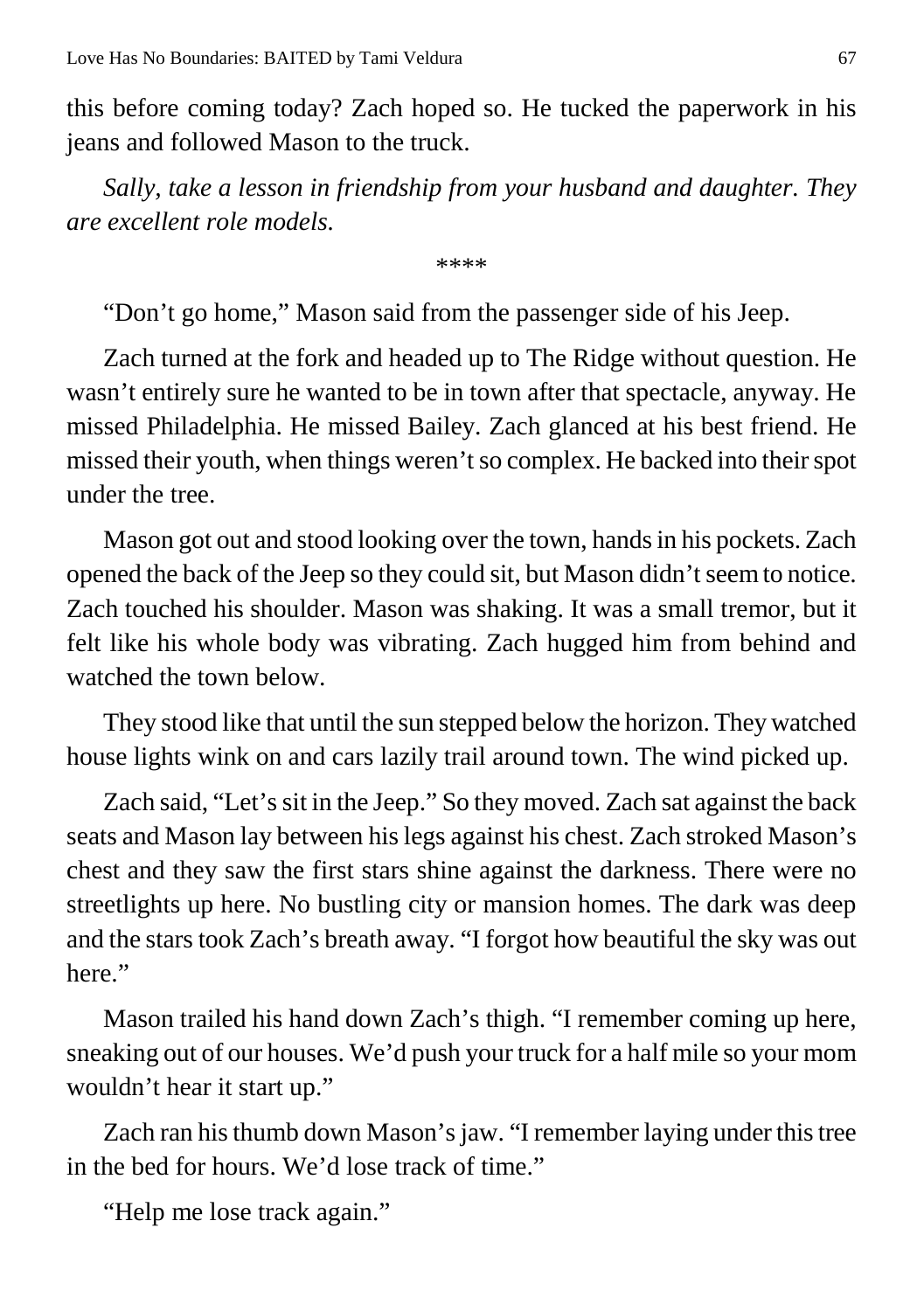this before coming today? Zach hoped so. He tucked the paperwork in his jeans and followed Mason to the truck.

*Sally, take a lesson in friendship from your husband and daughter. They are excellent role models.*

****

"Don't go home," Mason said from the passenger side of his Jeep.

Zach turned at the fork and headed up to The Ridge without question. He wasn't entirely sure he wanted to be in town after that spectacle, anyway. He missed Philadelphia. He missed Bailey. Zach glanced at his best friend. He missed their youth, when things weren't so complex. He backed into their spot under the tree.

Mason got out and stood looking over the town, hands in his pockets. Zach opened the back of the Jeep so they could sit, but Mason didn't seem to notice. Zach touched his shoulder. Mason was shaking. It was a small tremor, but it felt like his whole body was vibrating. Zach hugged him from behind and watched the town below.

They stood like that until the sun stepped below the horizon. They watched house lights wink on and cars lazily trail around town. The wind picked up.

Zach said, "Let's sit in the Jeep." So they moved. Zach sat against the back seats and Mason lay between his legs against his chest. Zach stroked Mason's chest and they saw the first stars shine against the darkness. There were no streetlights up here. No bustling city or mansion homes. The dark was deep and the stars took Zach's breath away. "I forgot how beautiful the sky was out here."

Mason trailed his hand down Zach's thigh. "I remember coming up here, sneaking out of our houses. We'd push your truck for a half mile so your mom wouldn't hear it start up."

Zach ran his thumb down Mason's jaw. "I remember laying under this tree in the bed for hours. We'd lose track of time."

"Help me lose track again."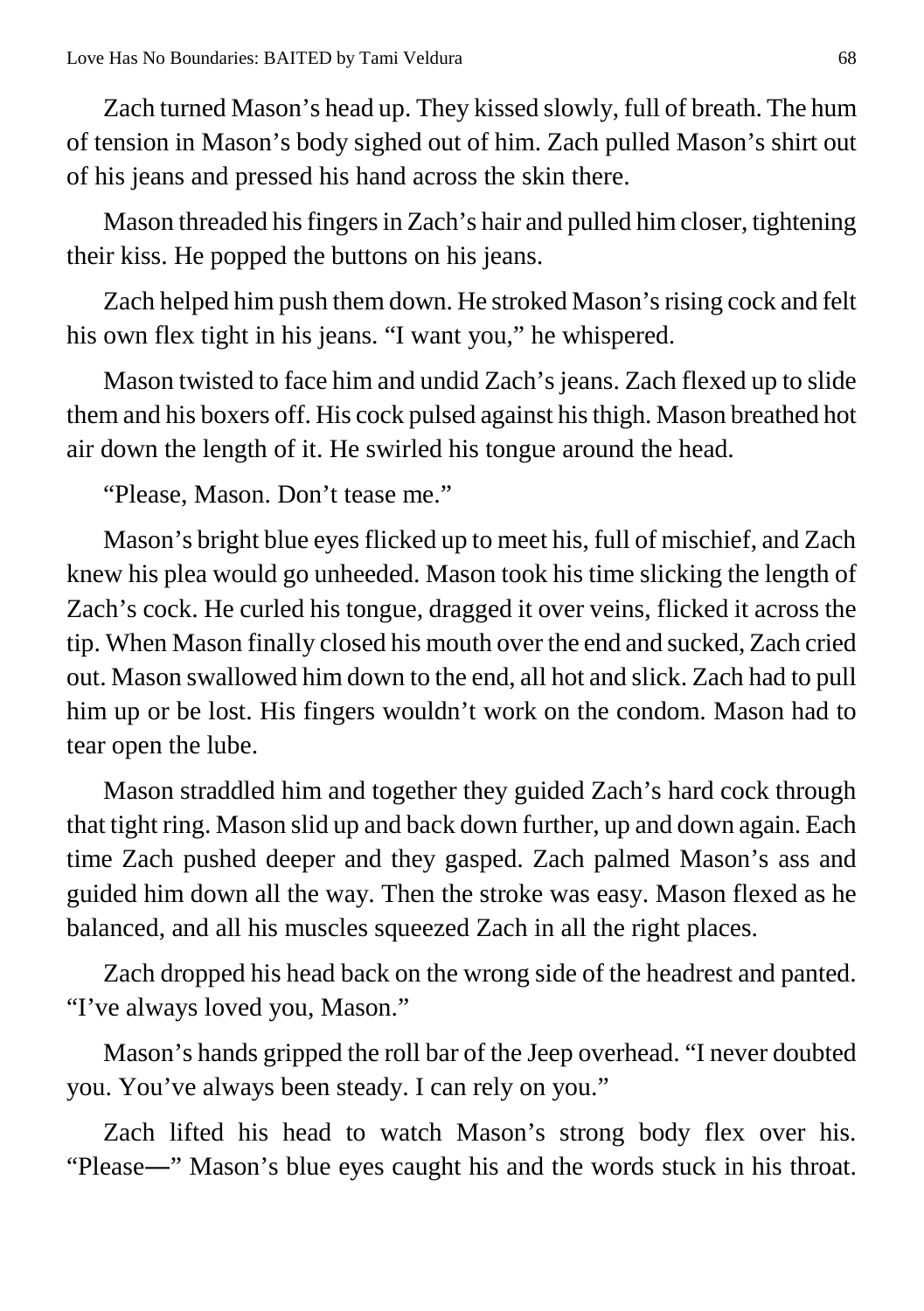Zach turned Mason's head up. They kissed slowly, full of breath. The hum of tension in Mason's body sighed out of him. Zach pulled Mason's shirt out of his jeans and pressed his hand across the skin there.

Mason threaded his fingers in Zach's hair and pulled him closer, tightening their kiss. He popped the buttons on his jeans.

Zach helped him push them down. He stroked Mason's rising cock and felt his own flex tight in his jeans. "I want you," he whispered.

Mason twisted to face him and undid Zach's jeans. Zach flexed up to slide them and his boxers off. His cock pulsed against his thigh. Mason breathed hot air down the length of it. He swirled his tongue around the head.

"Please, Mason. Don't tease me."

Mason's bright blue eyes flicked up to meet his, full of mischief, and Zach knew his plea would go unheeded. Mason took his time slicking the length of Zach's cock. He curled his tongue, dragged it over veins, flicked it across the tip. When Mason finally closed his mouth over the end and sucked, Zach cried out. Mason swallowed him down to the end, all hot and slick. Zach had to pull him up or be lost. His fingers wouldn't work on the condom. Mason had to tear open the lube.

Mason straddled him and together they guided Zach's hard cock through that tight ring. Mason slid up and back down further, up and down again. Each time Zach pushed deeper and they gasped. Zach palmed Mason's ass and guided him down all the way. Then the stroke was easy. Mason flexed as he balanced, and all his muscles squeezed Zach in all the right places.

Zach dropped his head back on the wrong side of the headrest and panted. "I've always loved you, Mason."

Mason's hands gripped the roll bar of the Jeep overhead. "I never doubted you. You've always been steady. I can rely on you."

Zach lifted his head to watch Mason's strong body flex over his. "Please—" Mason's blue eyes caught his and the words stuck in his throat.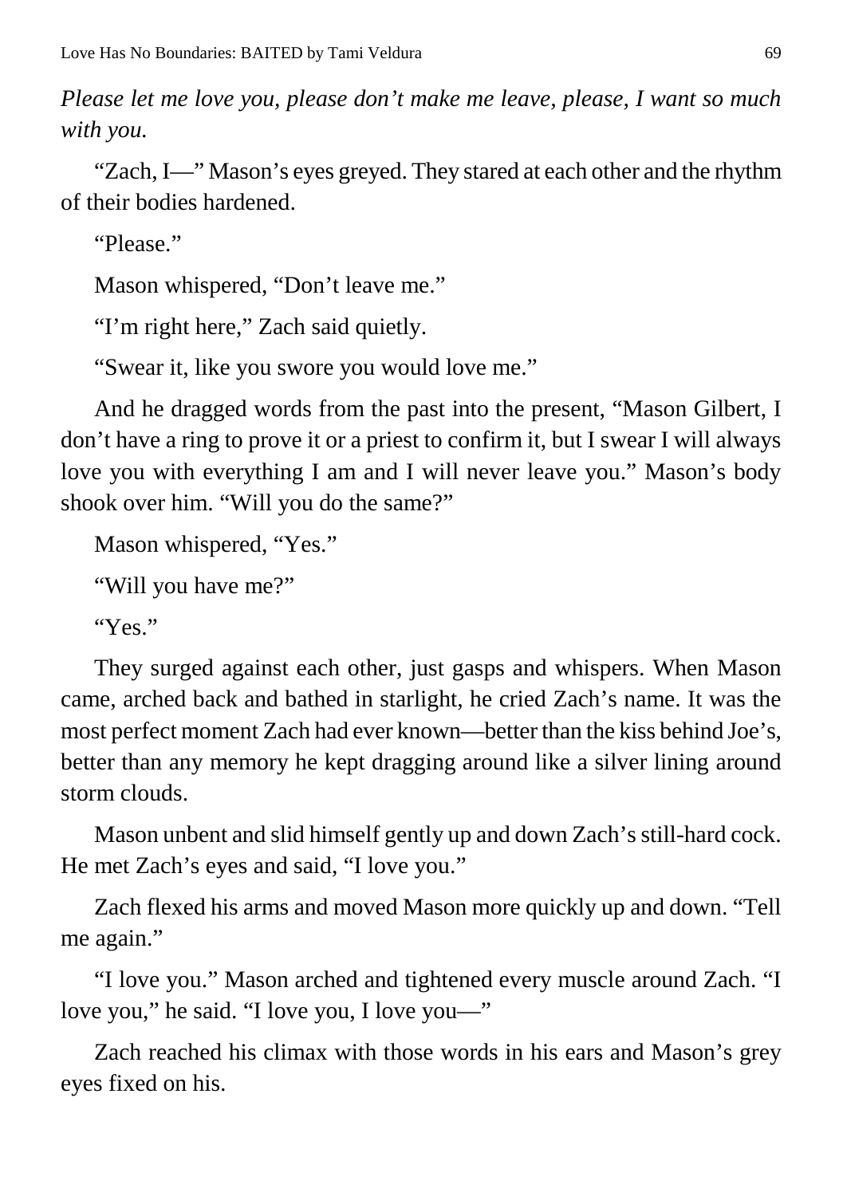*Please let me love you, please don't make me leave, please, I want so much with you.*

"Zach, I—" Mason's eyes greyed. They stared at each other and the rhythm of their bodies hardened.

"Please."

Mason whispered, "Don't leave me."

"I'm right here," Zach said quietly.

"Swear it, like you swore you would love me."

And he dragged words from the past into the present, "Mason Gilbert, I don't have a ring to prove it or a priest to confirm it, but I swear I will always love you with everything I am and I will never leave you." Mason's body shook over him. "Will you do the same?"

Mason whispered, "Yes."

"Will you have me?"

"Yes."

They surged against each other, just gasps and whispers. When Mason came, arched back and bathed in starlight, he cried Zach's name. It was the most perfect moment Zach had ever known—better than the kiss behind Joe's, better than any memory he kept dragging around like a silver lining around storm clouds.

Mason unbent and slid himself gently up and down Zach's still-hard cock. He met Zach's eyes and said, "I love you."

Zach flexed his arms and moved Mason more quickly up and down. "Tell me again."

"I love you." Mason arched and tightened every muscle around Zach. "I love you," he said. "I love you, I love you—"

Zach reached his climax with those words in his ears and Mason's grey eyes fixed on his.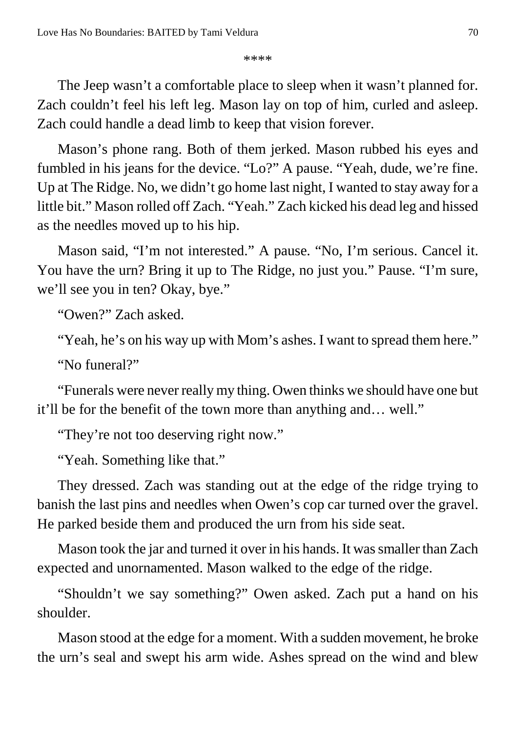****

The Jeep wasn't a comfortable place to sleep when it wasn't planned for. Zach couldn't feel his left leg. Mason lay on top of him, curled and asleep. Zach could handle a dead limb to keep that vision forever.

Mason's phone rang. Both of them jerked. Mason rubbed his eyes and fumbled in his jeans for the device. "Lo?" A pause. "Yeah, dude, we're fine. Up at The Ridge. No, we didn't go home last night, I wanted to stay away for a little bit." Mason rolled off Zach. "Yeah." Zach kicked his dead leg and hissed as the needles moved up to his hip.

Mason said, "I'm not interested." A pause. "No, I'm serious. Cancel it. You have the urn? Bring it up to The Ridge, no just you." Pause. "I'm sure, we'll see you in ten? Okay, bye."

"Owen?" Zach asked.

"Yeah, he's on his way up with Mom's ashes. I want to spread them here."

"No funeral?"

"Funerals were never really my thing. Owen thinks we should have one but it'll be for the benefit of the town more than anything and… well."

"They're not too deserving right now."

"Yeah. Something like that."

They dressed. Zach was standing out at the edge of the ridge trying to banish the last pins and needles when Owen's cop car turned over the gravel. He parked beside them and produced the urn from his side seat.

Mason took the jar and turned it over in his hands. It was smaller than Zach expected and unornamented. Mason walked to the edge of the ridge.

"Shouldn't we say something?" Owen asked. Zach put a hand on his shoulder.

Mason stood at the edge for a moment. With a sudden movement, he broke the urn's seal and swept his arm wide. Ashes spread on the wind and blew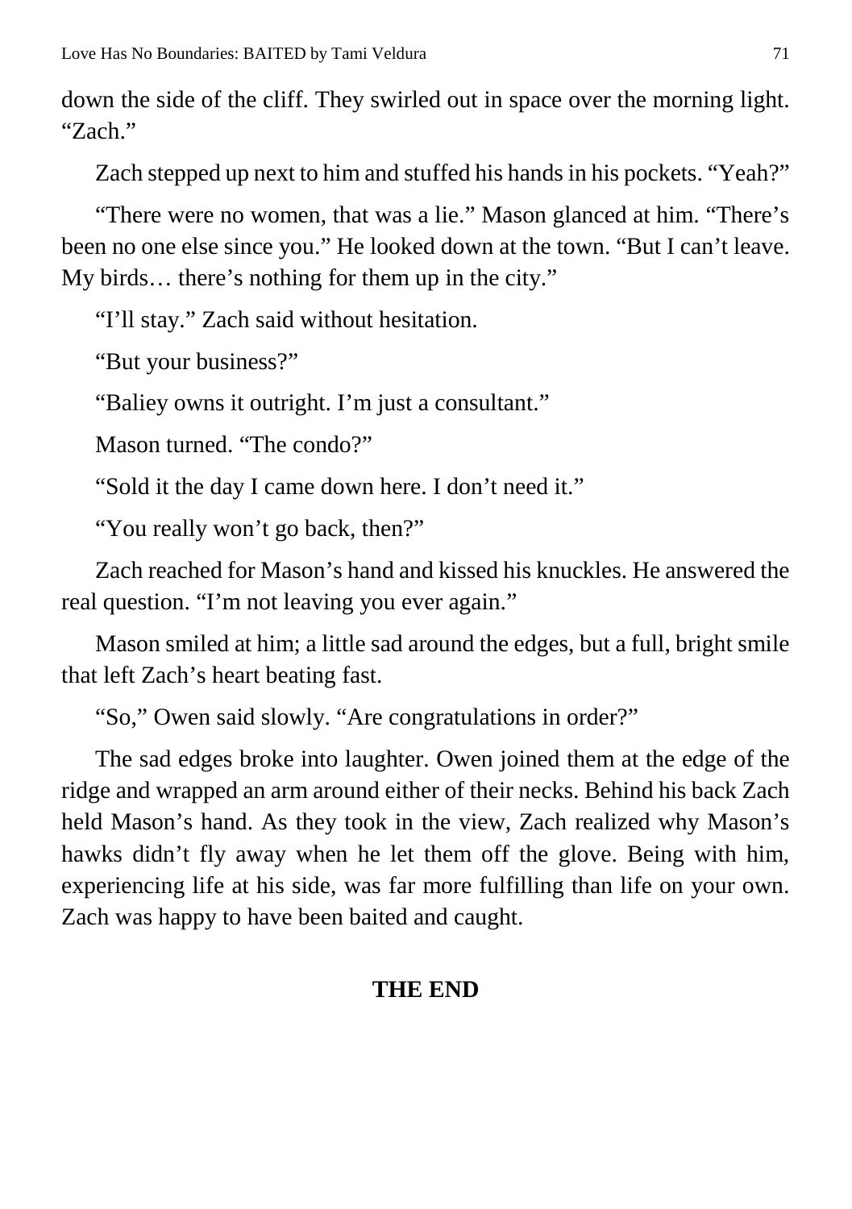down the side of the cliff. They swirled out in space over the morning light. “Zach.”

Zach stepped up next to him and stuffed his hands in his pockets. “Yeah?”

“There were no women, that was a lie.” Mason glanced at him. “There’s been no one else since you.” He looked down at the town. “But I can’t leave. My birds… there’s nothing for them up in the city.”

“I’ll stay.” Zach said without hesitation.

“But your business?”

“Baliey owns it outright. I’m just a consultant.”

Mason turned. “The condo?”

“Sold it the day I came down here. I don’t need it.”

“You really won’t go back, then?”

Zach reached for Mason’s hand and kissed his knuckles. He answered the real question. “I’m not leaving you ever again.”

Mason smiled at him; a little sad around the edges, but a full, bright smile that left Zach’s heart beating fast.

“So,” Owen said slowly. “Are congratulations in order?”

The sad edges broke into laughter. Owen joined them at the edge of the ridge and wrapped an arm around either of their necks. Behind his back Zach held Mason’s hand. As they took in the view, Zach realized why Mason’s hawks didn’t fly away when he let them off the glove. Being with him, experiencing life at his side, was far more fulfilling than life on your own. Zach was happy to have been baited and caught.

**THE END**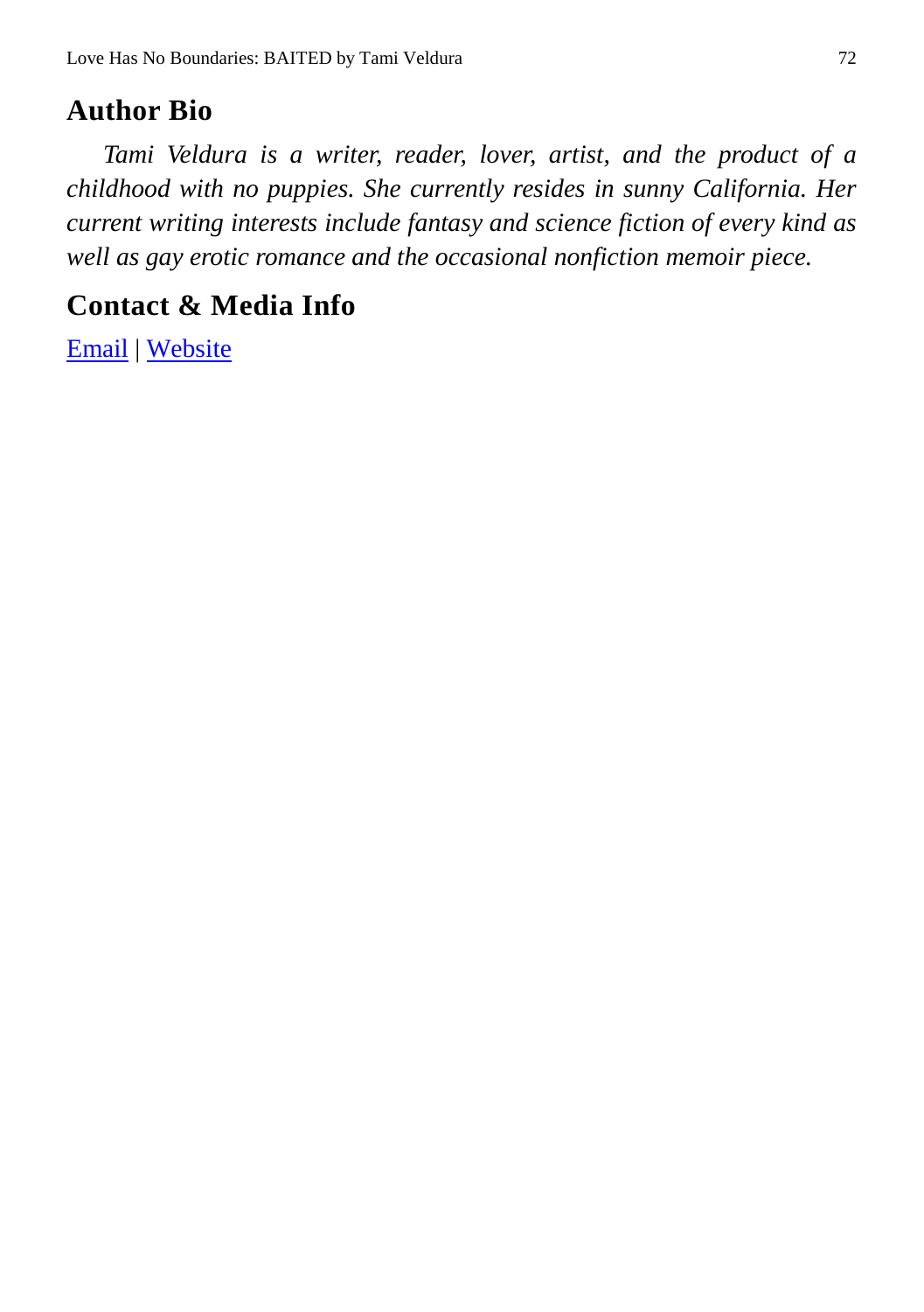## Author Bio

*Tami Veldura is a writer, reader, lover, artist, and the product of a childhood with no puppies. She currently resides in sunny California. Her current writing interests include fantasy and science fiction of every kind as well as gay erotic romance and the occasional nonfiction memoir piece.*

## Contact & Media Info

Email | Website